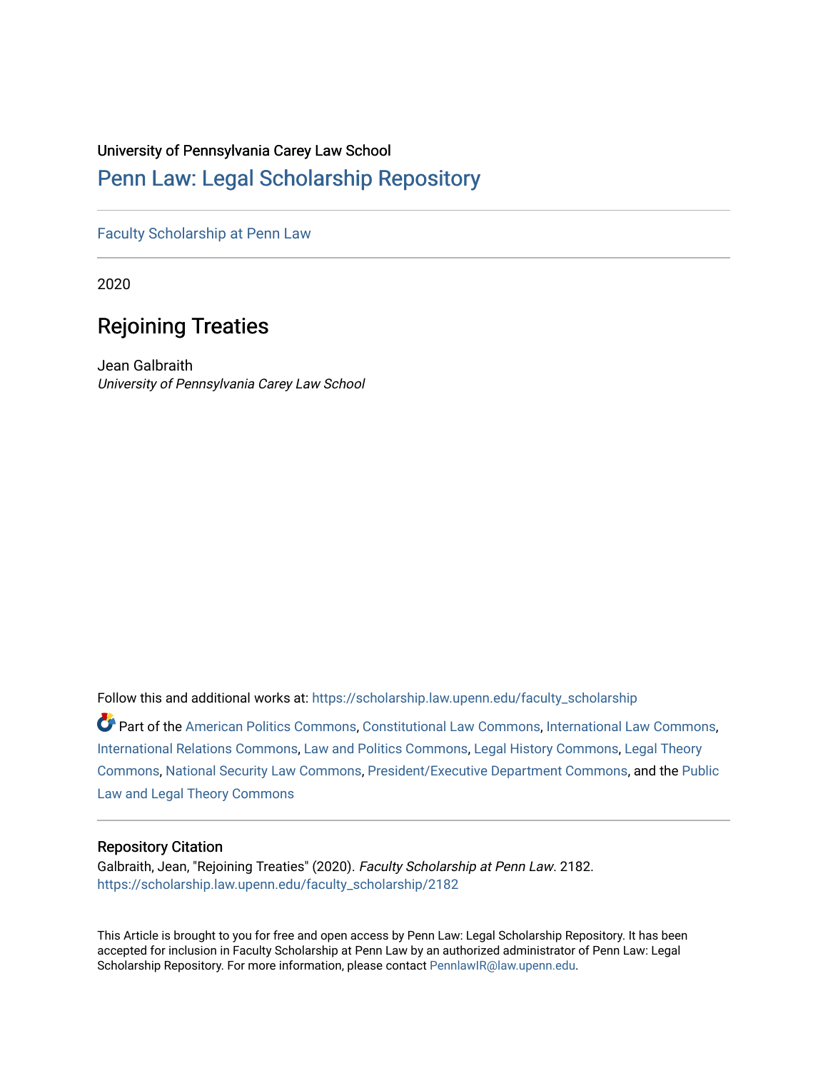University of Pennsylvania Carey Law School

# Penn Law: Legal Scholarship Repository

Faculty Scholarship at Penn Law

2020

## Rejoining Treaties

Jean Galbraith

*University of Pennsylvania Carey Law School*

Follow this and additional works at: https://scholarship.law.upenn.edu/faculty_scholarship

Part of the American Politics Commons, Constitutional Law Commons, International Law Commons, International Relations Commons, Law and Politics Commons, Legal History Commons, Legal Theory Commons, National Security Law Commons, President/Executive Department Commons, and the Public Law and Legal Theory Commons

### Repository Citation

Galbraith, Jean, "Rejoining Treaties" (2020). *Faculty Scholarship at Penn Law*. 2182.
https://scholarship.law.upenn.edu/faculty_scholarship/2182

This Article is brought to you for free and open access by Penn Law: Legal Scholarship Repository. It has been accepted for inclusion in Faculty Scholarship at Penn Law by an authorized administrator of Penn Law: Legal Scholarship Repository. For more information, please contact PennlawIR@law.upenn.edu.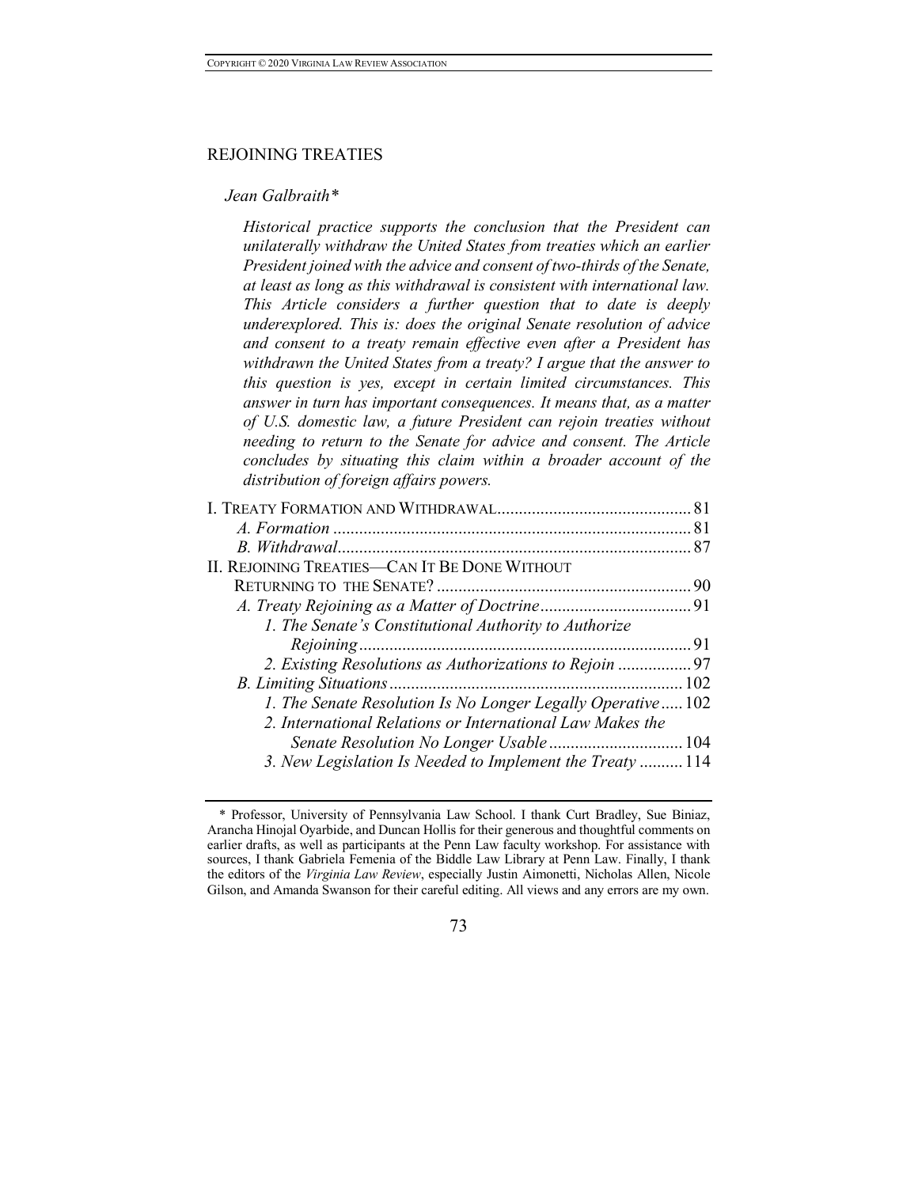# REJOINING TREATIES

*Jean Galbraith\**

*Historical practice supports the conclusion that the President can unilaterally withdraw the United States from treaties which an earlier President joined with the advice and consent of two-thirds of the Senate, at least as long as this withdrawal is consistent with international law. This Article considers a further question that to date is deeply underexplored. This is: does the original Senate resolution of advice and consent to a treaty remain effective even after a President has withdrawn the United States from a treaty? I argue that the answer to this question is yes, except in certain limited circumstances. This answer in turn has important consequences. It means that, as a matter of U.S. domestic law, a future President can rejoin treaties without needing to return to the Senate for advice and consent. The Article concludes by situating this claim within a broader account of the distribution of foreign affairs powers.*

I. TREATY FORMATION AND WITHDRAWAL .......... 81
*A. Formation* .......... 81
*B. Withdrawal* .......... 87
II. REJOINING TREATIES—CAN IT BE DONE WITHOUT RETURNING TO THE SENATE? .......... 90
*A. Treaty Rejoining as a Matter of Doctrine* .......... 91
*1. The Senate's Constitutional Authority to Authorize Rejoining* .......... 91
*2. Existing Resolutions as Authorizations to Rejoin* .......... 97
*B. Limiting Situations* .......... 102
*1. The Senate Resolution Is No Longer Legally Operative* .......... 102
*2. International Relations or International Law Makes the Senate Resolution No Longer Usable* .......... 104
*3. New Legislation Is Needed to Implement the Treaty* .......... 114

\* Professor, University of Pennsylvania Law School. I thank Curt Bradley, Sue Biniaz, Arancha Hinojal Oyarbide, and Duncan Hollis for their generous and thoughtful comments on earlier drafts, as well as participants at the Penn Law faculty workshop. For assistance with sources, I thank Gabriela Femenia of the Biddle Law Library at Penn Law. Finally, I thank the editors of the *Virginia Law Review*, especially Justin Aimonetti, Nicholas Allen, Nicole Gilson, and Amanda Swanson for their careful editing. All views and any errors are my own.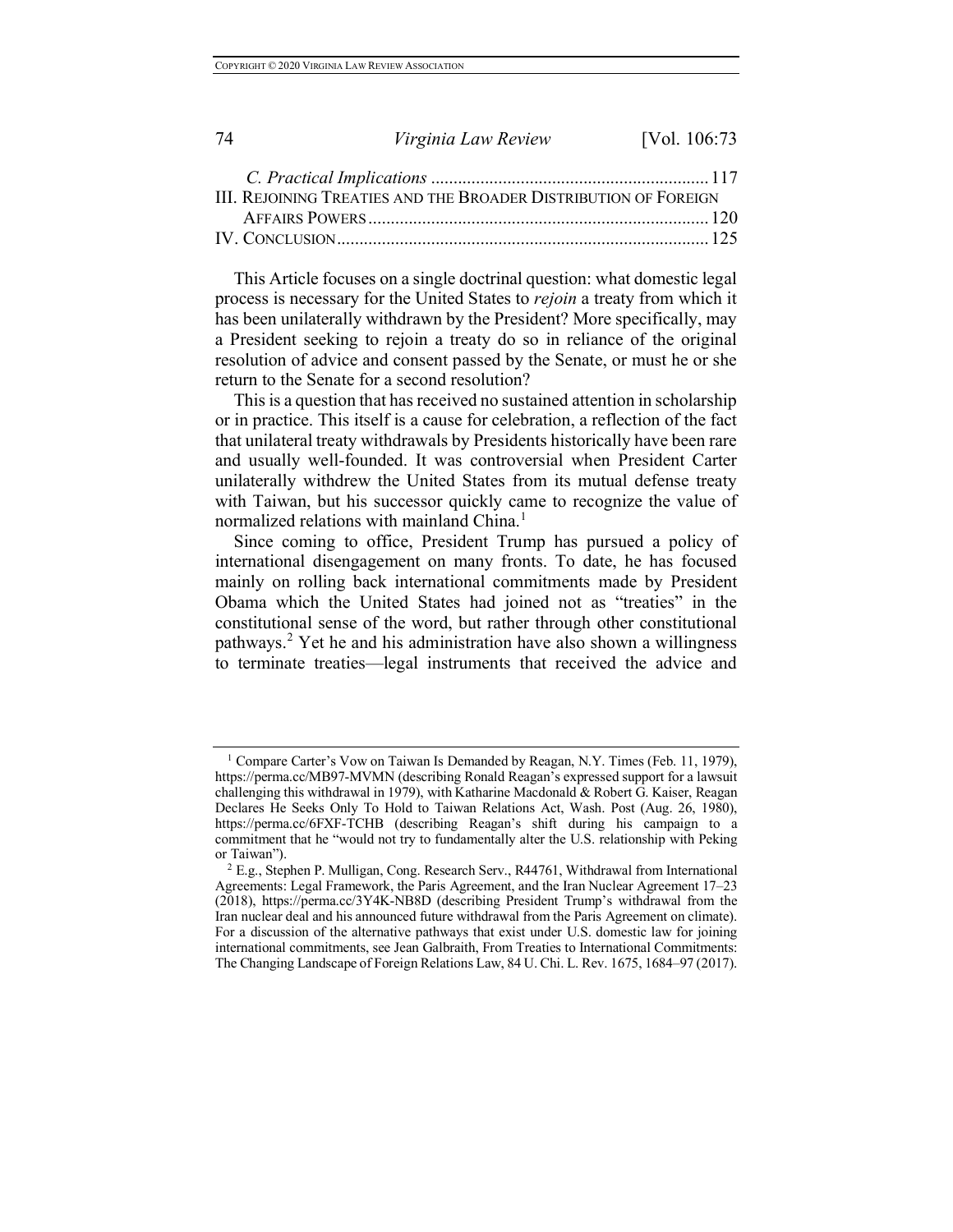*C. Practical Implications* ............................................................ 117

III. REJOINING TREATIES AND THE BROADER DISTRIBUTION OF FOREIGN AFFAIRS POWERS ........................................................................... 120

IV. CONCLUSION .................................................................................. 125

This Article focuses on a single doctrinal question: what domestic legal process is necessary for the United States to *rejoin* a treaty from which it has been unilaterally withdrawn by the President? More specifically, may a President seeking to rejoin a treaty do so in reliance of the original resolution of advice and consent passed by the Senate, or must he or she return to the Senate for a second resolution?

This is a question that has received no sustained attention in scholarship or in practice. This itself is a cause for celebration, a reflection of the fact that unilateral treaty withdrawals by Presidents historically have been rare and usually well-founded. It was controversial when President Carter unilaterally withdrew the United States from its mutual defense treaty with Taiwan, but his successor quickly came to recognize the value of normalized relations with mainland China.[1]

Since coming to office, President Trump has pursued a policy of international disengagement on many fronts. To date, he has focused mainly on rolling back international commitments made by President Obama which the United States had joined not as "treaties" in the constitutional sense of the word, but rather through other constitutional pathways.[2] Yet he and his administration have also shown a willingness to terminate treaties—legal instruments that received the advice and

---

[1] Compare Carter's Vow on Taiwan Is Demanded by Reagan, N.Y. Times (Feb. 11, 1979), https://perma.cc/MB97-MVMN (describing Ronald Reagan's expressed support for a lawsuit challenging this withdrawal in 1979), with Katharine Macdonald & Robert G. Kaiser, Reagan Declares He Seeks Only To Hold to Taiwan Relations Act, Wash. Post (Aug. 26, 1980), https://perma.cc/6FXF-TCHB (describing Reagan's shift during his campaign to a commitment that he "would not try to fundamentally alter the U.S. relationship with Peking or Taiwan").

[2] E.g., Stephen P. Mulligan, Cong. Research Serv., R44761, Withdrawal from International Agreements: Legal Framework, the Paris Agreement, and the Iran Nuclear Agreement 17–23 (2018), https://perma.cc/3Y4K-NB8D (describing President Trump's withdrawal from the Iran nuclear deal and his announced future withdrawal from the Paris Agreement on climate). For a discussion of the alternative pathways that exist under U.S. domestic law for joining international commitments, see Jean Galbraith, From Treaties to International Commitments: The Changing Landscape of Foreign Relations Law, 84 U. Chi. L. Rev. 1675, 1684–97 (2017).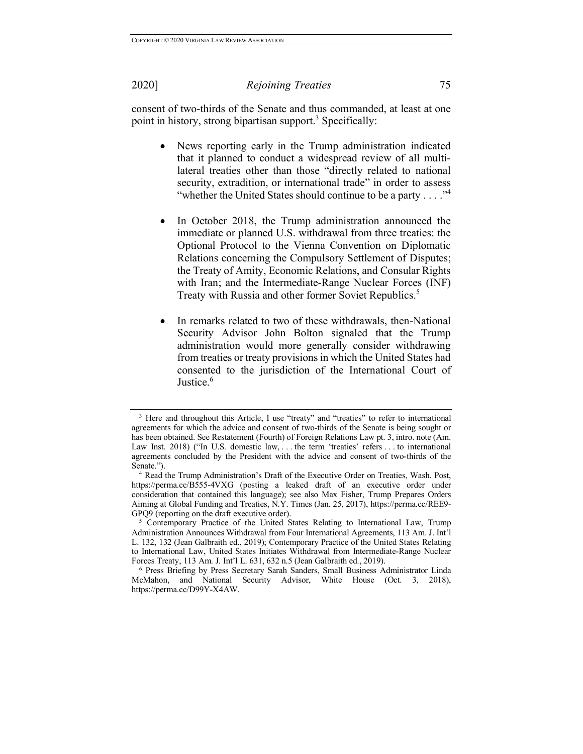consent of two-thirds of the Senate and thus commanded, at least at one point in history, strong bipartisan support.[3] Specifically:

- News reporting early in the Trump administration indicated that it planned to conduct a widespread review of all multilateral treaties other than those "directly related to national security, extradition, or international trade" in order to assess "whether the United States should continue to be a party . . . ."[4]

- In October 2018, the Trump administration announced the immediate or planned U.S. withdrawal from three treaties: the Optional Protocol to the Vienna Convention on Diplomatic Relations concerning the Compulsory Settlement of Disputes; the Treaty of Amity, Economic Relations, and Consular Rights with Iran; and the Intermediate-Range Nuclear Forces (INF) Treaty with Russia and other former Soviet Republics.[5]

- In remarks related to two of these withdrawals, then-National Security Advisor John Bolton signaled that the Trump administration would more generally consider withdrawing from treaties or treaty provisions in which the United States had consented to the jurisdiction of the International Court of Justice.[6]

---

[3] Here and throughout this Article, I use "treaty" and "treaties" to refer to international agreements for which the advice and consent of two-thirds of the Senate is being sought or has been obtained. See Restatement (Fourth) of Foreign Relations Law pt. 3, intro. note (Am. Law Inst. 2018) ("In U.S. domestic law, . . . the term 'treaties' refers . . . to international agreements concluded by the President with the advice and consent of two-thirds of the Senate.").

[4] Read the Trump Administration's Draft of the Executive Order on Treaties, Wash. Post, https://perma.cc/B555-4VXG (posting a leaked draft of an executive order under consideration that contained this language); see also Max Fisher, Trump Prepares Orders Aiming at Global Funding and Treaties, N.Y. Times (Jan. 25, 2017), https://perma.cc/REE9-GPQ9 (reporting on the draft executive order).

[5] Contemporary Practice of the United States Relating to International Law, Trump Administration Announces Withdrawal from Four International Agreements, 113 Am. J. Int'l L. 132, 132 (Jean Galbraith ed., 2019); Contemporary Practice of the United States Relating to International Law, United States Initiates Withdrawal from Intermediate-Range Nuclear Forces Treaty, 113 Am. J. Int'l L. 631, 632 n.5 (Jean Galbraith ed., 2019).

[6] Press Briefing by Press Secretary Sarah Sanders, Small Business Administrator Linda McMahon, and National Security Advisor, White House (Oct. 3, 2018), https://perma.cc/D99Y-X4AW.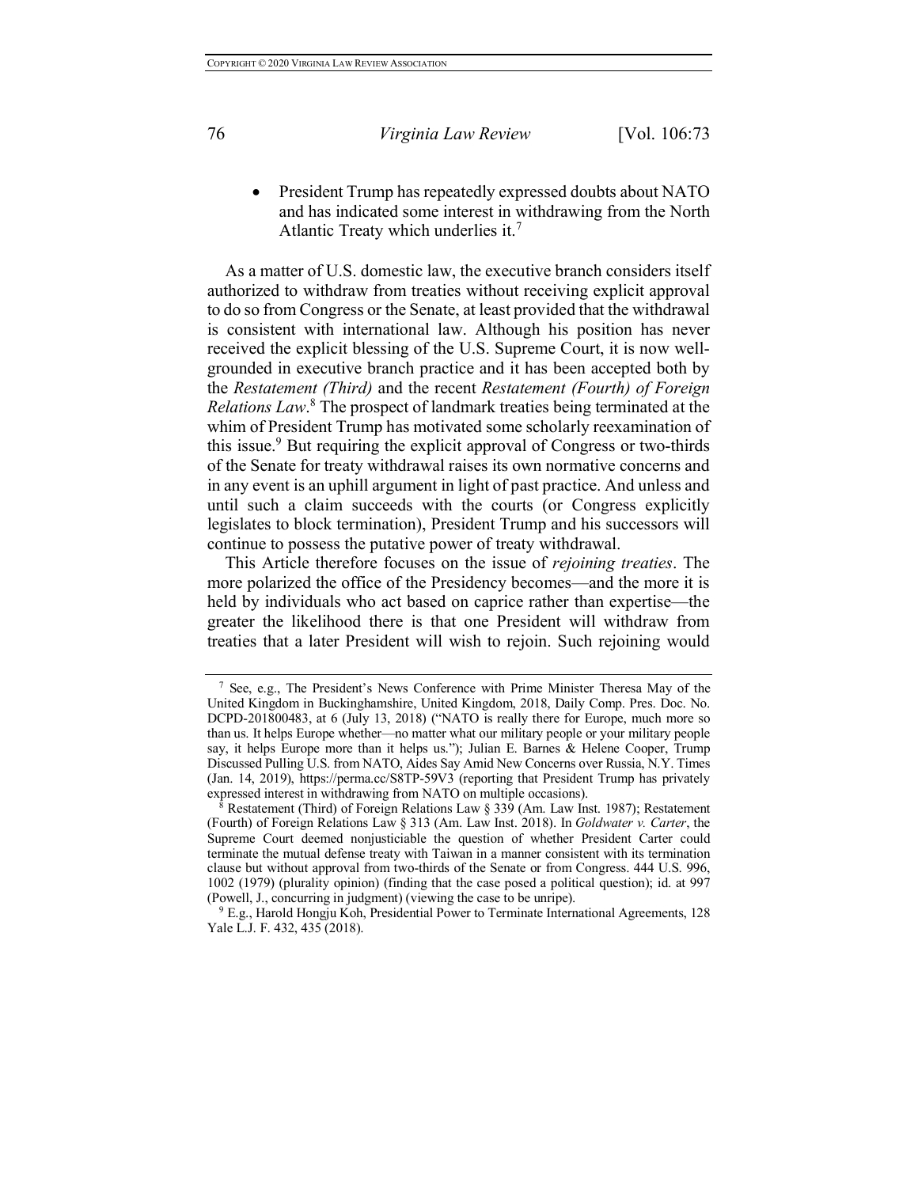- President Trump has repeatedly expressed doubts about NATO and has indicated some interest in withdrawing from the North Atlantic Treaty which underlies it.[7]

As a matter of U.S. domestic law, the executive branch considers itself authorized to withdraw from treaties without receiving explicit approval to do so from Congress or the Senate, at least provided that the withdrawal is consistent with international law. Although his position has never received the explicit blessing of the U.S. Supreme Court, it is now well-grounded in executive branch practice and it has been accepted both by the *Restatement (Third)* and the recent *Restatement (Fourth) of Foreign Relations Law*.[8] The prospect of landmark treaties being terminated at the whim of President Trump has motivated some scholarly reexamination of this issue.[9] But requiring the explicit approval of Congress or two-thirds of the Senate for treaty withdrawal raises its own normative concerns and in any event is an uphill argument in light of past practice. And unless and until such a claim succeeds with the courts (or Congress explicitly legislates to block termination), President Trump and his successors will continue to possess the putative power of treaty withdrawal.

This Article therefore focuses on the issue of *rejoining treaties*. The more polarized the office of the Presidency becomes—and the more it is held by individuals who act based on caprice rather than expertise—the greater the likelihood there is that one President will withdraw from treaties that a later President will wish to rejoin. Such rejoining would

---

[7] See, e.g., The President's News Conference with Prime Minister Theresa May of the United Kingdom in Buckinghamshire, United Kingdom, 2018, Daily Comp. Pres. Doc. No. DCPD-201800483, at 6 (July 13, 2018) ("NATO is really there for Europe, much more so than us. It helps Europe whether—no matter what our military people or your military people say, it helps Europe more than it helps us."); Julian E. Barnes & Helene Cooper, Trump Discussed Pulling U.S. from NATO, Aides Say Amid New Concerns over Russia, N.Y. Times (Jan. 14, 2019), https://perma.cc/S8TP-59V3 (reporting that President Trump has privately expressed interest in withdrawing from NATO on multiple occasions).

[8] Restatement (Third) of Foreign Relations Law § 339 (Am. Law Inst. 1987); Restatement (Fourth) of Foreign Relations Law § 313 (Am. Law Inst. 2018). In *Goldwater v. Carter*, the Supreme Court deemed nonjusticiable the question of whether President Carter could terminate the mutual defense treaty with Taiwan in a manner consistent with its termination clause but without approval from two-thirds of the Senate or from Congress. 444 U.S. 996, 1002 (1979) (plurality opinion) (finding that the case posed a political question); id. at 997 (Powell, J., concurring in judgment) (viewing the case to be unripe).

[9] E.g., Harold Hongju Koh, Presidential Power to Terminate International Agreements, 128 Yale L.J. F. 432, 435 (2018).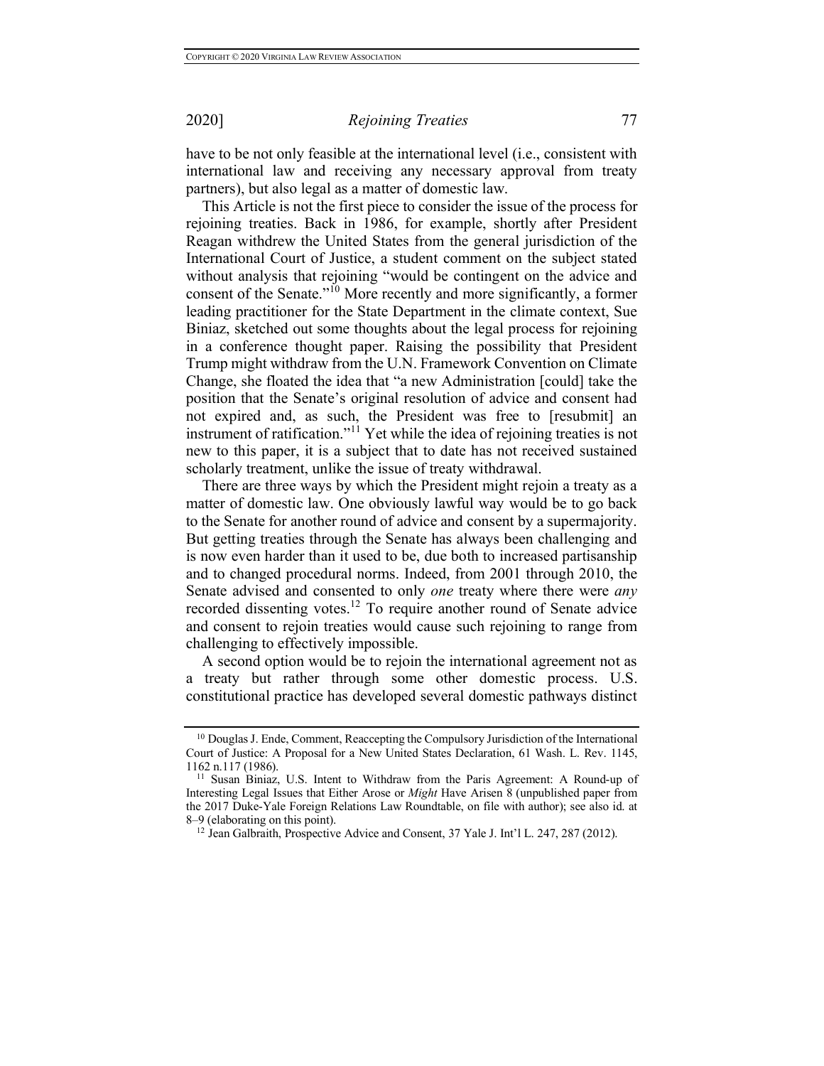have to be not only feasible at the international level (i.e., consistent with international law and receiving any necessary approval from treaty partners), but also legal as a matter of domestic law.

This Article is not the first piece to consider the issue of the process for rejoining treaties. Back in 1986, for example, shortly after President Reagan withdrew the United States from the general jurisdiction of the International Court of Justice, a student comment on the subject stated without analysis that rejoining "would be contingent on the advice and consent of the Senate."[10] More recently and more significantly, a former leading practitioner for the State Department in the climate context, Sue Biniaz, sketched out some thoughts about the legal process for rejoining in a conference thought paper. Raising the possibility that President Trump might withdraw from the U.N. Framework Convention on Climate Change, she floated the idea that "a new Administration [could] take the position that the Senate's original resolution of advice and consent had not expired and, as such, the President was free to [resubmit] an instrument of ratification."[11] Yet while the idea of rejoining treaties is not new to this paper, it is a subject that to date has not received sustained scholarly treatment, unlike the issue of treaty withdrawal.

There are three ways by which the President might rejoin a treaty as a matter of domestic law. One obviously lawful way would be to go back to the Senate for another round of advice and consent by a supermajority. But getting treaties through the Senate has always been challenging and is now even harder than it used to be, due both to increased partisanship and to changed procedural norms. Indeed, from 2001 through 2010, the Senate advised and consented to only *one* treaty where there were *any* recorded dissenting votes.[12] To require another round of Senate advice and consent to rejoin treaties would cause such rejoining to range from challenging to effectively impossible.

A second option would be to rejoin the international agreement not as a treaty but rather through some other domestic process. U.S. constitutional practice has developed several domestic pathways distinct

---

[10] Douglas J. Ende, Comment, Reaccepting the Compulsory Jurisdiction of the International Court of Justice: A Proposal for a New United States Declaration, 61 Wash. L. Rev. 1145, 1162 n.117 (1986).

[11] Susan Biniaz, U.S. Intent to Withdraw from the Paris Agreement: A Round-up of Interesting Legal Issues that Either Arose or *Might* Have Arisen 8 (unpublished paper from the 2017 Duke-Yale Foreign Relations Law Roundtable, on file with author); see also id. at 8–9 (elaborating on this point).

[12] Jean Galbraith, Prospective Advice and Consent, 37 Yale J. Int'l L. 247, 287 (2012).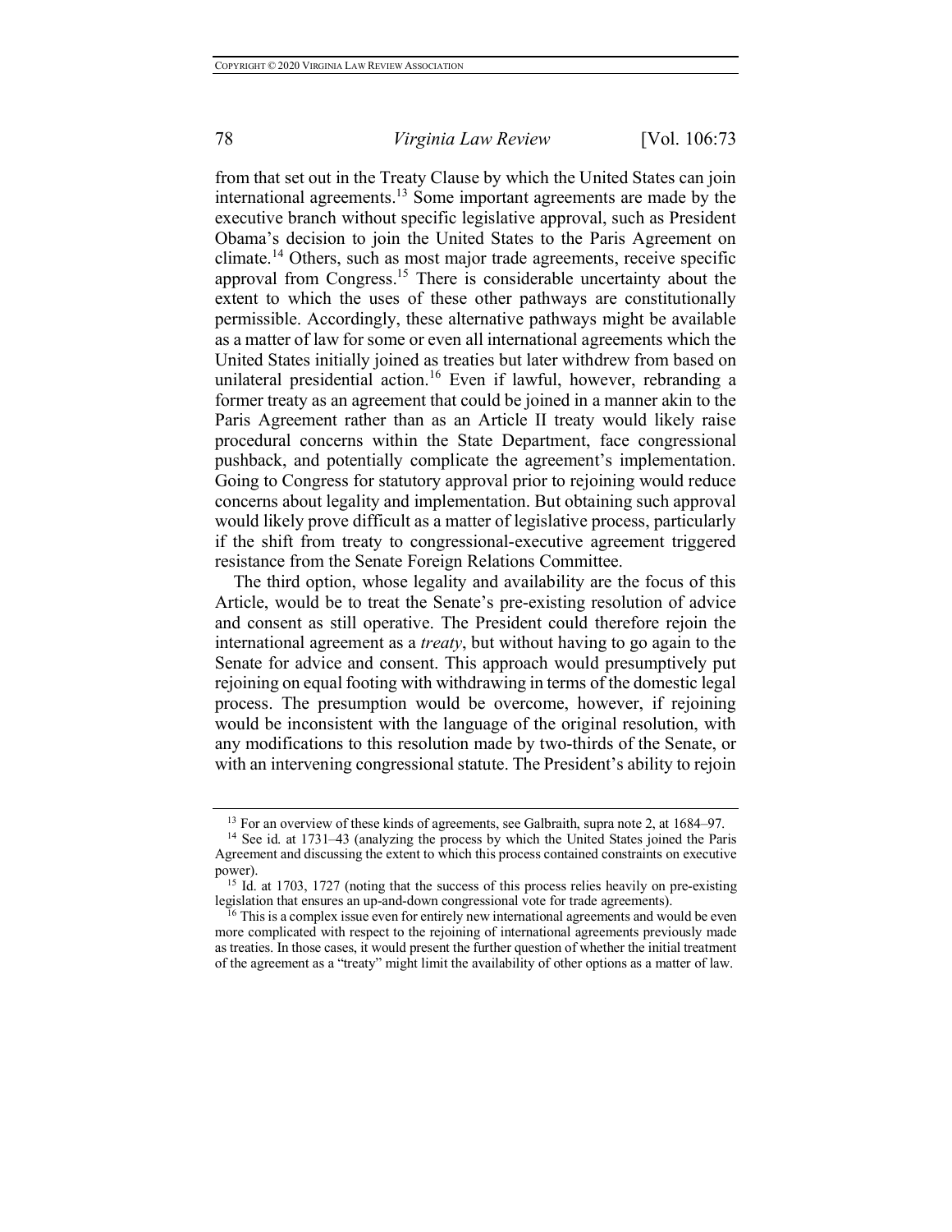from that set out in the Treaty Clause by which the United States can join international agreements.[13] Some important agreements are made by the executive branch without specific legislative approval, such as President Obama's decision to join the United States to the Paris Agreement on climate.[14] Others, such as most major trade agreements, receive specific approval from Congress.[15] There is considerable uncertainty about the extent to which the uses of these other pathways are constitutionally permissible. Accordingly, these alternative pathways might be available as a matter of law for some or even all international agreements which the United States initially joined as treaties but later withdrew from based on unilateral presidential action.[16] Even if lawful, however, rebranding a former treaty as an agreement that could be joined in a manner akin to the Paris Agreement rather than as an Article II treaty would likely raise procedural concerns within the State Department, face congressional pushback, and potentially complicate the agreement's implementation. Going to Congress for statutory approval prior to rejoining would reduce concerns about legality and implementation. But obtaining such approval would likely prove difficult as a matter of legislative process, particularly if the shift from treaty to congressional-executive agreement triggered resistance from the Senate Foreign Relations Committee.

The third option, whose legality and availability are the focus of this Article, would be to treat the Senate's pre-existing resolution of advice and consent as still operative. The President could therefore rejoin the international agreement as a *treaty*, but without having to go again to the Senate for advice and consent. This approach would presumptively put rejoining on equal footing with withdrawing in terms of the domestic legal process. The presumption would be overcome, however, if rejoining would be inconsistent with the language of the original resolution, with any modifications to this resolution made by two-thirds of the Senate, or with an intervening congressional statute. The President's ability to rejoin

---

[13] For an overview of these kinds of agreements, see Galbraith, supra note 2, at 1684–97.

[14] See id. at 1731–43 (analyzing the process by which the United States joined the Paris Agreement and discussing the extent to which this process contained constraints on executive power).

[15] Id. at 1703, 1727 (noting that the success of this process relies heavily on pre-existing legislation that ensures an up-and-down congressional vote for trade agreements).

[16] This is a complex issue even for entirely new international agreements and would be even more complicated with respect to the rejoining of international agreements previously made as treaties. In those cases, it would present the further question of whether the initial treatment of the agreement as a "treaty" might limit the availability of other options as a matter of law.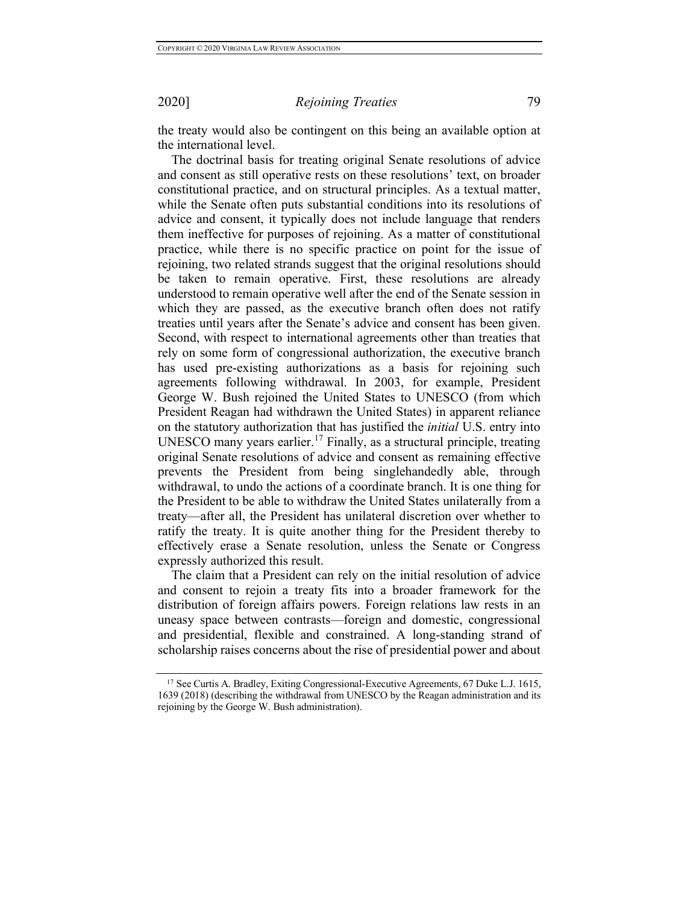the treaty would also be contingent on this being an available option at the international level.

The doctrinal basis for treating original Senate resolutions of advice and consent as still operative rests on these resolutions' text, on broader constitutional practice, and on structural principles. As a textual matter, while the Senate often puts substantial conditions into its resolutions of advice and consent, it typically does not include language that renders them ineffective for purposes of rejoining. As a matter of constitutional practice, while there is no specific practice on point for the issue of rejoining, two related strands suggest that the original resolutions should be taken to remain operative. First, these resolutions are already understood to remain operative well after the end of the Senate session in which they are passed, as the executive branch often does not ratify treaties until years after the Senate's advice and consent has been given. Second, with respect to international agreements other than treaties that rely on some form of congressional authorization, the executive branch has used pre-existing authorizations as a basis for rejoining such agreements following withdrawal. In 2003, for example, President George W. Bush rejoined the United States to UNESCO (from which President Reagan had withdrawn the United States) in apparent reliance on the statutory authorization that has justified the *initial* U.S. entry into UNESCO many years earlier.[17] Finally, as a structural principle, treating original Senate resolutions of advice and consent as remaining effective prevents the President from being singlehandedly able, through withdrawal, to undo the actions of a coordinate branch. It is one thing for the President to be able to withdraw the United States unilaterally from a treaty—after all, the President has unilateral discretion over whether to ratify the treaty. It is quite another thing for the President thereby to effectively erase a Senate resolution, unless the Senate or Congress expressly authorized this result.

The claim that a President can rely on the initial resolution of advice and consent to rejoin a treaty fits into a broader framework for the distribution of foreign affairs powers. Foreign relations law rests in an uneasy space between contrasts—foreign and domestic, congressional and presidential, flexible and constrained. A long-standing strand of scholarship raises concerns about the rise of presidential power and about

---

[17] See Curtis A. Bradley, Exiting Congressional-Executive Agreements, 67 Duke L.J. 1615, 1639 (2018) (describing the withdrawal from UNESCO by the Reagan administration and its rejoining by the George W. Bush administration).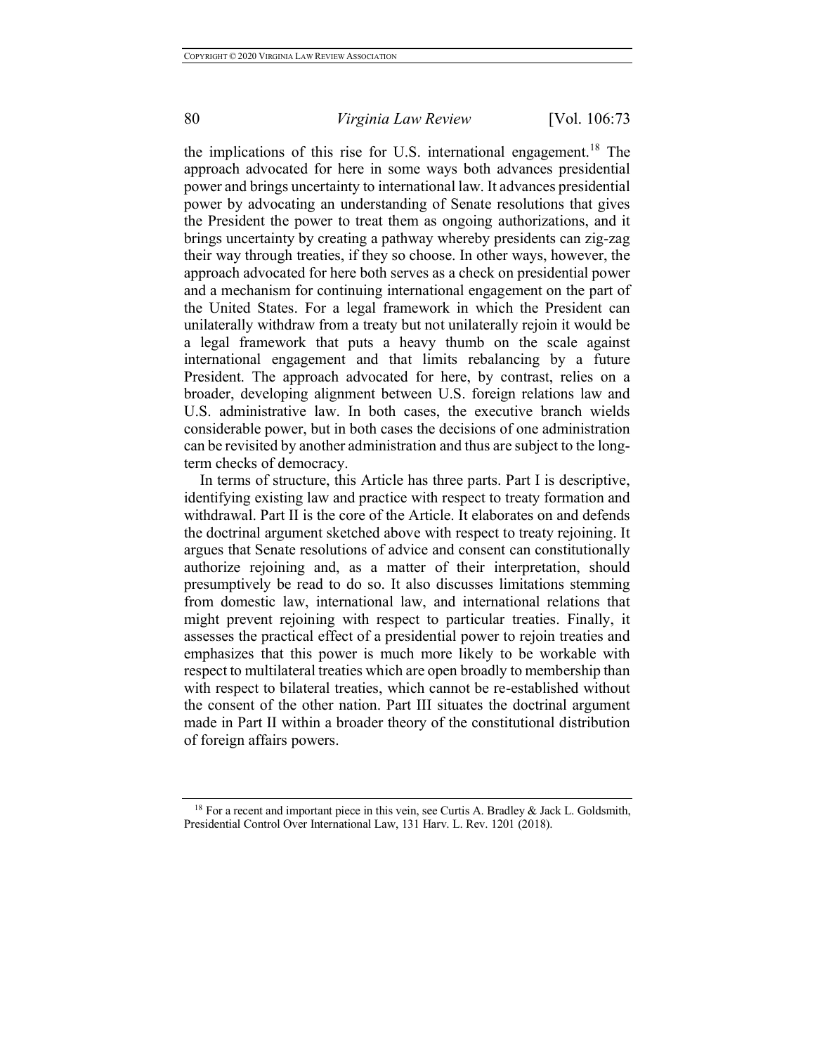the implications of this rise for U.S. international engagement.[18] The approach advocated for here in some ways both advances presidential power and brings uncertainty to international law. It advances presidential power by advocating an understanding of Senate resolutions that gives the President the power to treat them as ongoing authorizations, and it brings uncertainty by creating a pathway whereby presidents can zig-zag their way through treaties, if they so choose. In other ways, however, the approach advocated for here both serves as a check on presidential power and a mechanism for continuing international engagement on the part of the United States. For a legal framework in which the President can unilaterally withdraw from a treaty but not unilaterally rejoin it would be a legal framework that puts a heavy thumb on the scale against international engagement and that limits rebalancing by a future President. The approach advocated for here, by contrast, relies on a broader, developing alignment between U.S. foreign relations law and U.S. administrative law. In both cases, the executive branch wields considerable power, but in both cases the decisions of one administration can be revisited by another administration and thus are subject to the long-term checks of democracy.

In terms of structure, this Article has three parts. Part I is descriptive, identifying existing law and practice with respect to treaty formation and withdrawal. Part II is the core of the Article. It elaborates on and defends the doctrinal argument sketched above with respect to treaty rejoining. It argues that Senate resolutions of advice and consent can constitutionally authorize rejoining and, as a matter of their interpretation, should presumptively be read to do so. It also discusses limitations stemming from domestic law, international law, and international relations that might prevent rejoining with respect to particular treaties. Finally, it assesses the practical effect of a presidential power to rejoin treaties and emphasizes that this power is much more likely to be workable with respect to multilateral treaties which are open broadly to membership than with respect to bilateral treaties, which cannot be re-established without the consent of the other nation. Part III situates the doctrinal argument made in Part II within a broader theory of the constitutional distribution of foreign affairs powers.

[18] For a recent and important piece in this vein, see Curtis A. Bradley & Jack L. Goldsmith, Presidential Control Over International Law, 131 Harv. L. Rev. 1201 (2018).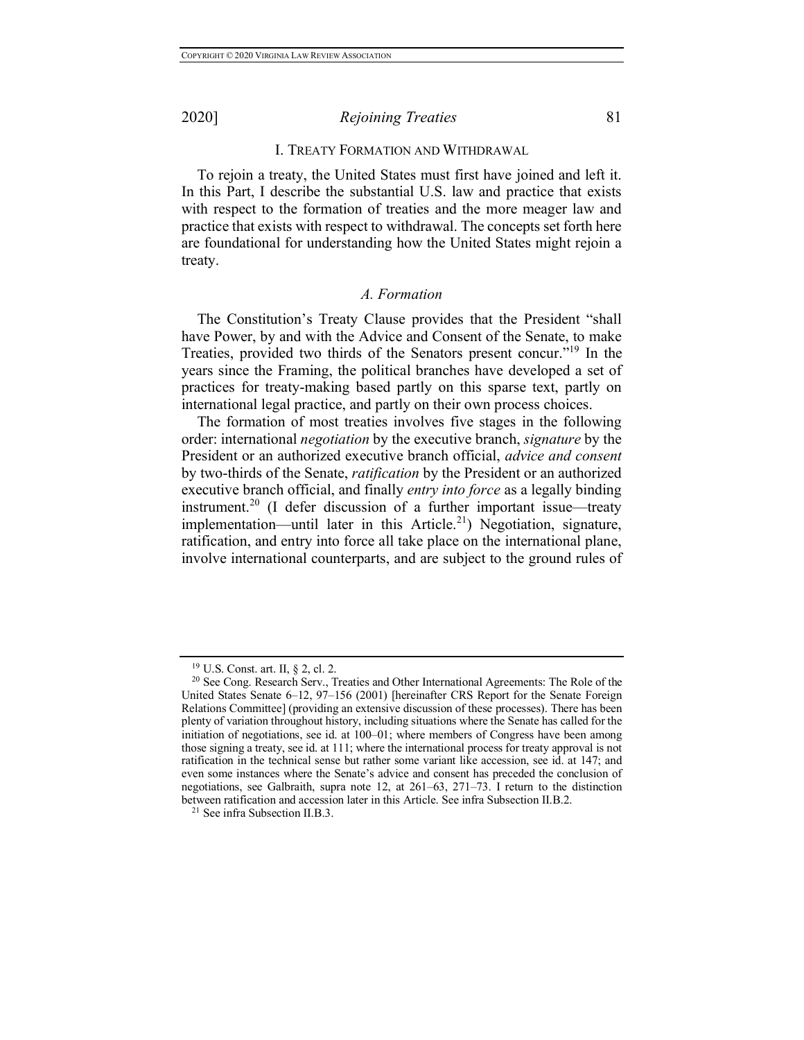## I. TREATY FORMATION AND WITHDRAWAL

To rejoin a treaty, the United States must first have joined and left it. In this Part, I describe the substantial U.S. law and practice that exists with respect to the formation of treaties and the more meager law and practice that exists with respect to withdrawal. The concepts set forth here are foundational for understanding how the United States might rejoin a treaty.

### *A. Formation*

The Constitution's Treaty Clause provides that the President "shall have Power, by and with the Advice and Consent of the Senate, to make Treaties, provided two thirds of the Senators present concur."[19] In the years since the Framing, the political branches have developed a set of practices for treaty-making based partly on this sparse text, partly on international legal practice, and partly on their own process choices.

The formation of most treaties involves five stages in the following order: international *negotiation* by the executive branch, *signature* by the President or an authorized executive branch official, *advice and consent* by two-thirds of the Senate, *ratification* by the President or an authorized executive branch official, and finally *entry into force* as a legally binding instrument.[20] (I defer discussion of a further important issue—treaty implementation—until later in this Article.[21]) Negotiation, signature, ratification, and entry into force all take place on the international plane, involve international counterparts, and are subject to the ground rules of

---

[19] U.S. Const. art. II, § 2, cl. 2.

[20] See Cong. Research Serv., Treaties and Other International Agreements: The Role of the United States Senate 6–12, 97–156 (2001) [hereinafter CRS Report for the Senate Foreign Relations Committee] (providing an extensive discussion of these processes). There has been plenty of variation throughout history, including situations where the Senate has called for the initiation of negotiations, see id. at 100–01; where members of Congress have been among those signing a treaty, see id. at 111; where the international process for treaty approval is not ratification in the technical sense but rather some variant like accession, see id. at 147; and even some instances where the Senate's advice and consent has preceded the conclusion of negotiations, see Galbraith, supra note 12, at 261–63, 271–73. I return to the distinction between ratification and accession later in this Article. See infra Subsection II.B.2.

[21] See infra Subsection II.B.3.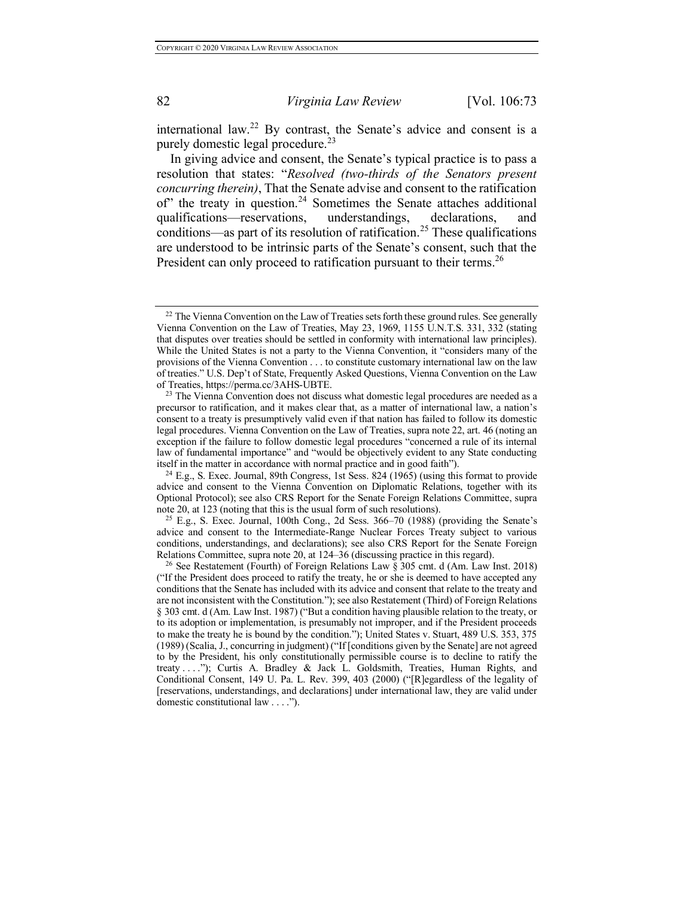international law.[22] By contrast, the Senate's advice and consent is a purely domestic legal procedure.[23]

In giving advice and consent, the Senate's typical practice is to pass a resolution that states: "*Resolved (two-thirds of the Senators present concurring therein)*, That the Senate advise and consent to the ratification of" the treaty in question.[24] Sometimes the Senate attaches additional qualifications—reservations, understandings, declarations, and conditions—as part of its resolution of ratification.[25] These qualifications are understood to be intrinsic parts of the Senate's consent, such that the President can only proceed to ratification pursuant to their terms.[26]

---

[22] The Vienna Convention on the Law of Treaties sets forth these ground rules. See generally Vienna Convention on the Law of Treaties, May 23, 1969, 1155 U.N.T.S. 331, 332 (stating that disputes over treaties should be settled in conformity with international law principles). While the United States is not a party to the Vienna Convention, it "considers many of the provisions of the Vienna Convention . . . to constitute customary international law on the law of treaties." U.S. Dep't of State, Frequently Asked Questions, Vienna Convention on the Law of Treaties, https://perma.cc/3AHS-UBTE.

[23] The Vienna Convention does not discuss what domestic legal procedures are needed as a precursor to ratification, and it makes clear that, as a matter of international law, a nation's consent to a treaty is presumptively valid even if that nation has failed to follow its domestic legal procedures. Vienna Convention on the Law of Treaties, supra note 22, art. 46 (noting an exception if the failure to follow domestic legal procedures "concerned a rule of its internal law of fundamental importance" and "would be objectively evident to any State conducting itself in the matter in accordance with normal practice and in good faith").

[24] E.g., S. Exec. Journal, 89th Congress, 1st Sess. 824 (1965) (using this format to provide advice and consent to the Vienna Convention on Diplomatic Relations, together with its Optional Protocol); see also CRS Report for the Senate Foreign Relations Committee, supra note 20, at 123 (noting that this is the usual form of such resolutions).

[25] E.g., S. Exec. Journal, 100th Cong., 2d Sess. 366–70 (1988) (providing the Senate's advice and consent to the Intermediate-Range Nuclear Forces Treaty subject to various conditions, understandings, and declarations); see also CRS Report for the Senate Foreign Relations Committee, supra note 20, at 124–36 (discussing practice in this regard).

[26] See Restatement (Fourth) of Foreign Relations Law § 305 cmt. d (Am. Law Inst. 2018) ("If the President does proceed to ratify the treaty, he or she is deemed to have accepted any conditions that the Senate has included with its advice and consent that relate to the treaty and are not inconsistent with the Constitution."); see also Restatement (Third) of Foreign Relations § 303 cmt. d (Am. Law Inst. 1987) ("But a condition having plausible relation to the treaty, or to its adoption or implementation, is presumably not improper, and if the President proceeds to make the treaty he is bound by the condition."); United States v. Stuart, 489 U.S. 353, 375 (1989) (Scalia, J., concurring in judgment) ("If [conditions given by the Senate] are not agreed to by the President, his only constitutionally permissible course is to decline to ratify the treaty . . . ."); Curtis A. Bradley & Jack L. Goldsmith, Treaties, Human Rights, and Conditional Consent, 149 U. Pa. L. Rev. 399, 403 (2000) ("[R]egardless of the legality of [reservations, understandings, and declarations] under international law, they are valid under domestic constitutional law . . . .").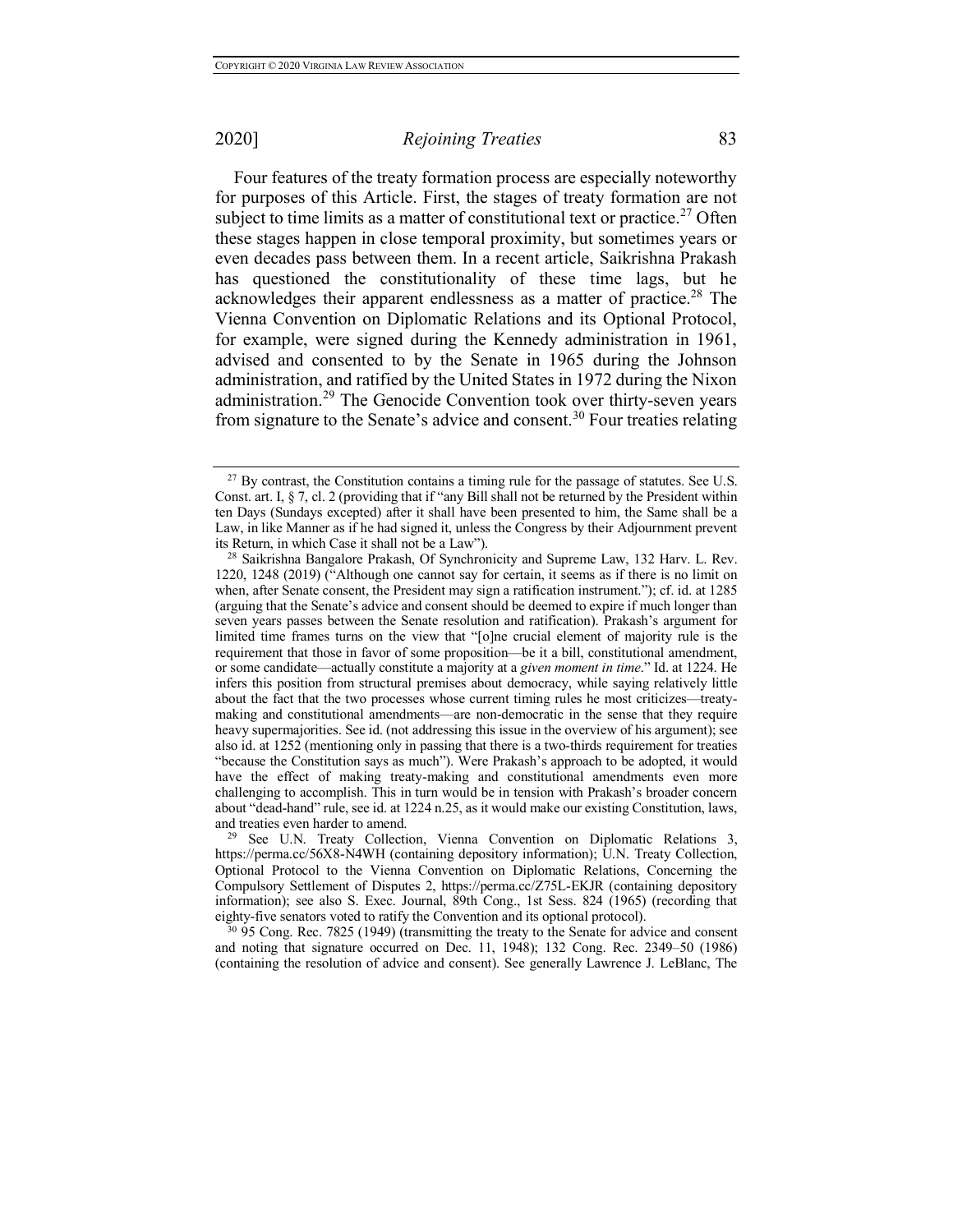Four features of the treaty formation process are especially noteworthy for purposes of this Article. First, the stages of treaty formation are not subject to time limits as a matter of constitutional text or practice.[27] Often these stages happen in close temporal proximity, but sometimes years or even decades pass between them. In a recent article, Saikrishna Prakash has questioned the constitutionality of these time lags, but he acknowledges their apparent endlessness as a matter of practice.[28] The Vienna Convention on Diplomatic Relations and its Optional Protocol, for example, were signed during the Kennedy administration in 1961, advised and consented to by the Senate in 1965 during the Johnson administration, and ratified by the United States in 1972 during the Nixon administration.[29] The Genocide Convention took over thirty-seven years from signature to the Senate's advice and consent.[30] Four treaties relating

---

[27] By contrast, the Constitution contains a timing rule for the passage of statutes. See U.S. Const. art. I, § 7, cl. 2 (providing that if "any Bill shall not be returned by the President within ten Days (Sundays excepted) after it shall have been presented to him, the Same shall be a Law, in like Manner as if he had signed it, unless the Congress by their Adjournment prevent its Return, in which Case it shall not be a Law").

[28] Saikrishna Bangalore Prakash, Of Synchronicity and Supreme Law, 132 Harv. L. Rev. 1220, 1248 (2019) ("Although one cannot say for certain, it seems as if there is no limit on when, after Senate consent, the President may sign a ratification instrument."); cf. id. at 1285 (arguing that the Senate's advice and consent should be deemed to expire if much longer than seven years passes between the Senate resolution and ratification). Prakash's argument for limited time frames turns on the view that "[o]ne crucial element of majority rule is the requirement that those in favor of some proposition—be it a bill, constitutional amendment, or some candidate—actually constitute a majority at a *given moment in time*." Id. at 1224. He infers this position from structural premises about democracy, while saying relatively little about the fact that the two processes whose current timing rules he most criticizes—treaty-making and constitutional amendments—are non-democratic in the sense that they require heavy supermajorities. See id. (not addressing this issue in the overview of his argument); see also id. at 1252 (mentioning only in passing that there is a two-thirds requirement for treaties "because the Constitution says as much"). Were Prakash's approach to be adopted, it would have the effect of making treaty-making and constitutional amendments even more challenging to accomplish. This in turn would be in tension with Prakash's broader concern about "dead-hand" rule, see id. at 1224 n.25, as it would make our existing Constitution, laws, and treaties even harder to amend.

[29] See U.N. Treaty Collection, Vienna Convention on Diplomatic Relations 3, https://perma.cc/56X8-N4WH (containing depository information); U.N. Treaty Collection, Optional Protocol to the Vienna Convention on Diplomatic Relations, Concerning the Compulsory Settlement of Disputes 2, https://perma.cc/Z75L-EKJR (containing depository information); see also S. Exec. Journal, 89th Cong., 1st Sess. 824 (1965) (recording that eighty-five senators voted to ratify the Convention and its optional protocol).

[30] 95 Cong. Rec. 7825 (1949) (transmitting the treaty to the Senate for advice and consent and noting that signature occurred on Dec. 11, 1948); 132 Cong. Rec. 2349–50 (1986) (containing the resolution of advice and consent). See generally Lawrence J. LeBlanc, The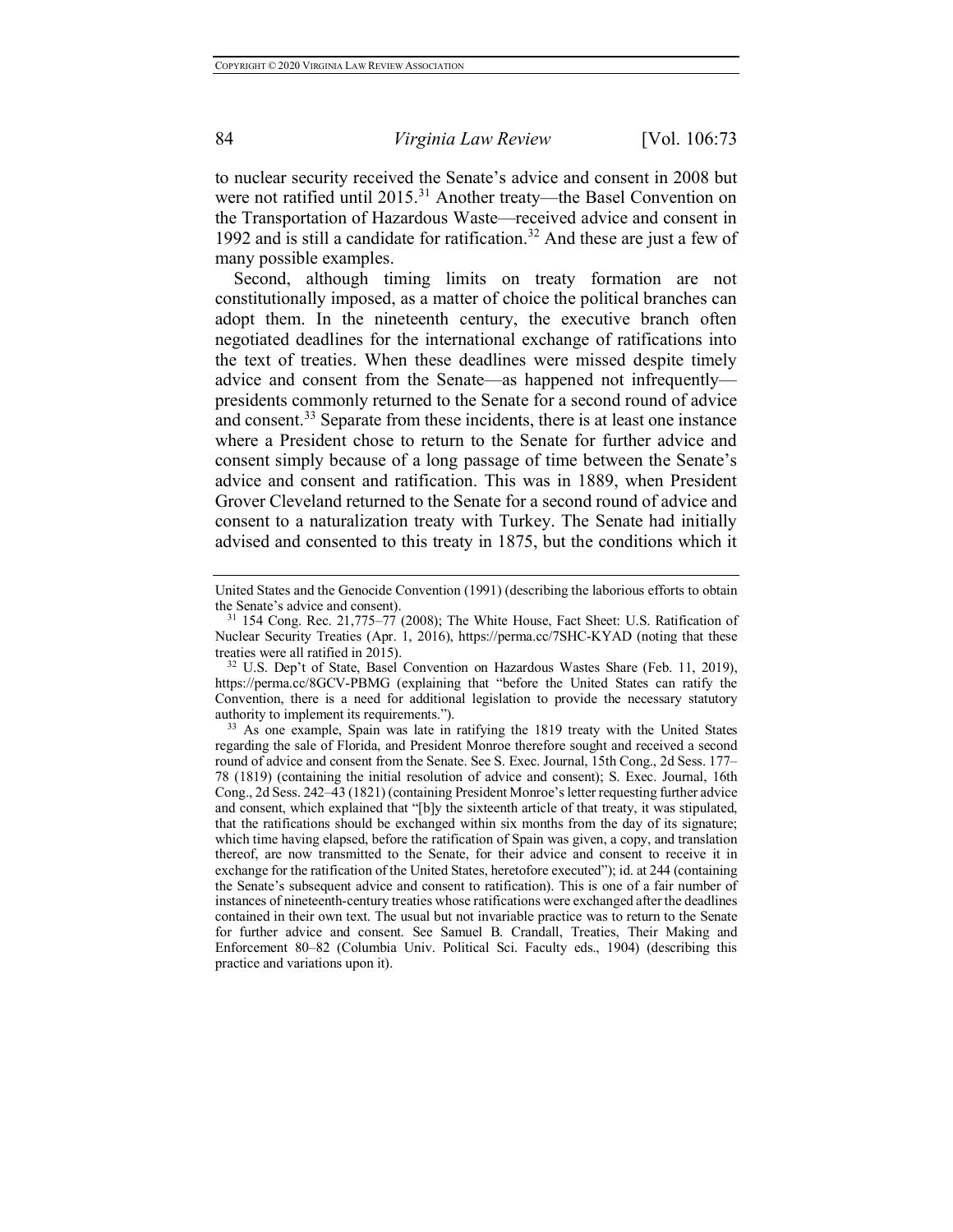to nuclear security received the Senate's advice and consent in 2008 but were not ratified until 2015.[31] Another treaty—the Basel Convention on the Transportation of Hazardous Waste—received advice and consent in 1992 and is still a candidate for ratification.[32] And these are just a few of many possible examples.

Second, although timing limits on treaty formation are not constitutionally imposed, as a matter of choice the political branches can adopt them. In the nineteenth century, the executive branch often negotiated deadlines for the international exchange of ratifications into the text of treaties. When these deadlines were missed despite timely advice and consent from the Senate—as happened not infrequently—presidents commonly returned to the Senate for a second round of advice and consent.[33] Separate from these incidents, there is at least one instance where a President chose to return to the Senate for further advice and consent simply because of a long passage of time between the Senate's advice and consent and ratification. This was in 1889, when President Grover Cleveland returned to the Senate for a second round of advice and consent to a naturalization treaty with Turkey. The Senate had initially advised and consented to this treaty in 1875, but the conditions which it

---

United States and the Genocide Convention (1991) (describing the laborious efforts to obtain the Senate's advice and consent).

[31] 154 Cong. Rec. 21,775–77 (2008); The White House, Fact Sheet: U.S. Ratification of Nuclear Security Treaties (Apr. 1, 2016), https://perma.cc/7SHC-KYAD (noting that these treaties were all ratified in 2015).

[32] U.S. Dep't of State, Basel Convention on Hazardous Wastes Share (Feb. 11, 2019), https://perma.cc/8GCV-PBMG (explaining that "before the United States can ratify the Convention, there is a need for additional legislation to provide the necessary statutory authority to implement its requirements.").

[33] As one example, Spain was late in ratifying the 1819 treaty with the United States regarding the sale of Florida, and President Monroe therefore sought and received a second round of advice and consent from the Senate. See S. Exec. Journal, 15th Cong., 2d Sess. 177–78 (1819) (containing the initial resolution of advice and consent); S. Exec. Journal, 16th Cong., 2d Sess. 242–43 (1821) (containing President Monroe's letter requesting further advice and consent, which explained that "[b]y the sixteenth article of that treaty, it was stipulated, that the ratifications should be exchanged within six months from the day of its signature; which time having elapsed, before the ratification of Spain was given, a copy, and translation thereof, are now transmitted to the Senate, for their advice and consent to receive it in exchange for the ratification of the United States, heretofore executed"); id. at 244 (containing the Senate's subsequent advice and consent to ratification). This is one of a fair number of instances of nineteenth-century treaties whose ratifications were exchanged after the deadlines contained in their own text. The usual but not invariable practice was to return to the Senate for further advice and consent. See Samuel B. Crandall, Treaties, Their Making and Enforcement 80–82 (Columbia Univ. Political Sci. Faculty eds., 1904) (describing this practice and variations upon it).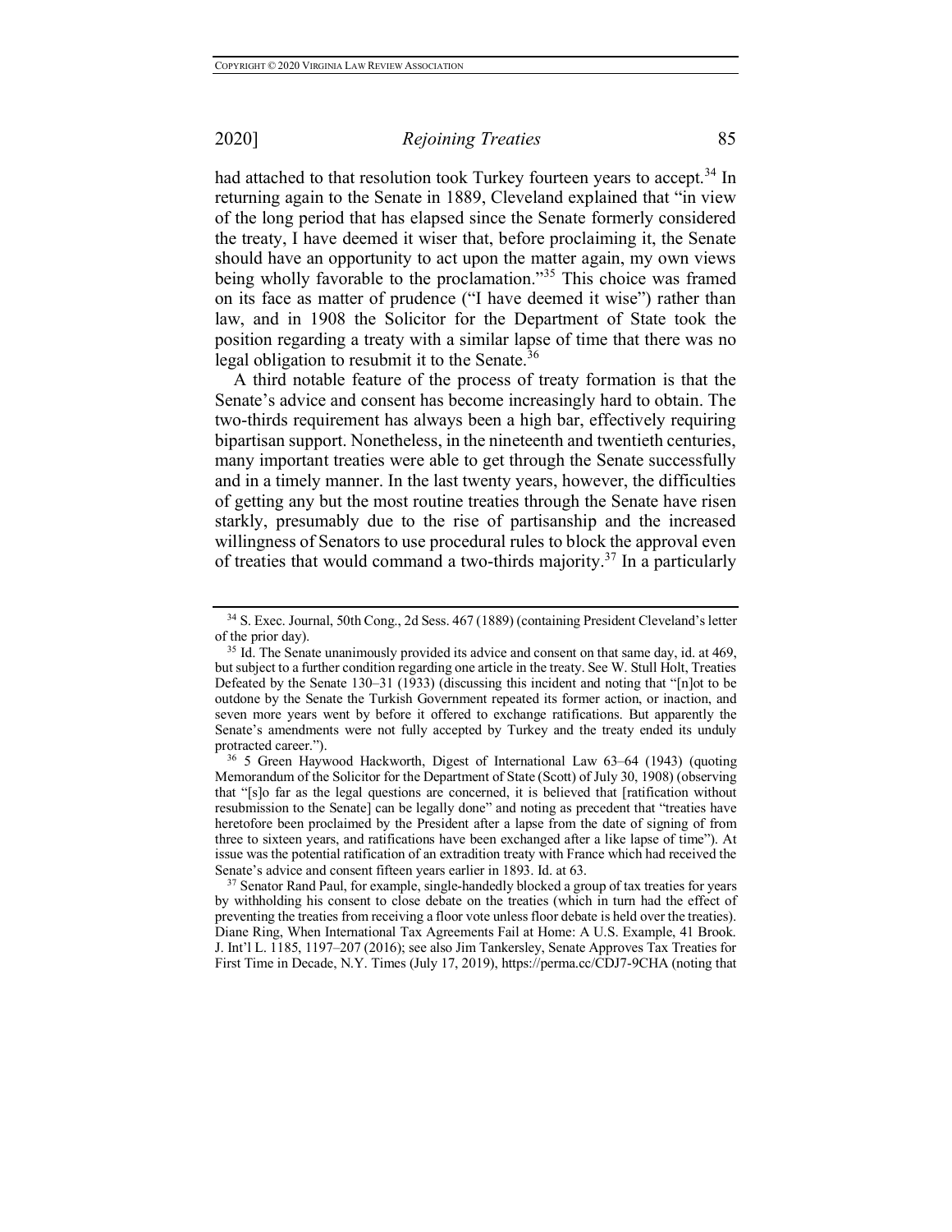had attached to that resolution took Turkey fourteen years to accept.[34] In returning again to the Senate in 1889, Cleveland explained that "in view of the long period that has elapsed since the Senate formerly considered the treaty, I have deemed it wiser that, before proclaiming it, the Senate should have an opportunity to act upon the matter again, my own views being wholly favorable to the proclamation."[35] This choice was framed on its face as matter of prudence ("I have deemed it wise") rather than law, and in 1908 the Solicitor for the Department of State took the position regarding a treaty with a similar lapse of time that there was no legal obligation to resubmit it to the Senate.[36]

A third notable feature of the process of treaty formation is that the Senate's advice and consent has become increasingly hard to obtain. The two-thirds requirement has always been a high bar, effectively requiring bipartisan support. Nonetheless, in the nineteenth and twentieth centuries, many important treaties were able to get through the Senate successfully and in a timely manner. In the last twenty years, however, the difficulties of getting any but the most routine treaties through the Senate have risen starkly, presumably due to the rise of partisanship and the increased willingness of Senators to use procedural rules to block the approval even of treaties that would command a two-thirds majority.[37] In a particularly

---

[34] S. Exec. Journal, 50th Cong., 2d Sess. 467 (1889) (containing President Cleveland's letter of the prior day).

[35] Id. The Senate unanimously provided its advice and consent on that same day, id. at 469, but subject to a further condition regarding one article in the treaty. See W. Stull Holt, Treaties Defeated by the Senate 130–31 (1933) (discussing this incident and noting that "[n]ot to be outdone by the Senate the Turkish Government repeated its former action, or inaction, and seven more years went by before it offered to exchange ratifications. But apparently the Senate's amendments were not fully accepted by Turkey and the treaty ended its unduly protracted career.").

[36] 5 Green Haywood Hackworth, Digest of International Law 63–64 (1943) (quoting Memorandum of the Solicitor for the Department of State (Scott) of July 30, 1908) (observing that "[s]o far as the legal questions are concerned, it is believed that [ratification without resubmission to the Senate] can be legally done" and noting as precedent that "treaties have heretofore been proclaimed by the President after a lapse from the date of signing of from three to sixteen years, and ratifications have been exchanged after a like lapse of time"). At issue was the potential ratification of an extradition treaty with France which had received the Senate's advice and consent fifteen years earlier in 1893. Id. at 63.

[37] Senator Rand Paul, for example, single-handedly blocked a group of tax treaties for years by withholding his consent to close debate on the treaties (which in turn had the effect of preventing the treaties from receiving a floor vote unless floor debate is held over the treaties). Diane Ring, When International Tax Agreements Fail at Home: A U.S. Example, 41 Brook. J. Int'l L. 1185, 1197–207 (2016); see also Jim Tankersley, Senate Approves Tax Treaties for First Time in Decade, N.Y. Times (July 17, 2019), https://perma.cc/CDJ7-9CHA (noting that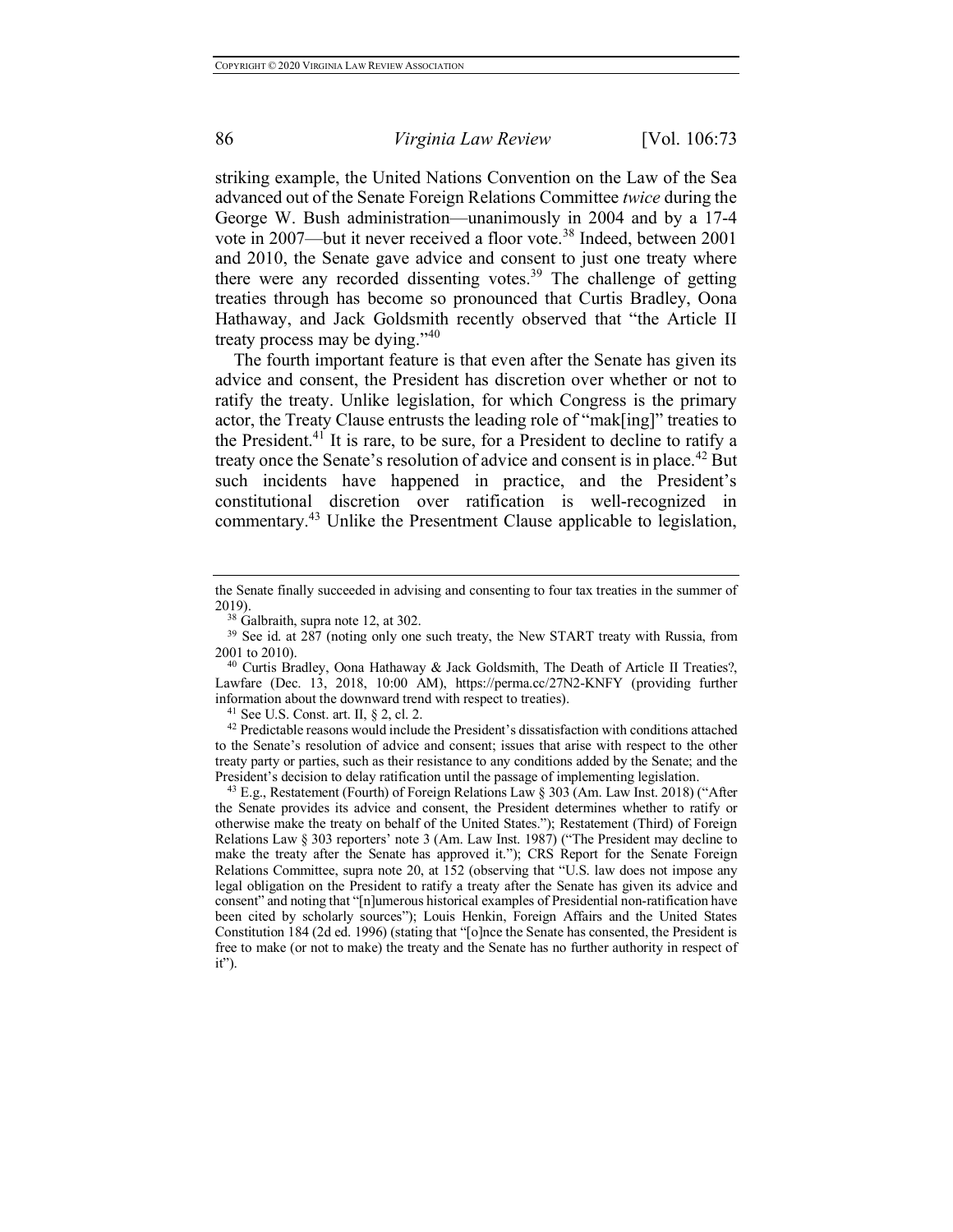striking example, the United Nations Convention on the Law of the Sea advanced out of the Senate Foreign Relations Committee *twice* during the George W. Bush administration—unanimously in 2004 and by a 17-4 vote in 2007—but it never received a floor vote.[38] Indeed, between 2001 and 2010, the Senate gave advice and consent to just one treaty where there were any recorded dissenting votes.[39] The challenge of getting treaties through has become so pronounced that Curtis Bradley, Oona Hathaway, and Jack Goldsmith recently observed that "the Article II treaty process may be dying."[40]

The fourth important feature is that even after the Senate has given its advice and consent, the President has discretion over whether or not to ratify the treaty. Unlike legislation, for which Congress is the primary actor, the Treaty Clause entrusts the leading role of "mak[ing]" treaties to the President.[41] It is rare, to be sure, for a President to decline to ratify a treaty once the Senate's resolution of advice and consent is in place.[42] But such incidents have happened in practice, and the President's constitutional discretion over ratification is well-recognized in commentary.[43] Unlike the Presentment Clause applicable to legislation,

---

the Senate finally succeeded in advising and consenting to four tax treaties in the summer of 2019).

[38] Galbraith, supra note 12, at 302.

[39] See id. at 287 (noting only one such treaty, the New START treaty with Russia, from 2001 to 2010).

[40] Curtis Bradley, Oona Hathaway & Jack Goldsmith, The Death of Article II Treaties?, Lawfare (Dec. 13, 2018, 10:00 AM), https://perma.cc/27N2-KNFY (providing further information about the downward trend with respect to treaties).

[41] See U.S. Const. art. II, § 2, cl. 2.

[42] Predictable reasons would include the President's dissatisfaction with conditions attached to the Senate's resolution of advice and consent; issues that arise with respect to the other treaty party or parties, such as their resistance to any conditions added by the Senate; and the President's decision to delay ratification until the passage of implementing legislation.

[43] E.g., Restatement (Fourth) of Foreign Relations Law § 303 (Am. Law Inst. 2018) ("After the Senate provides its advice and consent, the President determines whether to ratify or otherwise make the treaty on behalf of the United States."); Restatement (Third) of Foreign Relations Law § 303 reporters' note 3 (Am. Law Inst. 1987) ("The President may decline to make the treaty after the Senate has approved it."); CRS Report for the Senate Foreign Relations Committee, supra note 20, at 152 (observing that "U.S. law does not impose any legal obligation on the President to ratify a treaty after the Senate has given its advice and consent" and noting that "[n]umerous historical examples of Presidential non-ratification have been cited by scholarly sources"); Louis Henkin, Foreign Affairs and the United States Constitution 184 (2d ed. 1996) (stating that "[o]nce the Senate has consented, the President is free to make (or not to make) the treaty and the Senate has no further authority in respect of it").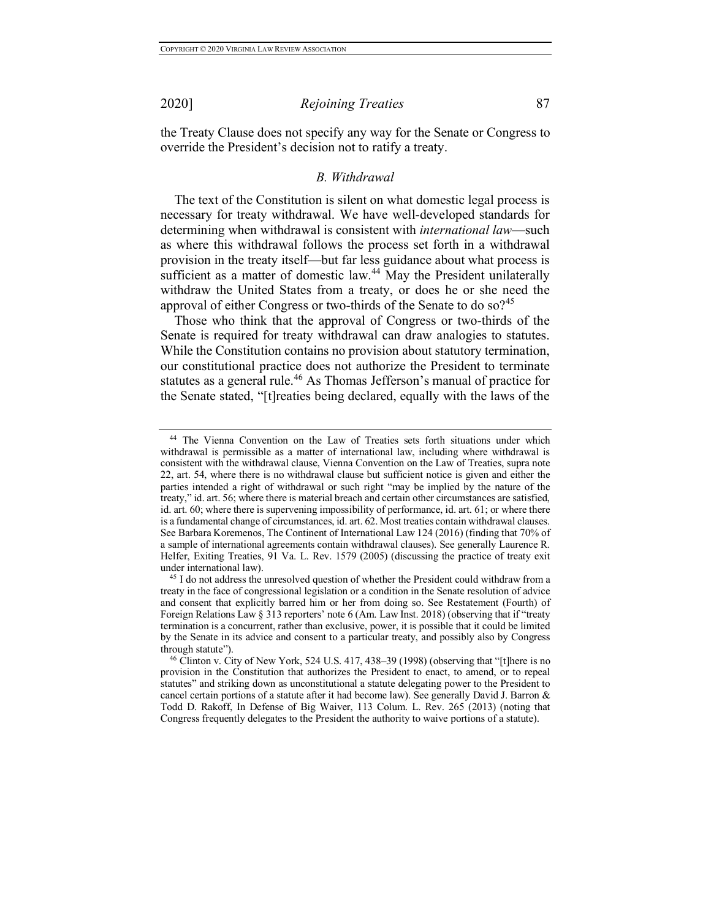the Treaty Clause does not specify any way for the Senate or Congress to override the President's decision not to ratify a treaty.

### *B. Withdrawal*

The text of the Constitution is silent on what domestic legal process is necessary for treaty withdrawal. We have well-developed standards for determining when withdrawal is consistent with *international law*—such as where this withdrawal follows the process set forth in a withdrawal provision in the treaty itself—but far less guidance about what process is sufficient as a matter of domestic law.[44] May the President unilaterally withdraw the United States from a treaty, or does he or she need the approval of either Congress or two-thirds of the Senate to do so?[45]

Those who think that the approval of Congress or two-thirds of the Senate is required for treaty withdrawal can draw analogies to statutes. While the Constitution contains no provision about statutory termination, our constitutional practice does not authorize the President to terminate statutes as a general rule.[46] As Thomas Jefferson's manual of practice for the Senate stated, "[t]reaties being declared, equally with the laws of the

---

[44] The Vienna Convention on the Law of Treaties sets forth situations under which withdrawal is permissible as a matter of international law, including where withdrawal is consistent with the withdrawal clause, Vienna Convention on the Law of Treaties, supra note 22, art. 54, where there is no withdrawal clause but sufficient notice is given and either the parties intended a right of withdrawal or such right "may be implied by the nature of the treaty," id. art. 56; where there is material breach and certain other circumstances are satisfied, id. art. 60; where there is supervening impossibility of performance, id. art. 61; or where there is a fundamental change of circumstances, id. art. 62. Most treaties contain withdrawal clauses. See Barbara Koremenos, The Continent of International Law 124 (2016) (finding that 70% of a sample of international agreements contain withdrawal clauses). See generally Laurence R. Helfer, Exiting Treaties, 91 Va. L. Rev. 1579 (2005) (discussing the practice of treaty exit under international law).

[45] I do not address the unresolved question of whether the President could withdraw from a treaty in the face of congressional legislation or a condition in the Senate resolution of advice and consent that explicitly barred him or her from doing so. See Restatement (Fourth) of Foreign Relations Law § 313 reporters' note 6 (Am. Law Inst. 2018) (observing that if "treaty termination is a concurrent, rather than exclusive, power, it is possible that it could be limited by the Senate in its advice and consent to a particular treaty, and possibly also by Congress through statute").

[46] Clinton v. City of New York, 524 U.S. 417, 438–39 (1998) (observing that "[t]here is no provision in the Constitution that authorizes the President to enact, to amend, or to repeal statutes" and striking down as unconstitutional a statute delegating power to the President to cancel certain portions of a statute after it had become law). See generally David J. Barron & Todd D. Rakoff, In Defense of Big Waiver, 113 Colum. L. Rev. 265 (2013) (noting that Congress frequently delegates to the President the authority to waive portions of a statute).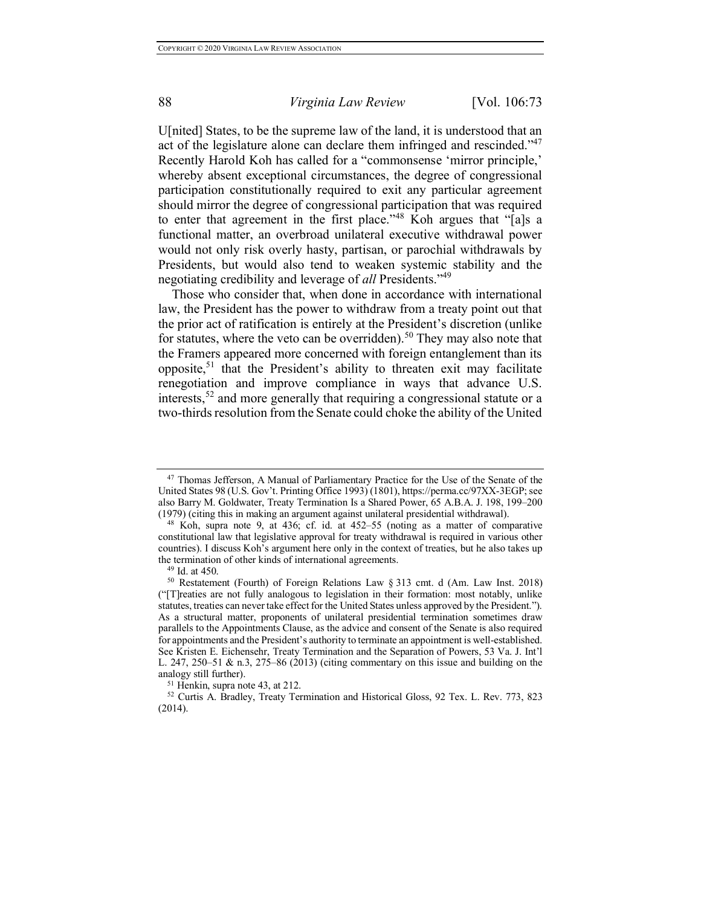U[nited] States, to be the supreme law of the land, it is understood that an act of the legislature alone can declare them infringed and rescinded."[47] Recently Harold Koh has called for a "commonsense 'mirror principle,' whereby absent exceptional circumstances, the degree of congressional participation constitutionally required to exit any particular agreement should mirror the degree of congressional participation that was required to enter that agreement in the first place."[48] Koh argues that "[a]s a functional matter, an overbroad unilateral executive withdrawal power would not only risk overly hasty, partisan, or parochial withdrawals by Presidents, but would also tend to weaken systemic stability and the negotiating credibility and leverage of *all* Presidents."[49]

Those who consider that, when done in accordance with international law, the President has the power to withdraw from a treaty point out that the prior act of ratification is entirely at the President's discretion (unlike for statutes, where the veto can be overridden).[50] They may also note that the Framers appeared more concerned with foreign entanglement than its opposite,[51] that the President's ability to threaten exit may facilitate renegotiation and improve compliance in ways that advance U.S. interests,[52] and more generally that requiring a congressional statute or a two-thirds resolution from the Senate could choke the ability of the United

---

[47] Thomas Jefferson, A Manual of Parliamentary Practice for the Use of the Senate of the United States 98 (U.S. Gov't. Printing Office 1993) (1801), https://perma.cc/97XX-3EGP; see also Barry M. Goldwater, Treaty Termination Is a Shared Power, 65 A.B.A. J. 198, 199–200 (1979) (citing this in making an argument against unilateral presidential withdrawal).

[48] Koh, supra note 9, at 436; cf. id. at 452–55 (noting as a matter of comparative constitutional law that legislative approval for treaty withdrawal is required in various other countries). I discuss Koh's argument here only in the context of treaties, but he also takes up the termination of other kinds of international agreements.

[49] Id. at 450.

[50] Restatement (Fourth) of Foreign Relations Law § 313 cmt. d (Am. Law Inst. 2018) ("[T]reaties are not fully analogous to legislation in their formation: most notably, unlike statutes, treaties can never take effect for the United States unless approved by the President."). As a structural matter, proponents of unilateral presidential termination sometimes draw parallels to the Appointments Clause, as the advice and consent of the Senate is also required for appointments and the President's authority to terminate an appointment is well-established. See Kristen E. Eichensehr, Treaty Termination and the Separation of Powers, 53 Va. J. Int'l L. 247, 250–51 & n.3, 275–86 (2013) (citing commentary on this issue and building on the analogy still further).

[51] Henkin, supra note 43, at 212.

[52] Curtis A. Bradley, Treaty Termination and Historical Gloss, 92 Tex. L. Rev. 773, 823 (2014).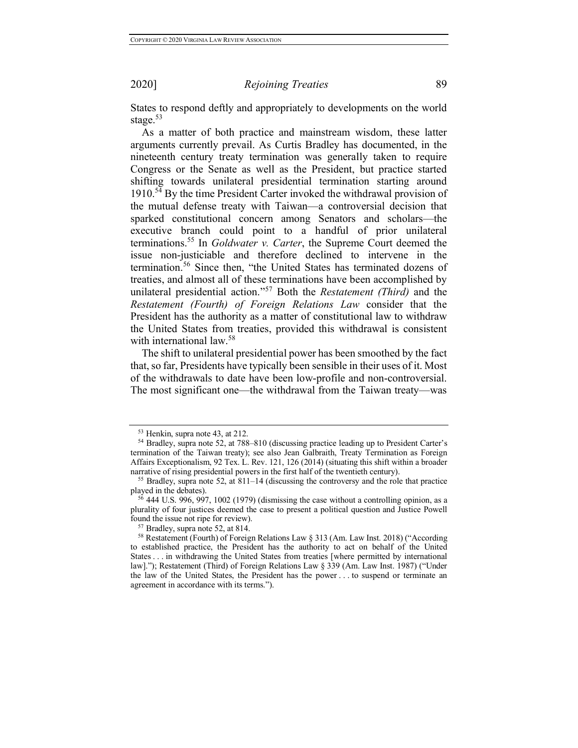States to respond deftly and appropriately to developments on the world stage.[53]

As a matter of both practice and mainstream wisdom, these latter arguments currently prevail. As Curtis Bradley has documented, in the nineteenth century treaty termination was generally taken to require Congress or the Senate as well as the President, but practice started shifting towards unilateral presidential termination starting around 1910.[54] By the time President Carter invoked the withdrawal provision of the mutual defense treaty with Taiwan—a controversial decision that sparked constitutional concern among Senators and scholars—the executive branch could point to a handful of prior unilateral terminations.[55] In *Goldwater v. Carter*, the Supreme Court deemed the issue non-justiciable and therefore declined to intervene in the termination.[56] Since then, "the United States has terminated dozens of treaties, and almost all of these terminations have been accomplished by unilateral presidential action."[57] Both the *Restatement (Third)* and the *Restatement (Fourth) of Foreign Relations Law* consider that the President has the authority as a matter of constitutional law to withdraw the United States from treaties, provided this withdrawal is consistent with international law.[58]

The shift to unilateral presidential power has been smoothed by the fact that, so far, Presidents have typically been sensible in their uses of it. Most of the withdrawals to date have been low-profile and non-controversial. The most significant one—the withdrawal from the Taiwan treaty—was

---

[53] Henkin, supra note 43, at 212.

[54] Bradley, supra note 52, at 788–810 (discussing practice leading up to President Carter's termination of the Taiwan treaty); see also Jean Galbraith, Treaty Termination as Foreign Affairs Exceptionalism, 92 Tex. L. Rev. 121, 126 (2014) (situating this shift within a broader narrative of rising presidential powers in the first half of the twentieth century).

[55] Bradley, supra note 52, at 811–14 (discussing the controversy and the role that practice played in the debates).

[56] 444 U.S. 996, 997, 1002 (1979) (dismissing the case without a controlling opinion, as a plurality of four justices deemed the case to present a political question and Justice Powell found the issue not ripe for review).

[57] Bradley, supra note 52, at 814.

[58] Restatement (Fourth) of Foreign Relations Law § 313 (Am. Law Inst. 2018) ("According to established practice, the President has the authority to act on behalf of the United States . . . in withdrawing the United States from treaties [where permitted by international law]."); Restatement (Third) of Foreign Relations Law § 339 (Am. Law Inst. 1987) ("Under the law of the United States, the President has the power . . . to suspend or terminate an agreement in accordance with its terms.").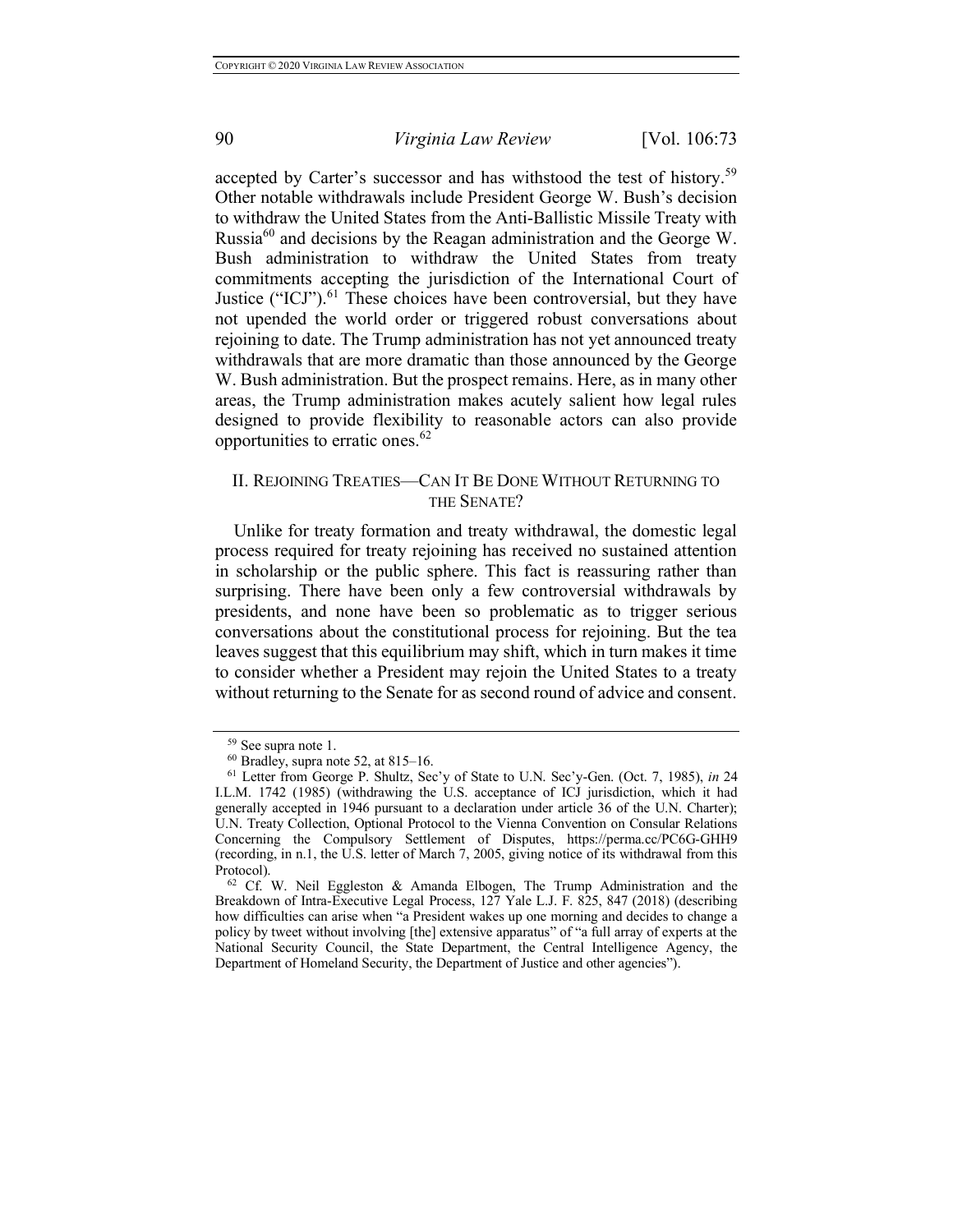accepted by Carter's successor and has withstood the test of history.[59] Other notable withdrawals include President George W. Bush's decision to withdraw the United States from the Anti-Ballistic Missile Treaty with Russia[60] and decisions by the Reagan administration and the George W. Bush administration to withdraw the United States from treaty commitments accepting the jurisdiction of the International Court of Justice ("ICJ").[61] These choices have been controversial, but they have not upended the world order or triggered robust conversations about rejoining to date. The Trump administration has not yet announced treaty withdrawals that are more dramatic than those announced by the George W. Bush administration. But the prospect remains. Here, as in many other areas, the Trump administration makes acutely salient how legal rules designed to provide flexibility to reasonable actors can also provide opportunities to erratic ones.[62]

## II. Rejoining Treaties—Can It Be Done Without Returning to the Senate?

Unlike for treaty formation and treaty withdrawal, the domestic legal process required for treaty rejoining has received no sustained attention in scholarship or the public sphere. This fact is reassuring rather than surprising. There have been only a few controversial withdrawals by presidents, and none have been so problematic as to trigger serious conversations about the constitutional process for rejoining. But the tea leaves suggest that this equilibrium may shift, which in turn makes it time to consider whether a President may rejoin the United States to a treaty without returning to the Senate for as second round of advice and consent.

---

[59] See supra note 1.

[60] Bradley, supra note 52, at 815–16.

[61] Letter from George P. Shultz, Sec'y of State to U.N. Sec'y-Gen. (Oct. 7, 1985), *in* 24 I.L.M. 1742 (1985) (withdrawing the U.S. acceptance of ICJ jurisdiction, which it had generally accepted in 1946 pursuant to a declaration under article 36 of the U.N. Charter); U.N. Treaty Collection, Optional Protocol to the Vienna Convention on Consular Relations Concerning the Compulsory Settlement of Disputes, https://perma.cc/PC6G-GHH9 (recording, in n.1, the U.S. letter of March 7, 2005, giving notice of its withdrawal from this Protocol).

[62] Cf. W. Neil Eggleston & Amanda Elbogen, The Trump Administration and the Breakdown of Intra-Executive Legal Process, 127 Yale L.J. F. 825, 847 (2018) (describing how difficulties can arise when "a President wakes up one morning and decides to change a policy by tweet without involving [the] extensive apparatus" of "a full array of experts at the National Security Council, the State Department, the Central Intelligence Agency, the Department of Homeland Security, the Department of Justice and other agencies").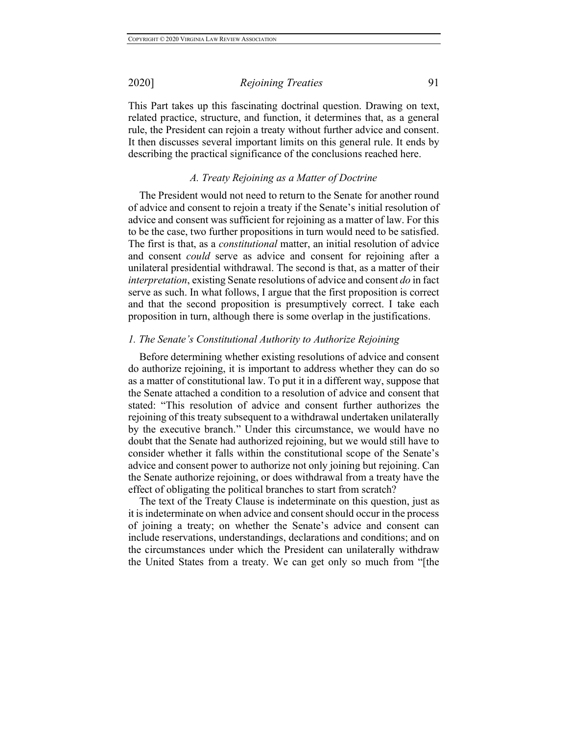This Part takes up this fascinating doctrinal question. Drawing on text, related practice, structure, and function, it determines that, as a general rule, the President can rejoin a treaty without further advice and consent. It then discusses several important limits on this general rule. It ends by describing the practical significance of the conclusions reached here.

### *A. Treaty Rejoining as a Matter of Doctrine*

The President would not need to return to the Senate for another round of advice and consent to rejoin a treaty if the Senate's initial resolution of advice and consent was sufficient for rejoining as a matter of law. For this to be the case, two further propositions in turn would need to be satisfied. The first is that, as a *constitutional* matter, an initial resolution of advice and consent *could* serve as advice and consent for rejoining after a unilateral presidential withdrawal. The second is that, as a matter of their *interpretation*, existing Senate resolutions of advice and consent *do* in fact serve as such. In what follows, I argue that the first proposition is correct and that the second proposition is presumptively correct. I take each proposition in turn, although there is some overlap in the justifications.

#### *1. The Senate's Constitutional Authority to Authorize Rejoining*

Before determining whether existing resolutions of advice and consent do authorize rejoining, it is important to address whether they can do so as a matter of constitutional law. To put it in a different way, suppose that the Senate attached a condition to a resolution of advice and consent that stated: "This resolution of advice and consent further authorizes the rejoining of this treaty subsequent to a withdrawal undertaken unilaterally by the executive branch." Under this circumstance, we would have no doubt that the Senate had authorized rejoining, but we would still have to consider whether it falls within the constitutional scope of the Senate's advice and consent power to authorize not only joining but rejoining. Can the Senate authorize rejoining, or does withdrawal from a treaty have the effect of obligating the political branches to start from scratch?

The text of the Treaty Clause is indeterminate on this question, just as it is indeterminate on when advice and consent should occur in the process of joining a treaty; on whether the Senate's advice and consent can include reservations, understandings, declarations and conditions; and on the circumstances under which the President can unilaterally withdraw the United States from a treaty. We can get only so much from "[the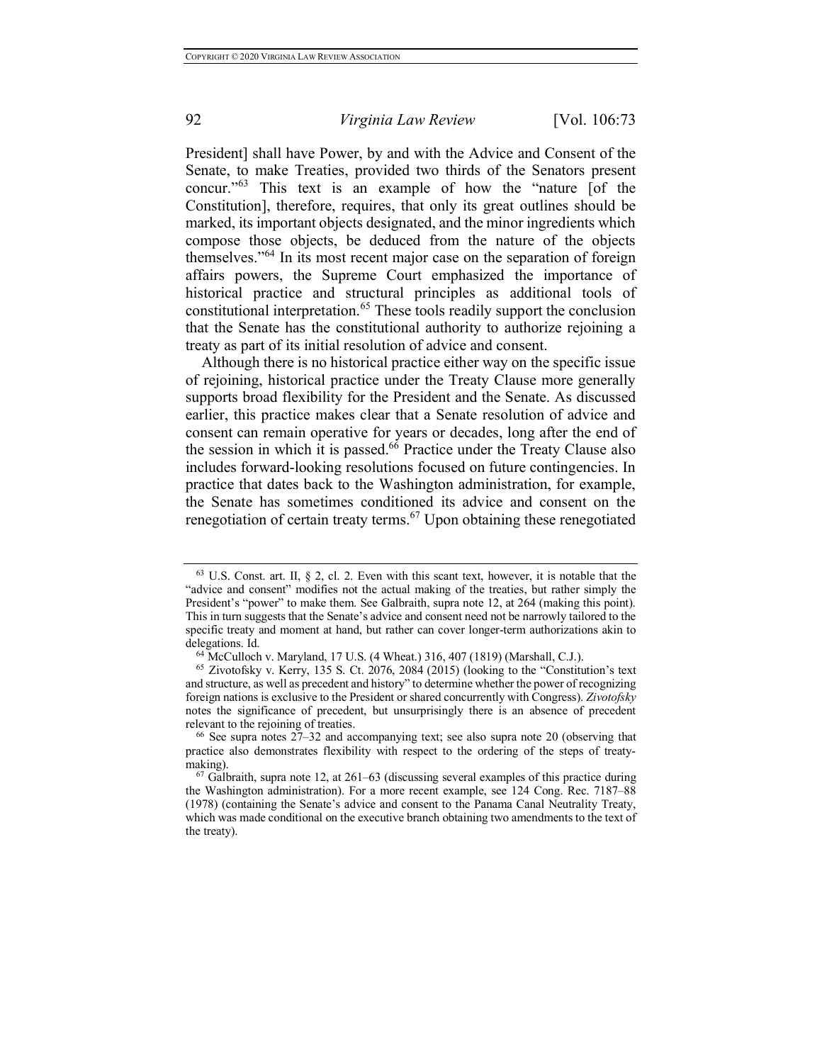President] shall have Power, by and with the Advice and Consent of the Senate, to make Treaties, provided two thirds of the Senators present concur."[63] This text is an example of how the "nature [of the Constitution], therefore, requires, that only its great outlines should be marked, its important objects designated, and the minor ingredients which compose those objects, be deduced from the nature of the objects themselves."[64] In its most recent major case on the separation of foreign affairs powers, the Supreme Court emphasized the importance of historical practice and structural principles as additional tools of constitutional interpretation.[65] These tools readily support the conclusion that the Senate has the constitutional authority to authorize rejoining a treaty as part of its initial resolution of advice and consent.

Although there is no historical practice either way on the specific issue of rejoining, historical practice under the Treaty Clause more generally supports broad flexibility for the President and the Senate. As discussed earlier, this practice makes clear that a Senate resolution of advice and consent can remain operative for years or decades, long after the end of the session in which it is passed.[66] Practice under the Treaty Clause also includes forward-looking resolutions focused on future contingencies. In practice that dates back to the Washington administration, for example, the Senate has sometimes conditioned its advice and consent on the renegotiation of certain treaty terms.[67] Upon obtaining these renegotiated

---

[63] U.S. Const. art. II, § 2, cl. 2. Even with this scant text, however, it is notable that the "advice and consent" modifies not the actual making of the treaties, but rather simply the President's "power" to make them. See Galbraith, supra note 12, at 264 (making this point). This in turn suggests that the Senate's advice and consent need not be narrowly tailored to the specific treaty and moment at hand, but rather can cover longer-term authorizations akin to delegations. Id.

[64] McCulloch v. Maryland, 17 U.S. (4 Wheat.) 316, 407 (1819) (Marshall, C.J.).

[65] Zivotofsky v. Kerry, 135 S. Ct. 2076, 2084 (2015) (looking to the "Constitution's text and structure, as well as precedent and history" to determine whether the power of recognizing foreign nations is exclusive to the President or shared concurrently with Congress). *Zivotofsky* notes the significance of precedent, but unsurprisingly there is an absence of precedent relevant to the rejoining of treaties.

[66] See supra notes 27–32 and accompanying text; see also supra note 20 (observing that practice also demonstrates flexibility with respect to the ordering of the steps of treaty-making).

[67] Galbraith, supra note 12, at 261–63 (discussing several examples of this practice during the Washington administration). For a more recent example, see 124 Cong. Rec. 7187–88 (1978) (containing the Senate's advice and consent to the Panama Canal Neutrality Treaty, which was made conditional on the executive branch obtaining two amendments to the text of the treaty).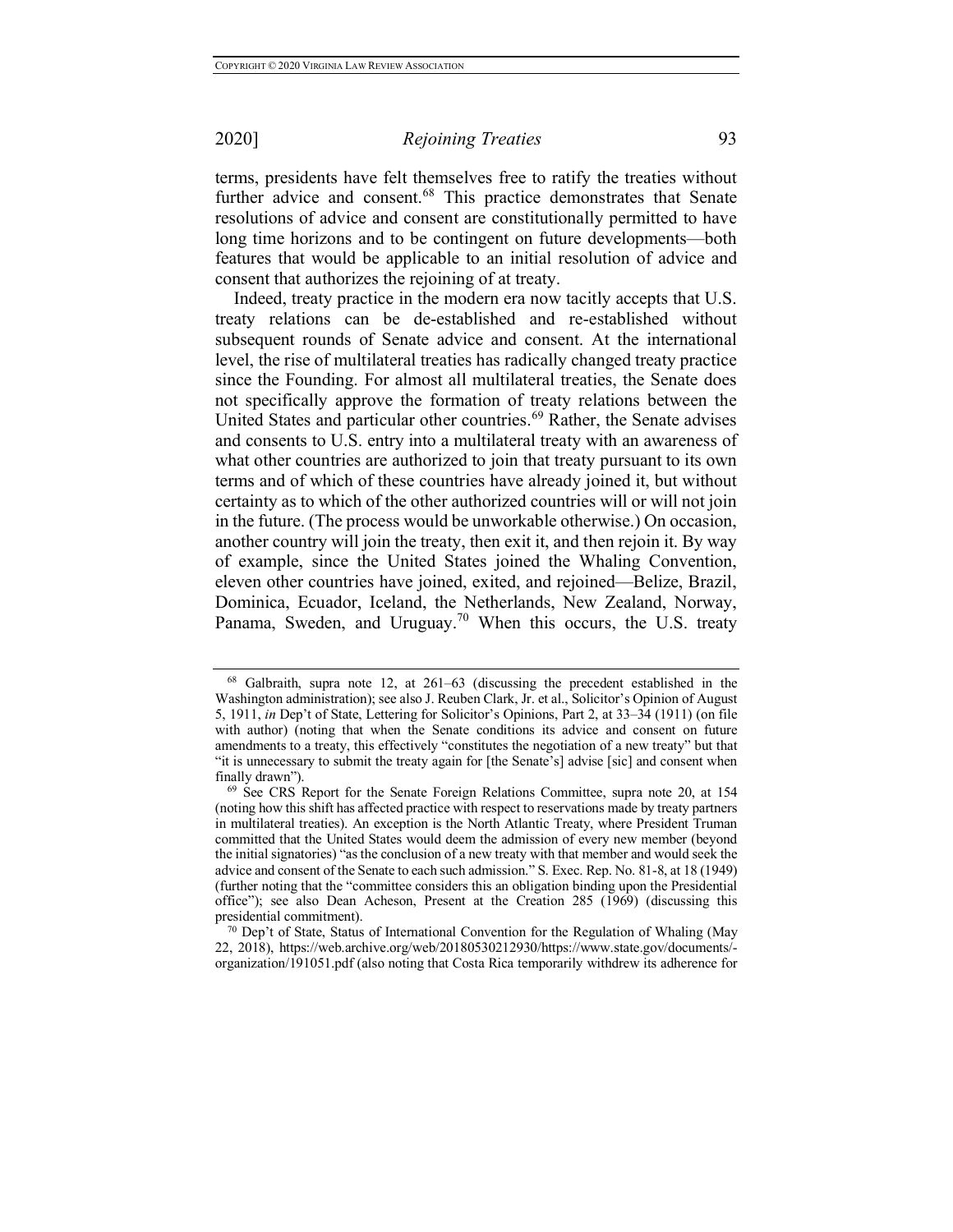terms, presidents have felt themselves free to ratify the treaties without further advice and consent.[68] This practice demonstrates that Senate resolutions of advice and consent are constitutionally permitted to have long time horizons and to be contingent on future developments—both features that would be applicable to an initial resolution of advice and consent that authorizes the rejoining of at treaty.

Indeed, treaty practice in the modern era now tacitly accepts that U.S. treaty relations can be de-established and re-established without subsequent rounds of Senate advice and consent. At the international level, the rise of multilateral treaties has radically changed treaty practice since the Founding. For almost all multilateral treaties, the Senate does not specifically approve the formation of treaty relations between the United States and particular other countries.[69] Rather, the Senate advises and consents to U.S. entry into a multilateral treaty with an awareness of what other countries are authorized to join that treaty pursuant to its own terms and of which of these countries have already joined it, but without certainty as to which of the other authorized countries will or will not join in the future. (The process would be unworkable otherwise.) On occasion, another country will join the treaty, then exit it, and then rejoin it. By way of example, since the United States joined the Whaling Convention, eleven other countries have joined, exited, and rejoined—Belize, Brazil, Dominica, Ecuador, Iceland, the Netherlands, New Zealand, Norway, Panama, Sweden, and Uruguay.[70] When this occurs, the U.S. treaty

---

[68] Galbraith, supra note 12, at 261–63 (discussing the precedent established in the Washington administration); see also J. Reuben Clark, Jr. et al., Solicitor's Opinion of August 5, 1911, *in* Dep't of State, Lettering for Solicitor's Opinions, Part 2, at 33–34 (1911) (on file with author) (noting that when the Senate conditions its advice and consent on future amendments to a treaty, this effectively "constitutes the negotiation of a new treaty" but that "it is unnecessary to submit the treaty again for [the Senate's] advise [sic] and consent when finally drawn").

[69] See CRS Report for the Senate Foreign Relations Committee, supra note 20, at 154 (noting how this shift has affected practice with respect to reservations made by treaty partners in multilateral treaties). An exception is the North Atlantic Treaty, where President Truman committed that the United States would deem the admission of every new member (beyond the initial signatories) "as the conclusion of a new treaty with that member and would seek the advice and consent of the Senate to each such admission." S. Exec. Rep. No. 81-8, at 18 (1949) (further noting that the "committee considers this an obligation binding upon the Presidential office"); see also Dean Acheson, Present at the Creation 285 (1969) (discussing this presidential commitment).

[70] Dep't of State, Status of International Convention for the Regulation of Whaling (May 22, 2018), https://web.archive.org/web/20180530212930/https://www.state.gov/documents/-organization/191051.pdf (also noting that Costa Rica temporarily withdrew its adherence for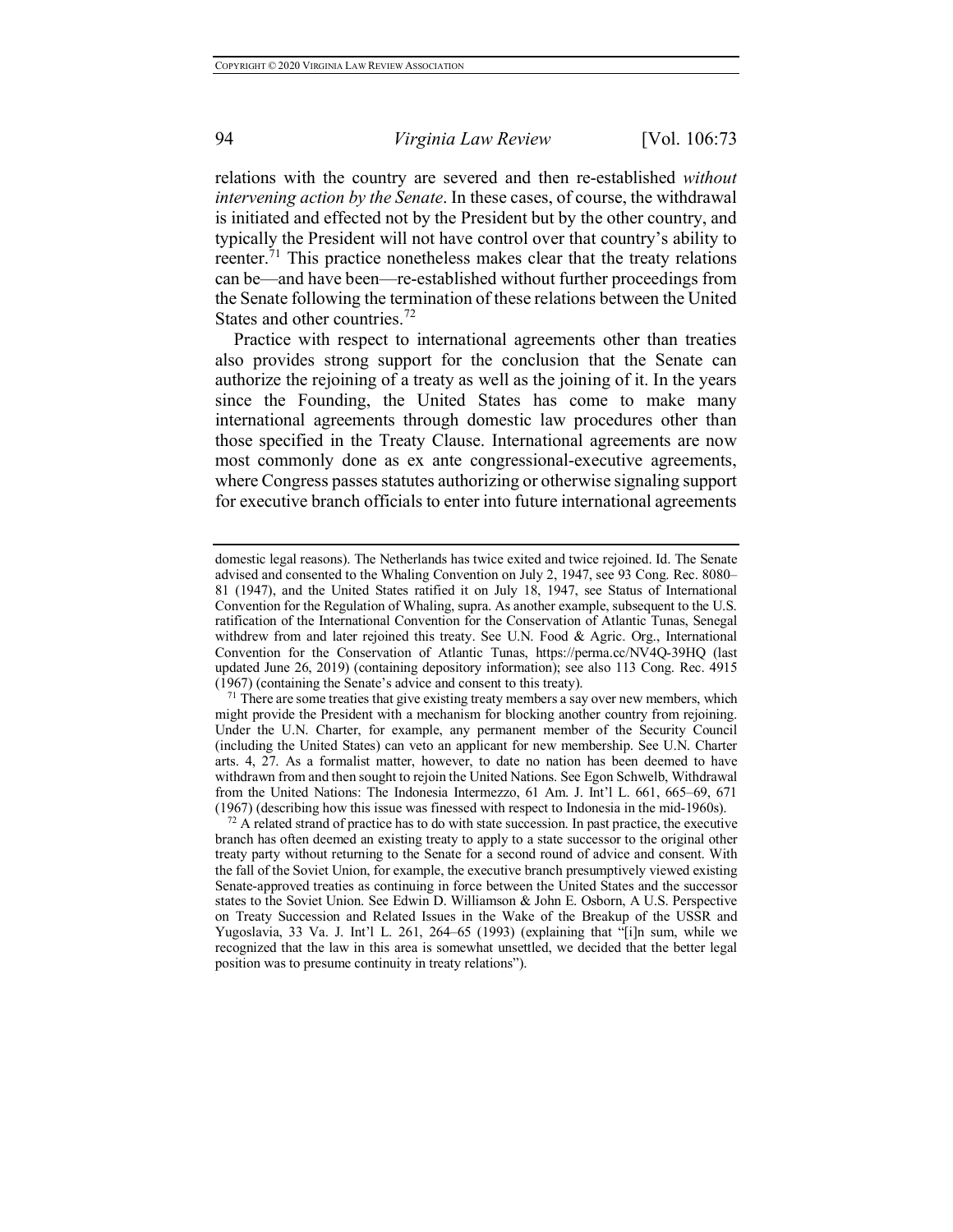relations with the country are severed and then re-established *without intervening action by the Senate*. In these cases, of course, the withdrawal is initiated and effected not by the President but by the other country, and typically the President will not have control over that country's ability to reenter.[71] This practice nonetheless makes clear that the treaty relations can be—and have been—re-established without further proceedings from the Senate following the termination of these relations between the United States and other countries.[72]

Practice with respect to international agreements other than treaties also provides strong support for the conclusion that the Senate can authorize the rejoining of a treaty as well as the joining of it. In the years since the Founding, the United States has come to make many international agreements through domestic law procedures other than those specified in the Treaty Clause. International agreements are now most commonly done as ex ante congressional-executive agreements, where Congress passes statutes authorizing or otherwise signaling support for executive branch officials to enter into future international agreements

---

domestic legal reasons). The Netherlands has twice exited and twice rejoined. Id. The Senate advised and consented to the Whaling Convention on July 2, 1947, see 93 Cong. Rec. 8080–81 (1947), and the United States ratified it on July 18, 1947, see Status of International Convention for the Regulation of Whaling, supra. As another example, subsequent to the U.S. ratification of the International Convention for the Conservation of Atlantic Tunas, Senegal withdrew from and later rejoined this treaty. See U.N. Food & Agric. Org., International Convention for the Conservation of Atlantic Tunas, https://perma.cc/NV4Q-39HQ (last updated June 26, 2019) (containing depository information); see also 113 Cong. Rec. 4915 (1967) (containing the Senate's advice and consent to this treaty).

[71] There are some treaties that give existing treaty members a say over new members, which might provide the President with a mechanism for blocking another country from rejoining. Under the U.N. Charter, for example, any permanent member of the Security Council (including the United States) can veto an applicant for new membership. See U.N. Charter arts. 4, 27. As a formalist matter, however, to date no nation has been deemed to have withdrawn from and then sought to rejoin the United Nations. See Egon Schwelb, Withdrawal from the United Nations: The Indonesia Intermezzo, 61 Am. J. Int'l L. 661, 665–69, 671 (1967) (describing how this issue was finessed with respect to Indonesia in the mid-1960s).

[72] A related strand of practice has to do with state succession. In past practice, the executive branch has often deemed an existing treaty to apply to a state successor to the original other treaty party without returning to the Senate for a second round of advice and consent. With the fall of the Soviet Union, for example, the executive branch presumptively viewed existing Senate-approved treaties as continuing in force between the United States and the successor states to the Soviet Union. See Edwin D. Williamson & John E. Osborn, A U.S. Perspective on Treaty Succession and Related Issues in the Wake of the Breakup of the USSR and Yugoslavia, 33 Va. J. Int'l L. 261, 264–65 (1993) (explaining that "[i]n sum, while we recognized that the law in this area is somewhat unsettled, we decided that the better legal position was to presume continuity in treaty relations").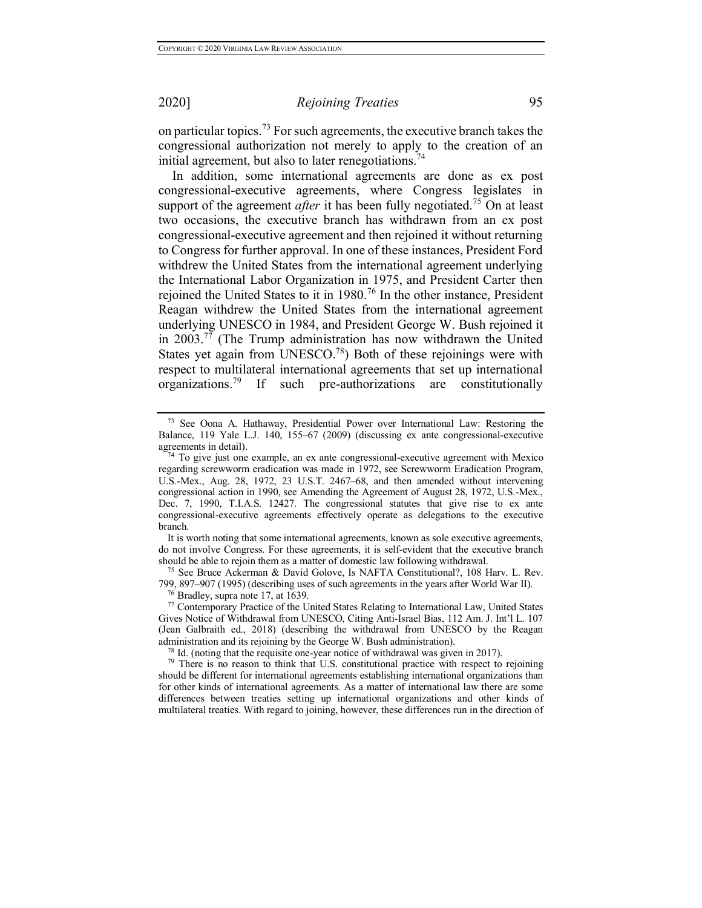on particular topics.[73] For such agreements, the executive branch takes the congressional authorization not merely to apply to the creation of an initial agreement, but also to later renegotiations.[74]

In addition, some international agreements are done as ex post congressional-executive agreements, where Congress legislates in support of the agreement *after* it has been fully negotiated.[75] On at least two occasions, the executive branch has withdrawn from an ex post congressional-executive agreement and then rejoined it without returning to Congress for further approval. In one of these instances, President Ford withdrew the United States from the international agreement underlying the International Labor Organization in 1975, and President Carter then rejoined the United States to it in 1980.[76] In the other instance, President Reagan withdrew the United States from the international agreement underlying UNESCO in 1984, and President George W. Bush rejoined it in 2003.[77] (The Trump administration has now withdrawn the United States yet again from UNESCO.[78]) Both of these rejoinings were with respect to multilateral international agreements that set up international organizations.[79] If such pre-authorizations are constitutionally

---

[73] See Oona A. Hathaway, Presidential Power over International Law: Restoring the Balance, 119 Yale L.J. 140, 155–67 (2009) (discussing ex ante congressional-executive agreements in detail).

[74] To give just one example, an ex ante congressional-executive agreement with Mexico regarding screwworm eradication was made in 1972, see Screwworm Eradication Program, U.S.-Mex., Aug. 28, 1972, 23 U.S.T. 2467–68, and then amended without intervening congressional action in 1990, see Amending the Agreement of August 28, 1972, U.S.-Mex., Dec. 7, 1990, T.I.A.S. 12427. The congressional statutes that give rise to ex ante congressional-executive agreements effectively operate as delegations to the executive branch.

It is worth noting that some international agreements, known as sole executive agreements, do not involve Congress. For these agreements, it is self-evident that the executive branch should be able to rejoin them as a matter of domestic law following withdrawal.

[75] See Bruce Ackerman & David Golove, Is NAFTA Constitutional?, 108 Harv. L. Rev. 799, 897–907 (1995) (describing uses of such agreements in the years after World War II).

[76] Bradley, supra note 17, at 1639.

[77] Contemporary Practice of the United States Relating to International Law, United States Gives Notice of Withdrawal from UNESCO, Citing Anti-Israel Bias, 112 Am. J. Int'l L. 107 (Jean Galbraith ed., 2018) (describing the withdrawal from UNESCO by the Reagan administration and its rejoining by the George W. Bush administration).

[78] Id. (noting that the requisite one-year notice of withdrawal was given in 2017).

[79] There is no reason to think that U.S. constitutional practice with respect to rejoining should be different for international agreements establishing international organizations than for other kinds of international agreements. As a matter of international law there are some differences between treaties setting up international organizations and other kinds of multilateral treaties. With regard to joining, however, these differences run in the direction of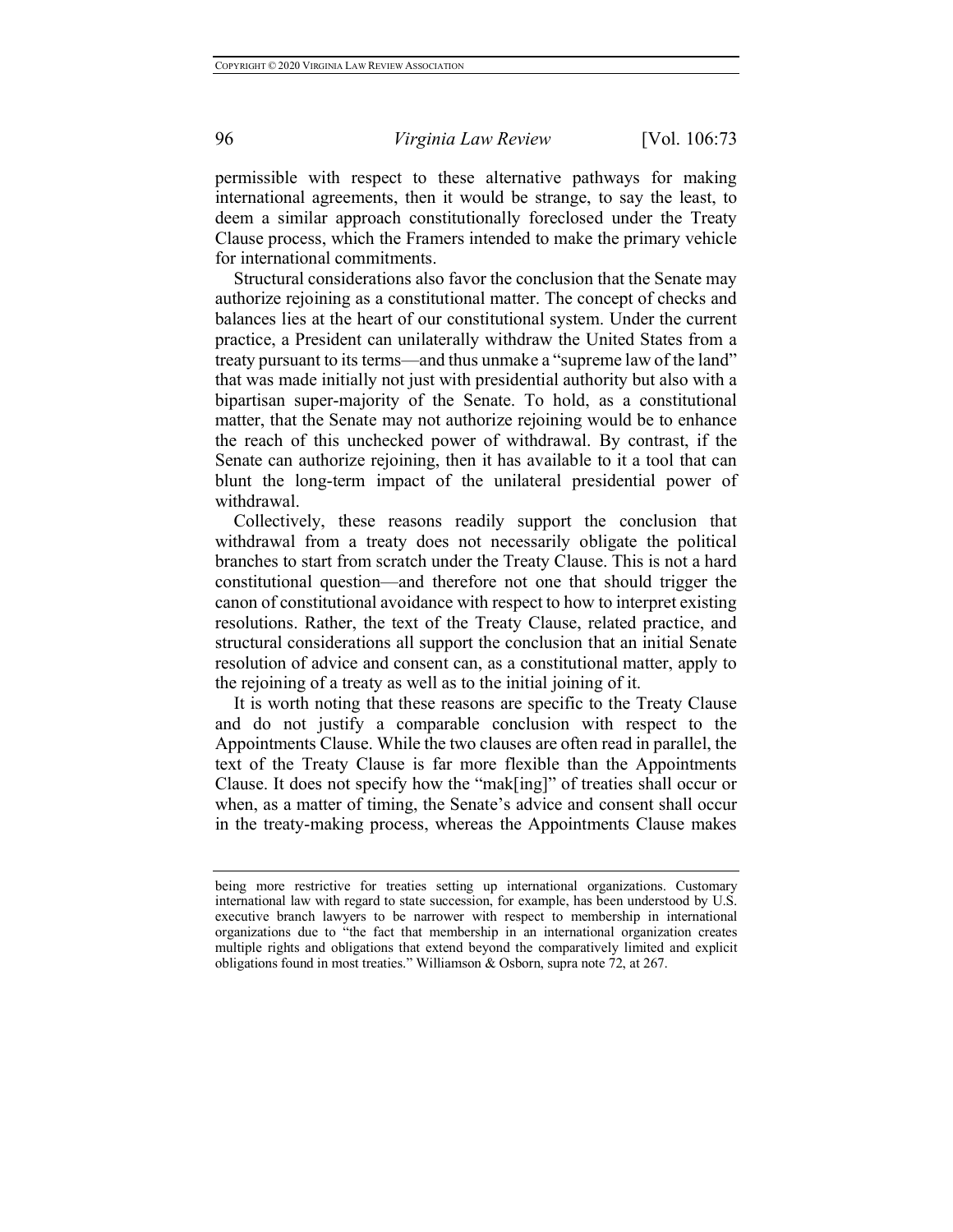permissible with respect to these alternative pathways for making international agreements, then it would be strange, to say the least, to deem a similar approach constitutionally foreclosed under the Treaty Clause process, which the Framers intended to make the primary vehicle for international commitments.

Structural considerations also favor the conclusion that the Senate may authorize rejoining as a constitutional matter. The concept of checks and balances lies at the heart of our constitutional system. Under the current practice, a President can unilaterally withdraw the United States from a treaty pursuant to its terms—and thus unmake a "supreme law of the land" that was made initially not just with presidential authority but also with a bipartisan super-majority of the Senate. To hold, as a constitutional matter, that the Senate may not authorize rejoining would be to enhance the reach of this unchecked power of withdrawal. By contrast, if the Senate can authorize rejoining, then it has available to it a tool that can blunt the long-term impact of the unilateral presidential power of withdrawal.

Collectively, these reasons readily support the conclusion that withdrawal from a treaty does not necessarily obligate the political branches to start from scratch under the Treaty Clause. This is not a hard constitutional question—and therefore not one that should trigger the canon of constitutional avoidance with respect to how to interpret existing resolutions. Rather, the text of the Treaty Clause, related practice, and structural considerations all support the conclusion that an initial Senate resolution of advice and consent can, as a constitutional matter, apply to the rejoining of a treaty as well as to the initial joining of it.

It is worth noting that these reasons are specific to the Treaty Clause and do not justify a comparable conclusion with respect to the Appointments Clause. While the two clauses are often read in parallel, the text of the Treaty Clause is far more flexible than the Appointments Clause. It does not specify how the "mak[ing]" of treaties shall occur or when, as a matter of timing, the Senate's advice and consent shall occur in the treaty-making process, whereas the Appointments Clause makes

---

being more restrictive for treaties setting up international organizations. Customary international law with regard to state succession, for example, has been understood by U.S. executive branch lawyers to be narrower with respect to membership in international organizations due to "the fact that membership in an international organization creates multiple rights and obligations that extend beyond the comparatively limited and explicit obligations found in most treaties." Williamson & Osborn, supra note 72, at 267.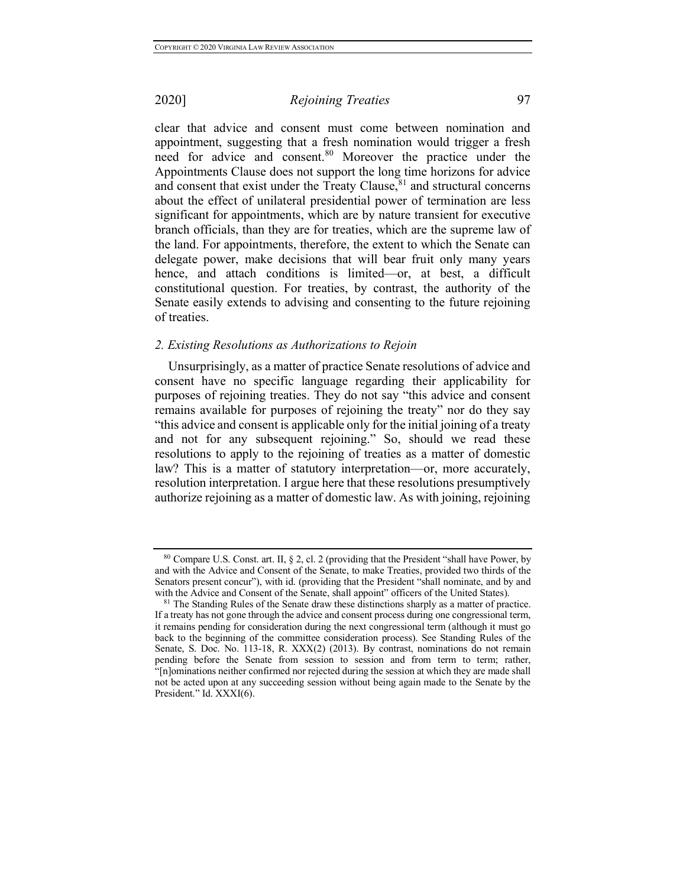clear that advice and consent must come between nomination and appointment, suggesting that a fresh nomination would trigger a fresh need for advice and consent.[80] Moreover the practice under the Appointments Clause does not support the long time horizons for advice and consent that exist under the Treaty Clause,[81] and structural concerns about the effect of unilateral presidential power of termination are less significant for appointments, which are by nature transient for executive branch officials, than they are for treaties, which are the supreme law of the land. For appointments, therefore, the extent to which the Senate can delegate power, make decisions that will bear fruit only many years hence, and attach conditions is limited—or, at best, a difficult constitutional question. For treaties, by contrast, the authority of the Senate easily extends to advising and consenting to the future rejoining of treaties.

### *2. Existing Resolutions as Authorizations to Rejoin*

Unsurprisingly, as a matter of practice Senate resolutions of advice and consent have no specific language regarding their applicability for purposes of rejoining treaties. They do not say "this advice and consent remains available for purposes of rejoining the treaty" nor do they say "this advice and consent is applicable only for the initial joining of a treaty and not for any subsequent rejoining." So, should we read these resolutions to apply to the rejoining of treaties as a matter of domestic law? This is a matter of statutory interpretation—or, more accurately, resolution interpretation. I argue here that these resolutions presumptively authorize rejoining as a matter of domestic law. As with joining, rejoining

---

[80] Compare U.S. Const. art. II, § 2, cl. 2 (providing that the President "shall have Power, by and with the Advice and Consent of the Senate, to make Treaties, provided two thirds of the Senators present concur"), with id. (providing that the President "shall nominate, and by and with the Advice and Consent of the Senate, shall appoint" officers of the United States).

[81] The Standing Rules of the Senate draw these distinctions sharply as a matter of practice. If a treaty has not gone through the advice and consent process during one congressional term, it remains pending for consideration during the next congressional term (although it must go back to the beginning of the committee consideration process). See Standing Rules of the Senate, S. Doc. No. 113-18, R. XXX(2) (2013). By contrast, nominations do not remain pending before the Senate from session to session and from term to term; rather, "[n]ominations neither confirmed nor rejected during the session at which they are made shall not be acted upon at any succeeding session without being again made to the Senate by the President." Id. XXXI(6).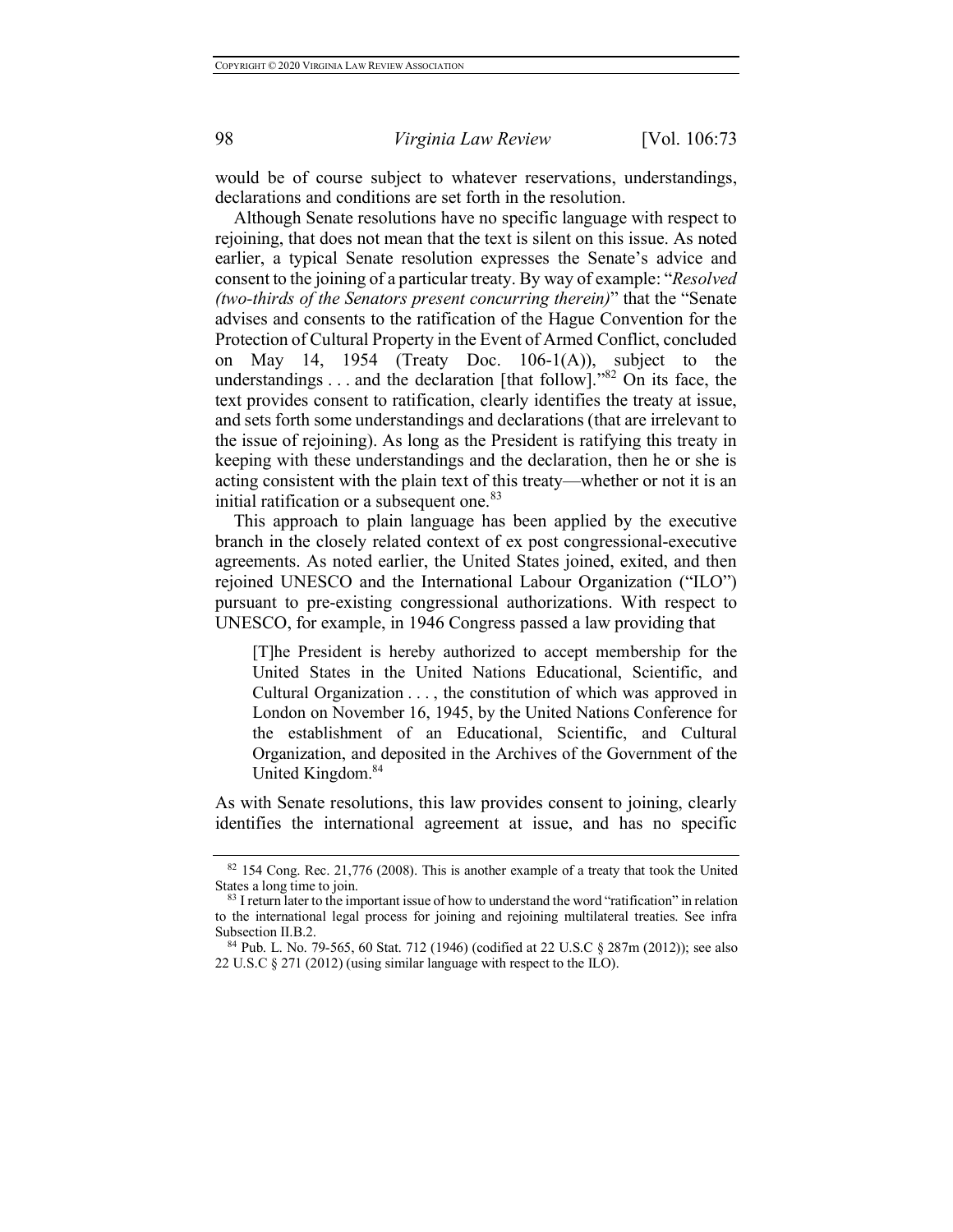would be of course subject to whatever reservations, understandings, declarations and conditions are set forth in the resolution.

Although Senate resolutions have no specific language with respect to rejoining, that does not mean that the text is silent on this issue. As noted earlier, a typical Senate resolution expresses the Senate's advice and consent to the joining of a particular treaty. By way of example: "*Resolved (two-thirds of the Senators present concurring therein)*" that the "Senate advises and consents to the ratification of the Hague Convention for the Protection of Cultural Property in the Event of Armed Conflict, concluded on May 14, 1954 (Treaty Doc. 106-1(A)), subject to the understandings . . . and the declaration [that follow]."[82] On its face, the text provides consent to ratification, clearly identifies the treaty at issue, and sets forth some understandings and declarations (that are irrelevant to the issue of rejoining). As long as the President is ratifying this treaty in keeping with these understandings and the declaration, then he or she is acting consistent with the plain text of this treaty—whether or not it is an initial ratification or a subsequent one.[83]

This approach to plain language has been applied by the executive branch in the closely related context of ex post congressional-executive agreements. As noted earlier, the United States joined, exited, and then rejoined UNESCO and the International Labour Organization ("ILO") pursuant to pre-existing congressional authorizations. With respect to UNESCO, for example, in 1946 Congress passed a law providing that

> [T]he President is hereby authorized to accept membership for the United States in the United Nations Educational, Scientific, and Cultural Organization . . . , the constitution of which was approved in London on November 16, 1945, by the United Nations Conference for the establishment of an Educational, Scientific, and Cultural Organization, and deposited in the Archives of the Government of the United Kingdom.[84]

As with Senate resolutions, this law provides consent to joining, clearly identifies the international agreement at issue, and has no specific

---

[82] 154 Cong. Rec. 21,776 (2008). This is another example of a treaty that took the United States a long time to join.

[83] I return later to the important issue of how to understand the word "ratification" in relation to the international legal process for joining and rejoining multilateral treaties. See infra Subsection II.B.2.

[84] Pub. L. No. 79-565, 60 Stat. 712 (1946) (codified at 22 U.S.C § 287m (2012)); see also 22 U.S.C § 271 (2012) (using similar language with respect to the ILO).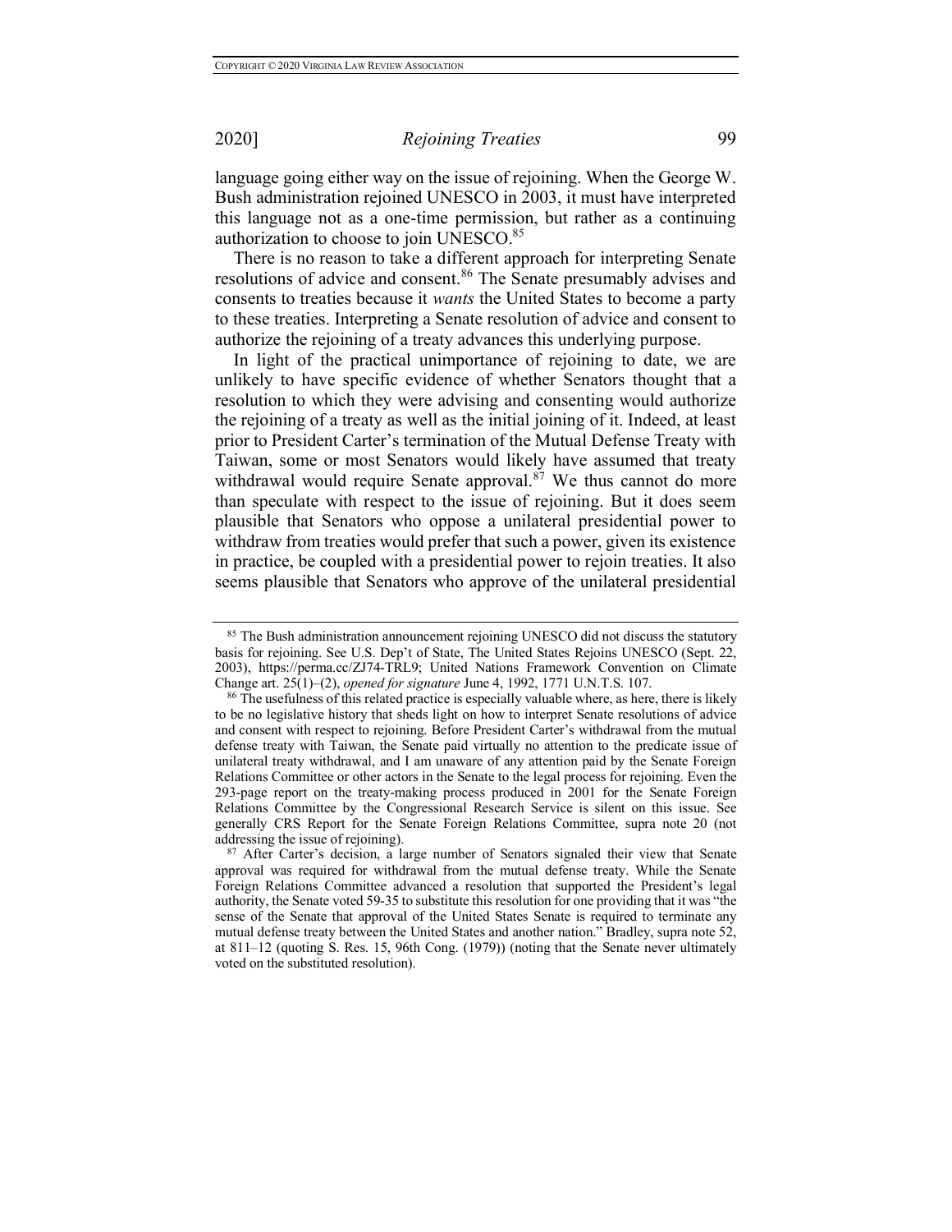language going either way on the issue of rejoining. When the George W. Bush administration rejoined UNESCO in 2003, it must have interpreted this language not as a one-time permission, but rather as a continuing authorization to choose to join UNESCO.[85]

There is no reason to take a different approach for interpreting Senate resolutions of advice and consent.[86] The Senate presumably advises and consents to treaties because it *wants* the United States to become a party to these treaties. Interpreting a Senate resolution of advice and consent to authorize the rejoining of a treaty advances this underlying purpose.

In light of the practical unimportance of rejoining to date, we are unlikely to have specific evidence of whether Senators thought that a resolution to which they were advising and consenting would authorize the rejoining of a treaty as well as the initial joining of it. Indeed, at least prior to President Carter's termination of the Mutual Defense Treaty with Taiwan, some or most Senators would likely have assumed that treaty withdrawal would require Senate approval.[87] We thus cannot do more than speculate with respect to the issue of rejoining. But it does seem plausible that Senators who oppose a unilateral presidential power to withdraw from treaties would prefer that such a power, given its existence in practice, be coupled with a presidential power to rejoin treaties. It also seems plausible that Senators who approve of the unilateral presidential

---

[85] The Bush administration announcement rejoining UNESCO did not discuss the statutory basis for rejoining. See U.S. Dep't of State, The United States Rejoins UNESCO (Sept. 22, 2003), https://perma.cc/ZJ74-TRL9; United Nations Framework Convention on Climate Change art. 25(1)–(2), *opened for signature* June 4, 1992, 1771 U.N.T.S. 107.

[86] The usefulness of this related practice is especially valuable where, as here, there is likely to be no legislative history that sheds light on how to interpret Senate resolutions of advice and consent with respect to rejoining. Before President Carter's withdrawal from the mutual defense treaty with Taiwan, the Senate paid virtually no attention to the predicate issue of unilateral treaty withdrawal, and I am unaware of any attention paid by the Senate Foreign Relations Committee or other actors in the Senate to the legal process for rejoining. Even the 293-page report on the treaty-making process produced in 2001 for the Senate Foreign Relations Committee by the Congressional Research Service is silent on this issue. See generally CRS Report for the Senate Foreign Relations Committee, supra note 20 (not addressing the issue of rejoining).

[87] After Carter's decision, a large number of Senators signaled their view that Senate approval was required for withdrawal from the mutual defense treaty. While the Senate Foreign Relations Committee advanced a resolution that supported the President's legal authority, the Senate voted 59-35 to substitute this resolution for one providing that it was "the sense of the Senate that approval of the United States Senate is required to terminate any mutual defense treaty between the United States and another nation." Bradley, supra note 52, at 811–12 (quoting S. Res. 15, 96th Cong. (1979)) (noting that the Senate never ultimately voted on the substituted resolution).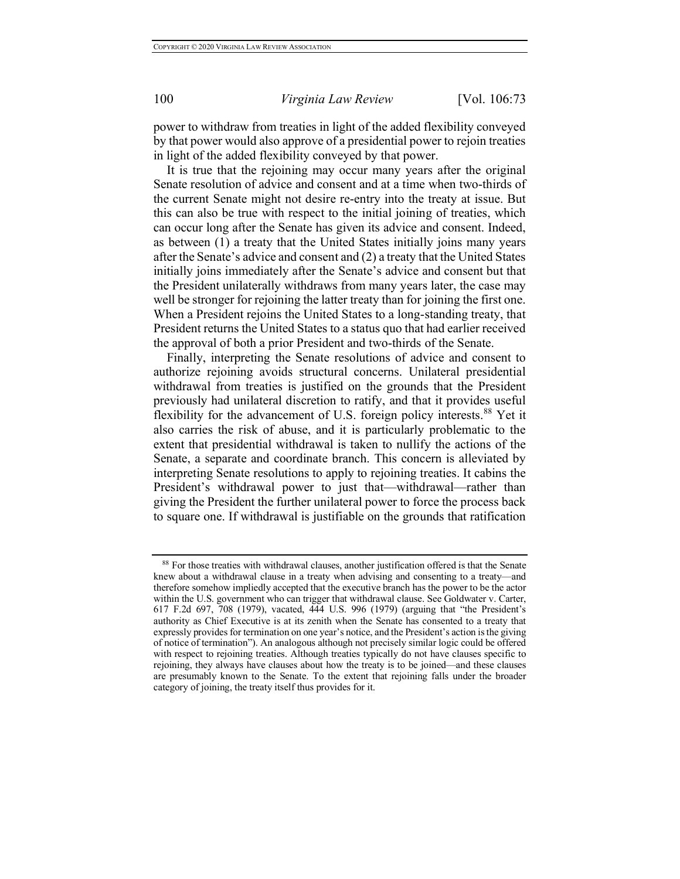power to withdraw from treaties in light of the added flexibility conveyed by that power would also approve of a presidential power to rejoin treaties in light of the added flexibility conveyed by that power.

It is true that the rejoining may occur many years after the original Senate resolution of advice and consent and at a time when two-thirds of the current Senate might not desire re-entry into the treaty at issue. But this can also be true with respect to the initial joining of treaties, which can occur long after the Senate has given its advice and consent. Indeed, as between (1) a treaty that the United States initially joins many years after the Senate's advice and consent and (2) a treaty that the United States initially joins immediately after the Senate's advice and consent but that the President unilaterally withdraws from many years later, the case may well be stronger for rejoining the latter treaty than for joining the first one. When a President rejoins the United States to a long-standing treaty, that President returns the United States to a status quo that had earlier received the approval of both a prior President and two-thirds of the Senate.

Finally, interpreting the Senate resolutions of advice and consent to authorize rejoining avoids structural concerns. Unilateral presidential withdrawal from treaties is justified on the grounds that the President previously had unilateral discretion to ratify, and that it provides useful flexibility for the advancement of U.S. foreign policy interests.[88] Yet it also carries the risk of abuse, and it is particularly problematic to the extent that presidential withdrawal is taken to nullify the actions of the Senate, a separate and coordinate branch. This concern is alleviated by interpreting Senate resolutions to apply to rejoining treaties. It cabins the President's withdrawal power to just that—withdrawal—rather than giving the President the further unilateral power to force the process back to square one. If withdrawal is justifiable on the grounds that ratification

---

[88] For those treaties with withdrawal clauses, another justification offered is that the Senate knew about a withdrawal clause in a treaty when advising and consenting to a treaty—and therefore somehow impliedly accepted that the executive branch has the power to be the actor within the U.S. government who can trigger that withdrawal clause. See Goldwater v. Carter, 617 F.2d 697, 708 (1979), vacated, 444 U.S. 996 (1979) (arguing that "the President's authority as Chief Executive is at its zenith when the Senate has consented to a treaty that expressly provides for termination on one year's notice, and the President's action is the giving of notice of termination"). An analogous although not precisely similar logic could be offered with respect to rejoining treaties. Although treaties typically do not have clauses specific to rejoining, they always have clauses about how the treaty is to be joined—and these clauses are presumably known to the Senate. To the extent that rejoining falls under the broader category of joining, the treaty itself thus provides for it.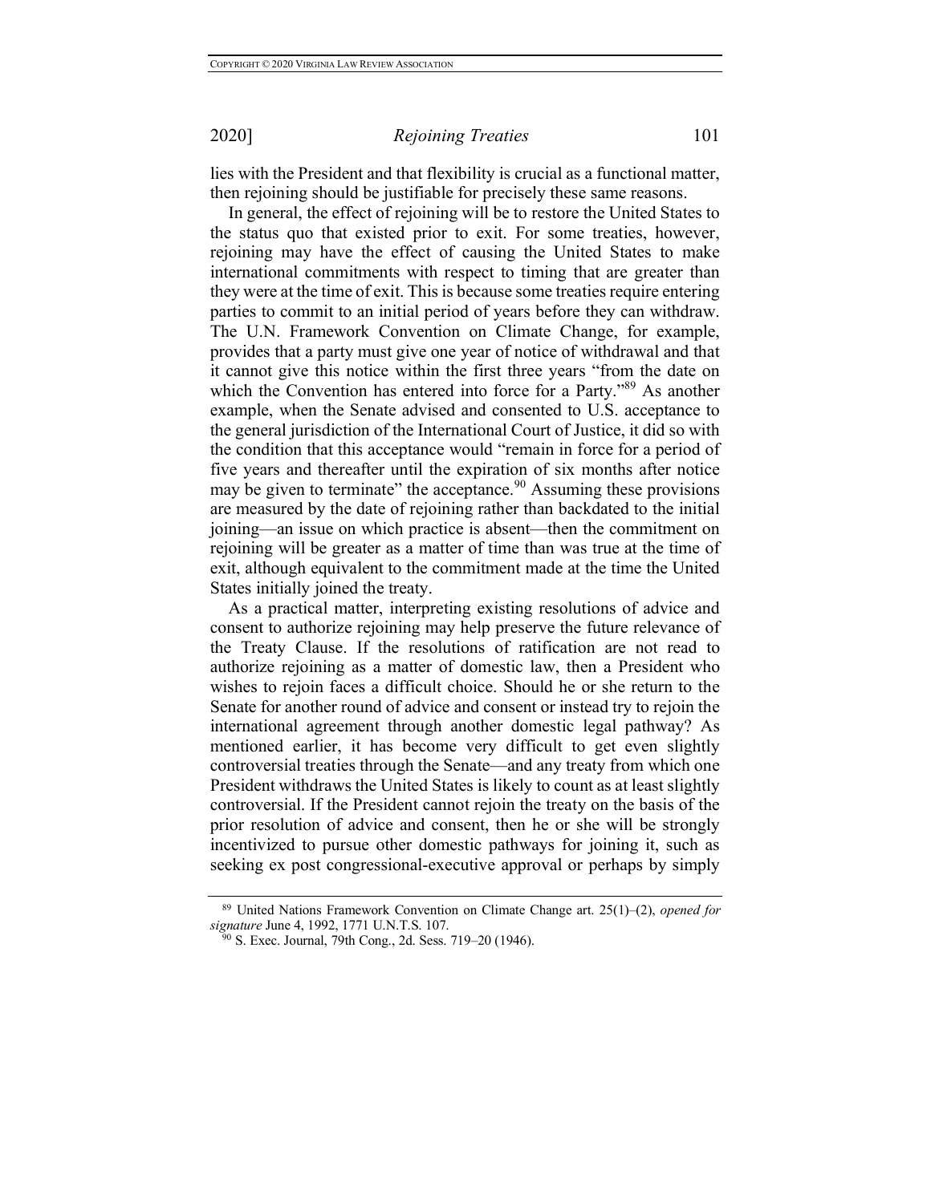lies with the President and that flexibility is crucial as a functional matter, then rejoining should be justifiable for precisely these same reasons.

In general, the effect of rejoining will be to restore the United States to the status quo that existed prior to exit. For some treaties, however, rejoining may have the effect of causing the United States to make international commitments with respect to timing that are greater than they were at the time of exit. This is because some treaties require entering parties to commit to an initial period of years before they can withdraw. The U.N. Framework Convention on Climate Change, for example, provides that a party must give one year of notice of withdrawal and that it cannot give this notice within the first three years "from the date on which the Convention has entered into force for a Party."[89] As another example, when the Senate advised and consented to U.S. acceptance to the general jurisdiction of the International Court of Justice, it did so with the condition that this acceptance would "remain in force for a period of five years and thereafter until the expiration of six months after notice may be given to terminate" the acceptance.[90] Assuming these provisions are measured by the date of rejoining rather than backdated to the initial joining—an issue on which practice is absent—then the commitment on rejoining will be greater as a matter of time than was true at the time of exit, although equivalent to the commitment made at the time the United States initially joined the treaty.

As a practical matter, interpreting existing resolutions of advice and consent to authorize rejoining may help preserve the future relevance of the Treaty Clause. If the resolutions of ratification are not read to authorize rejoining as a matter of domestic law, then a President who wishes to rejoin faces a difficult choice. Should he or she return to the Senate for another round of advice and consent or instead try to rejoin the international agreement through another domestic legal pathway? As mentioned earlier, it has become very difficult to get even slightly controversial treaties through the Senate—and any treaty from which one President withdraws the United States is likely to count as at least slightly controversial. If the President cannot rejoin the treaty on the basis of the prior resolution of advice and consent, then he or she will be strongly incentivized to pursue other domestic pathways for joining it, such as seeking ex post congressional-executive approval or perhaps by simply

[89] United Nations Framework Convention on Climate Change art. 25(1)–(2), *opened for signature* June 4, 1992, 1771 U.N.T.S. 107.

[90] S. Exec. Journal, 79th Cong., 2d. Sess. 719–20 (1946).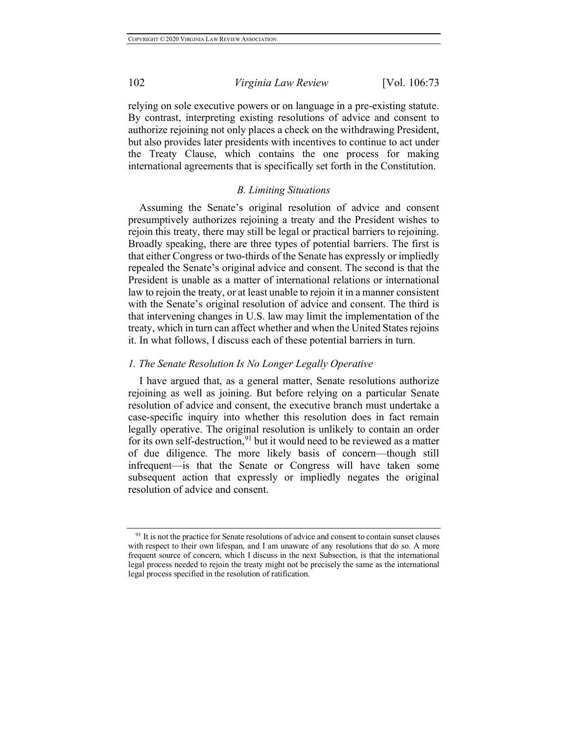relying on sole executive powers or on language in a pre-existing statute. By contrast, interpreting existing resolutions of advice and consent to authorize rejoining not only places a check on the withdrawing President, but also provides later presidents with incentives to continue to act under the Treaty Clause, which contains the one process for making international agreements that is specifically set forth in the Constitution.

### *B. Limiting Situations*

Assuming the Senate's original resolution of advice and consent presumptively authorizes rejoining a treaty and the President wishes to rejoin this treaty, there may still be legal or practical barriers to rejoining. Broadly speaking, there are three types of potential barriers. The first is that either Congress or two-thirds of the Senate has expressly or impliedly repealed the Senate's original advice and consent. The second is that the President is unable as a matter of international relations or international law to rejoin the treaty, or at least unable to rejoin it in a manner consistent with the Senate's original resolution of advice and consent. The third is that intervening changes in U.S. law may limit the implementation of the treaty, which in turn can affect whether and when the United States rejoins it. In what follows, I discuss each of these potential barriers in turn.

#### *1. The Senate Resolution Is No Longer Legally Operative*

I have argued that, as a general matter, Senate resolutions authorize rejoining as well as joining. But before relying on a particular Senate resolution of advice and consent, the executive branch must undertake a case-specific inquiry into whether this resolution does in fact remain legally operative. The original resolution is unlikely to contain an order for its own self-destruction,[91] but it would need to be reviewed as a matter of due diligence. The more likely basis of concern—though still infrequent—is that the Senate or Congress will have taken some subsequent action that expressly or impliedly negates the original resolution of advice and consent.

[91] It is not the practice for Senate resolutions of advice and consent to contain sunset clauses with respect to their own lifespan, and I am unaware of any resolutions that do so. A more frequent source of concern, which I discuss in the next Subsection, is that the international legal process needed to rejoin the treaty might not be precisely the same as the international legal process specified in the resolution of ratification.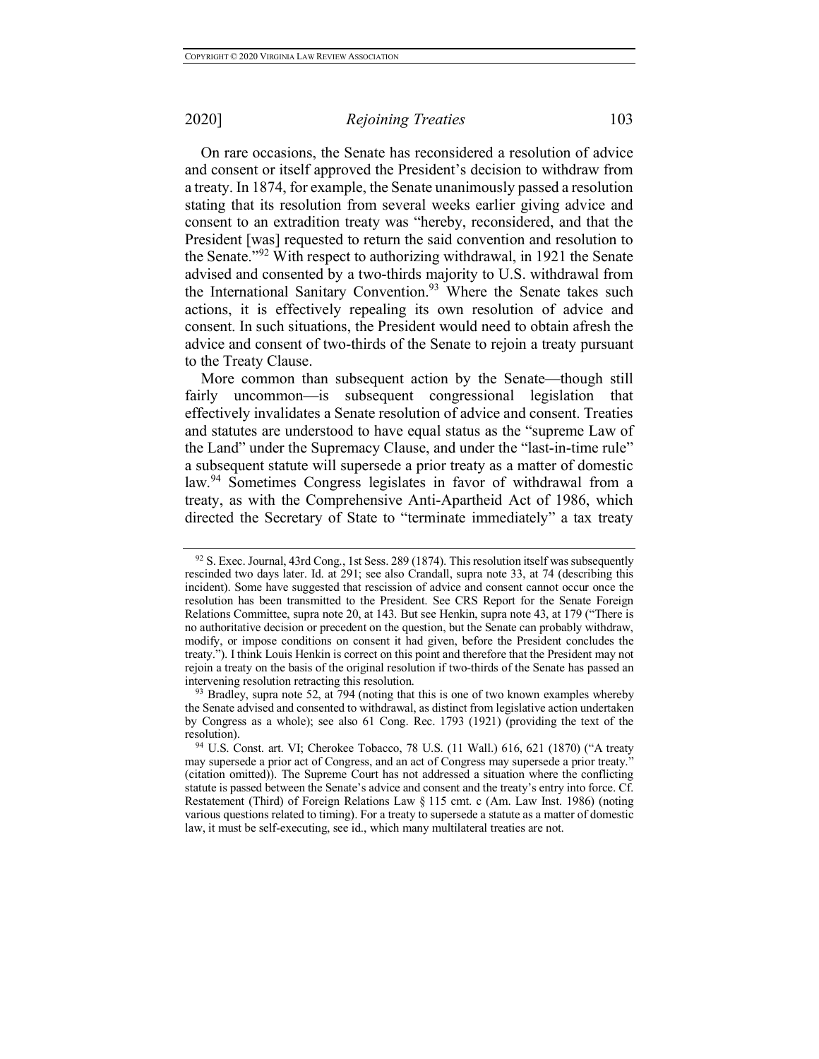On rare occasions, the Senate has reconsidered a resolution of advice and consent or itself approved the President's decision to withdraw from a treaty. In 1874, for example, the Senate unanimously passed a resolution stating that its resolution from several weeks earlier giving advice and consent to an extradition treaty was "hereby, reconsidered, and that the President [was] requested to return the said convention and resolution to the Senate."[92] With respect to authorizing withdrawal, in 1921 the Senate advised and consented by a two-thirds majority to U.S. withdrawal from the International Sanitary Convention.[93] Where the Senate takes such actions, it is effectively repealing its own resolution of advice and consent. In such situations, the President would need to obtain afresh the advice and consent of two-thirds of the Senate to rejoin a treaty pursuant to the Treaty Clause.

More common than subsequent action by the Senate—though still fairly uncommon—is subsequent congressional legislation that effectively invalidates a Senate resolution of advice and consent. Treaties and statutes are understood to have equal status as the "supreme Law of the Land" under the Supremacy Clause, and under the "last-in-time rule" a subsequent statute will supersede a prior treaty as a matter of domestic law.[94] Sometimes Congress legislates in favor of withdrawal from a treaty, as with the Comprehensive Anti-Apartheid Act of 1986, which directed the Secretary of State to "terminate immediately" a tax treaty

---

[92] S. Exec. Journal, 43rd Cong., 1st Sess. 289 (1874). This resolution itself was subsequently rescinded two days later. Id. at 291; see also Crandall, supra note 33, at 74 (describing this incident). Some have suggested that rescission of advice and consent cannot occur once the resolution has been transmitted to the President. See CRS Report for the Senate Foreign Relations Committee, supra note 20, at 143. But see Henkin, supra note 43, at 179 ("There is no authoritative decision or precedent on the question, but the Senate can probably withdraw, modify, or impose conditions on consent it had given, before the President concludes the treaty."). I think Louis Henkin is correct on this point and therefore that the President may not rejoin a treaty on the basis of the original resolution if two-thirds of the Senate has passed an intervening resolution retracting this resolution.

[93] Bradley, supra note 52, at 794 (noting that this is one of two known examples whereby the Senate advised and consented to withdrawal, as distinct from legislative action undertaken by Congress as a whole); see also 61 Cong. Rec. 1793 (1921) (providing the text of the resolution).

[94] U.S. Const. art. VI; Cherokee Tobacco, 78 U.S. (11 Wall.) 616, 621 (1870) ("A treaty may supersede a prior act of Congress, and an act of Congress may supersede a prior treaty." (citation omitted)). The Supreme Court has not addressed a situation where the conflicting statute is passed between the Senate's advice and consent and the treaty's entry into force. Cf. Restatement (Third) of Foreign Relations Law § 115 cmt. c (Am. Law Inst. 1986) (noting various questions related to timing). For a treaty to supersede a statute as a matter of domestic law, it must be self-executing, see id., which many multilateral treaties are not.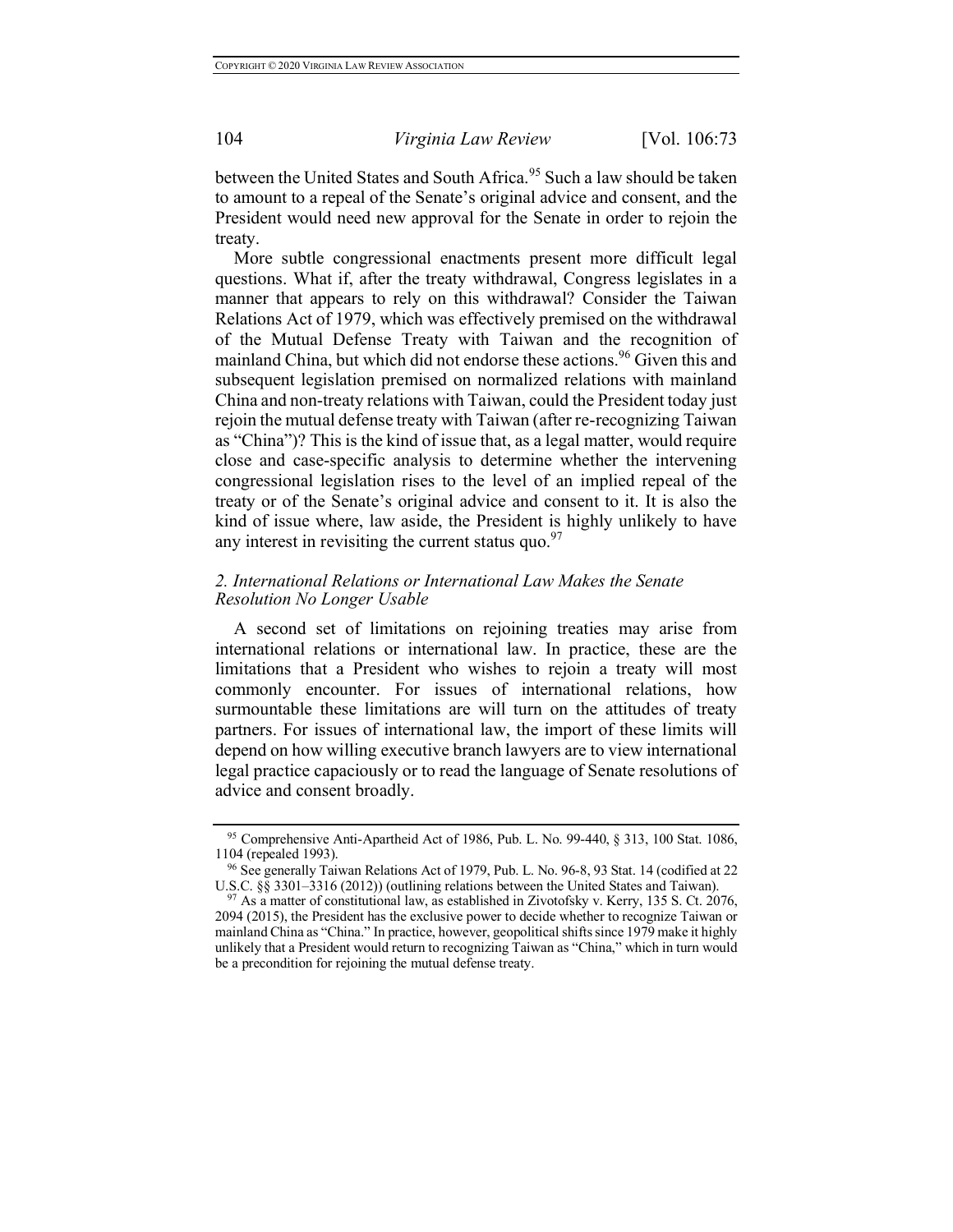between the United States and South Africa.[95] Such a law should be taken to amount to a repeal of the Senate's original advice and consent, and the President would need new approval for the Senate in order to rejoin the treaty.

More subtle congressional enactments present more difficult legal questions. What if, after the treaty withdrawal, Congress legislates in a manner that appears to rely on this withdrawal? Consider the Taiwan Relations Act of 1979, which was effectively premised on the withdrawal of the Mutual Defense Treaty with Taiwan and the recognition of mainland China, but which did not endorse these actions.[96] Given this and subsequent legislation premised on normalized relations with mainland China and non-treaty relations with Taiwan, could the President today just rejoin the mutual defense treaty with Taiwan (after re-recognizing Taiwan as "China")? This is the kind of issue that, as a legal matter, would require close and case-specific analysis to determine whether the intervening congressional legislation rises to the level of an implied repeal of the treaty or of the Senate's original advice and consent to it. It is also the kind of issue where, law aside, the President is highly unlikely to have any interest in revisiting the current status quo.[97]

### *2. International Relations or International Law Makes the Senate Resolution No Longer Usable*

A second set of limitations on rejoining treaties may arise from international relations or international law. In practice, these are the limitations that a President who wishes to rejoin a treaty will most commonly encounter. For issues of international relations, how surmountable these limitations are will turn on the attitudes of treaty partners. For issues of international law, the import of these limits will depend on how willing executive branch lawyers are to view international legal practice capaciously or to read the language of Senate resolutions of advice and consent broadly.

---

[95] Comprehensive Anti-Apartheid Act of 1986, Pub. L. No. 99-440, § 313, 100 Stat. 1086, 1104 (repealed 1993).

[96] See generally Taiwan Relations Act of 1979, Pub. L. No. 96-8, 93 Stat. 14 (codified at 22 U.S.C. §§ 3301–3316 (2012)) (outlining relations between the United States and Taiwan).

[97] As a matter of constitutional law, as established in Zivotofsky v. Kerry, 135 S. Ct. 2076, 2094 (2015), the President has the exclusive power to decide whether to recognize Taiwan or mainland China as "China." In practice, however, geopolitical shifts since 1979 make it highly unlikely that a President would return to recognizing Taiwan as "China," which in turn would be a precondition for rejoining the mutual defense treaty.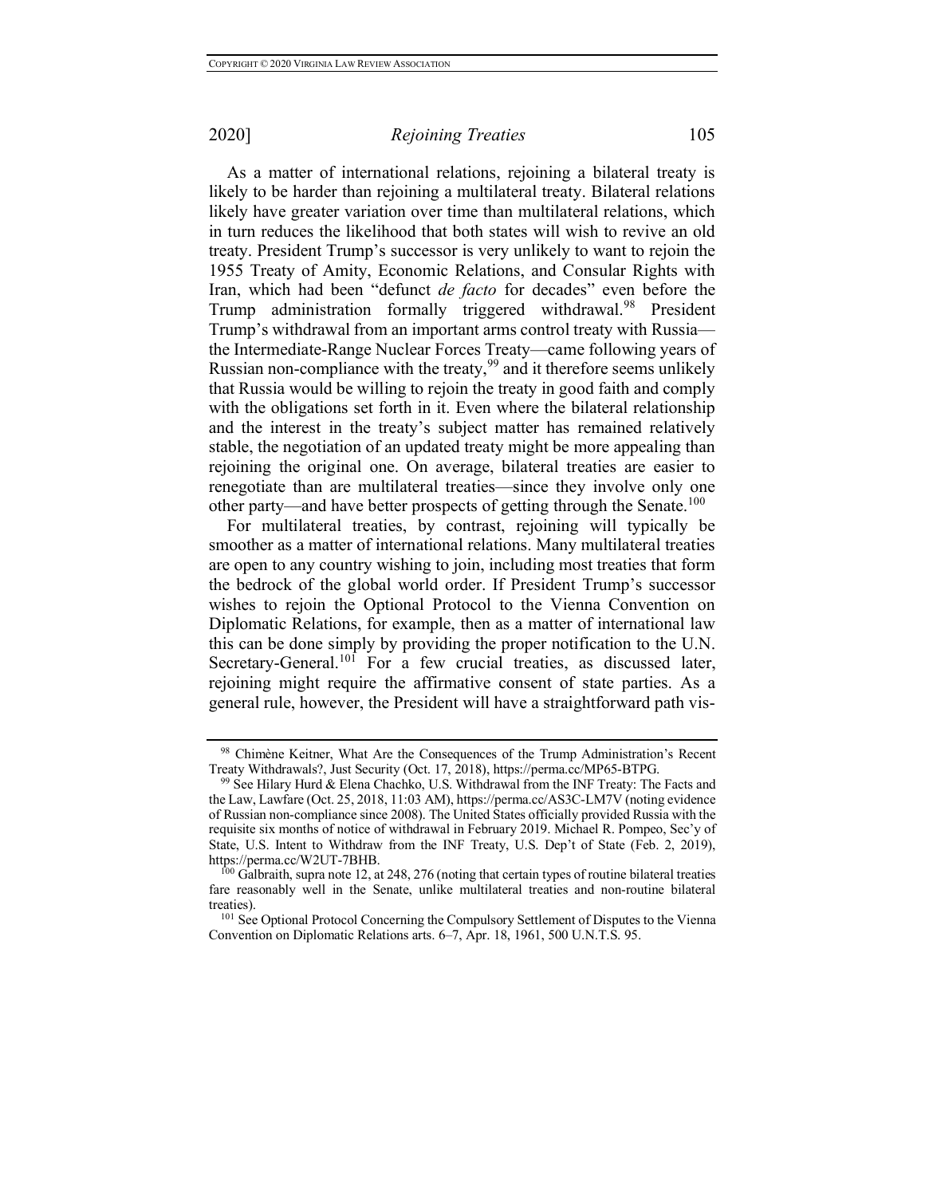As a matter of international relations, rejoining a bilateral treaty is likely to be harder than rejoining a multilateral treaty. Bilateral relations likely have greater variation over time than multilateral relations, which in turn reduces the likelihood that both states will wish to revive an old treaty. President Trump's successor is very unlikely to want to rejoin the 1955 Treaty of Amity, Economic Relations, and Consular Rights with Iran, which had been "defunct *de facto* for decades" even before the Trump administration formally triggered withdrawal.[98] President Trump's withdrawal from an important arms control treaty with Russia—the Intermediate-Range Nuclear Forces Treaty—came following years of Russian non-compliance with the treaty,[99] and it therefore seems unlikely that Russia would be willing to rejoin the treaty in good faith and comply with the obligations set forth in it. Even where the bilateral relationship and the interest in the treaty's subject matter has remained relatively stable, the negotiation of an updated treaty might be more appealing than rejoining the original one. On average, bilateral treaties are easier to renegotiate than are multilateral treaties—since they involve only one other party—and have better prospects of getting through the Senate.[100]

For multilateral treaties, by contrast, rejoining will typically be smoother as a matter of international relations. Many multilateral treaties are open to any country wishing to join, including most treaties that form the bedrock of the global world order. If President Trump's successor wishes to rejoin the Optional Protocol to the Vienna Convention on Diplomatic Relations, for example, then as a matter of international law this can be done simply by providing the proper notification to the U.N. Secretary-General.[101] For a few crucial treaties, as discussed later, rejoining might require the affirmative consent of state parties. As a general rule, however, the President will have a straightforward path vis-

---

[98] Chimène Keitner, What Are the Consequences of the Trump Administration's Recent Treaty Withdrawals?, Just Security (Oct. 17, 2018), https://perma.cc/MP65-BTPG.

[99] See Hilary Hurd & Elena Chachko, U.S. Withdrawal from the INF Treaty: The Facts and the Law, Lawfare (Oct. 25, 2018, 11:03 AM), https://perma.cc/AS3C-LM7V (noting evidence of Russian non-compliance since 2008). The United States officially provided Russia with the requisite six months of notice of withdrawal in February 2019. Michael R. Pompeo, Sec'y of State, U.S. Intent to Withdraw from the INF Treaty, U.S. Dep't of State (Feb. 2, 2019), https://perma.cc/W2UT-7BHB.

[100] Galbraith, supra note 12, at 248, 276 (noting that certain types of routine bilateral treaties fare reasonably well in the Senate, unlike multilateral treaties and non-routine bilateral treaties).

[101] See Optional Protocol Concerning the Compulsory Settlement of Disputes to the Vienna Convention on Diplomatic Relations arts. 6–7, Apr. 18, 1961, 500 U.N.T.S. 95.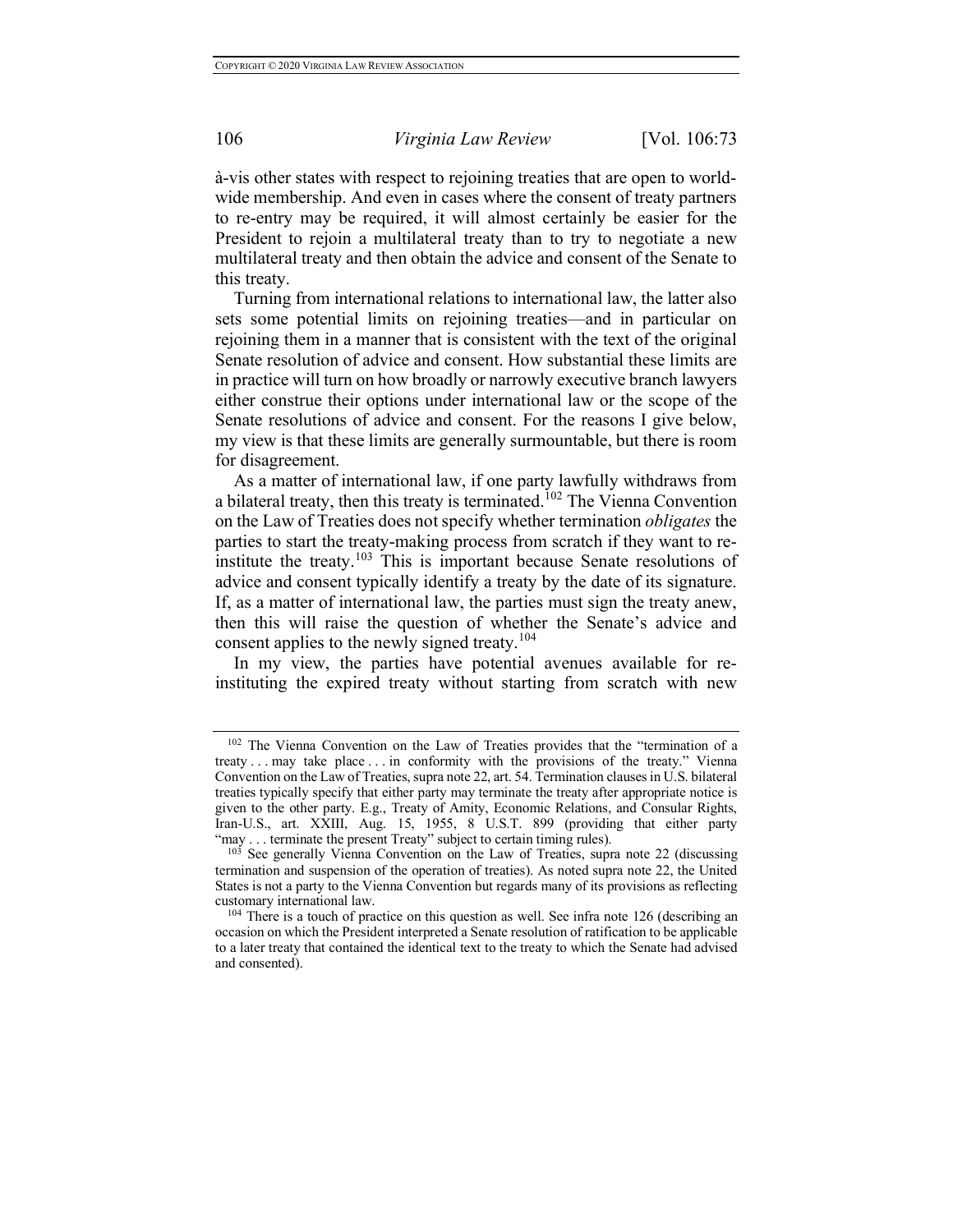à-vis other states with respect to rejoining treaties that are open to worldwide membership. And even in cases where the consent of treaty partners to re-entry may be required, it will almost certainly be easier for the President to rejoin a multilateral treaty than to try to negotiate a new multilateral treaty and then obtain the advice and consent of the Senate to this treaty.

Turning from international relations to international law, the latter also sets some potential limits on rejoining treaties—and in particular on rejoining them in a manner that is consistent with the text of the original Senate resolution of advice and consent. How substantial these limits are in practice will turn on how broadly or narrowly executive branch lawyers either construe their options under international law or the scope of the Senate resolutions of advice and consent. For the reasons I give below, my view is that these limits are generally surmountable, but there is room for disagreement.

As a matter of international law, if one party lawfully withdraws from a bilateral treaty, then this treaty is terminated.[102] The Vienna Convention on the Law of Treaties does not specify whether termination *obligates* the parties to start the treaty-making process from scratch if they want to re-institute the treaty.[103] This is important because Senate resolutions of advice and consent typically identify a treaty by the date of its signature. If, as a matter of international law, the parties must sign the treaty anew, then this will raise the question of whether the Senate's advice and consent applies to the newly signed treaty.[104]

In my view, the parties have potential avenues available for re-instituting the expired treaty without starting from scratch with new

---

[102] The Vienna Convention on the Law of Treaties provides that the "termination of a treaty . . . may take place . . . in conformity with the provisions of the treaty." Vienna Convention on the Law of Treaties, supra note 22, art. 54. Termination clauses in U.S. bilateral treaties typically specify that either party may terminate the treaty after appropriate notice is given to the other party. E.g., Treaty of Amity, Economic Relations, and Consular Rights, Iran-U.S., art. XXIII, Aug. 15, 1955, 8 U.S.T. 899 (providing that either party "may . . . terminate the present Treaty" subject to certain timing rules).

[103] See generally Vienna Convention on the Law of Treaties, supra note 22 (discussing termination and suspension of the operation of treaties). As noted supra note 22, the United States is not a party to the Vienna Convention but regards many of its provisions as reflecting customary international law.

[104] There is a touch of practice on this question as well. See infra note 126 (describing an occasion on which the President interpreted a Senate resolution of ratification to be applicable to a later treaty that contained the identical text to the treaty to which the Senate had advised and consented).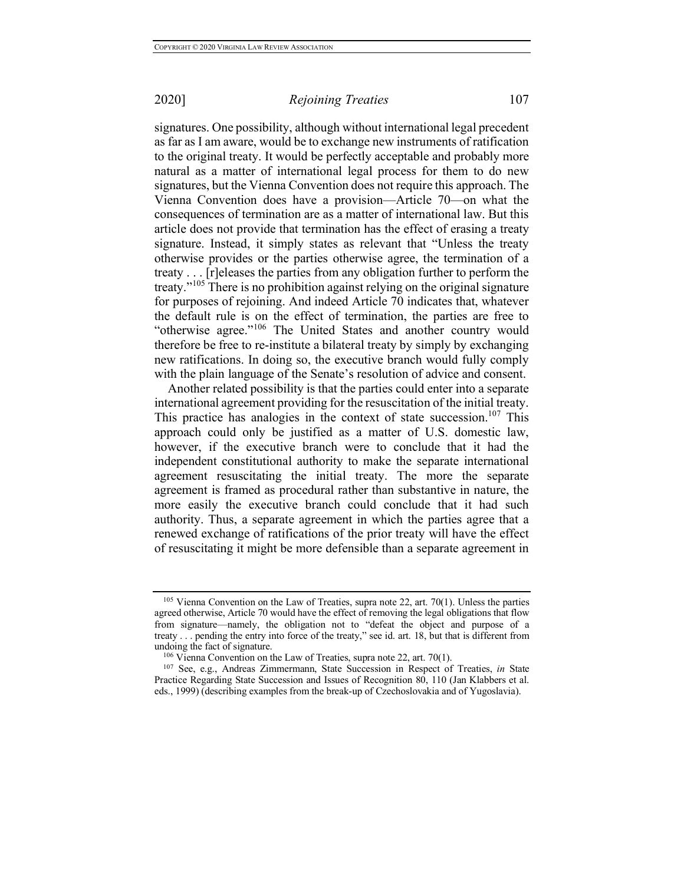signatures. One possibility, although without international legal precedent as far as I am aware, would be to exchange new instruments of ratification to the original treaty. It would be perfectly acceptable and probably more natural as a matter of international legal process for them to do new signatures, but the Vienna Convention does not require this approach. The Vienna Convention does have a provision—Article 70—on what the consequences of termination are as a matter of international law. But this article does not provide that termination has the effect of erasing a treaty signature. Instead, it simply states as relevant that "Unless the treaty otherwise provides or the parties otherwise agree, the termination of a treaty . . . [r]eleases the parties from any obligation further to perform the treaty."[105] There is no prohibition against relying on the original signature for purposes of rejoining. And indeed Article 70 indicates that, whatever the default rule is on the effect of termination, the parties are free to "otherwise agree."[106] The United States and another country would therefore be free to re-institute a bilateral treaty by simply by exchanging new ratifications. In doing so, the executive branch would fully comply with the plain language of the Senate's resolution of advice and consent.

Another related possibility is that the parties could enter into a separate international agreement providing for the resuscitation of the initial treaty. This practice has analogies in the context of state succession.[107] This approach could only be justified as a matter of U.S. domestic law, however, if the executive branch were to conclude that it had the independent constitutional authority to make the separate international agreement resuscitating the initial treaty. The more the separate agreement is framed as procedural rather than substantive in nature, the more easily the executive branch could conclude that it had such authority. Thus, a separate agreement in which the parties agree that a renewed exchange of ratifications of the prior treaty will have the effect of resuscitating it might be more defensible than a separate agreement in

---

[105] Vienna Convention on the Law of Treaties, supra note 22, art. 70(1). Unless the parties agreed otherwise, Article 70 would have the effect of removing the legal obligations that flow from signature—namely, the obligation not to "defeat the object and purpose of a treaty . . . pending the entry into force of the treaty," see id. art. 18, but that is different from undoing the fact of signature.

[106] Vienna Convention on the Law of Treaties, supra note 22, art. 70(1).

[107] See, e.g., Andreas Zimmermann, State Succession in Respect of Treaties, *in* State Practice Regarding State Succession and Issues of Recognition 80, 110 (Jan Klabbers et al. eds., 1999) (describing examples from the break-up of Czechoslovakia and of Yugoslavia).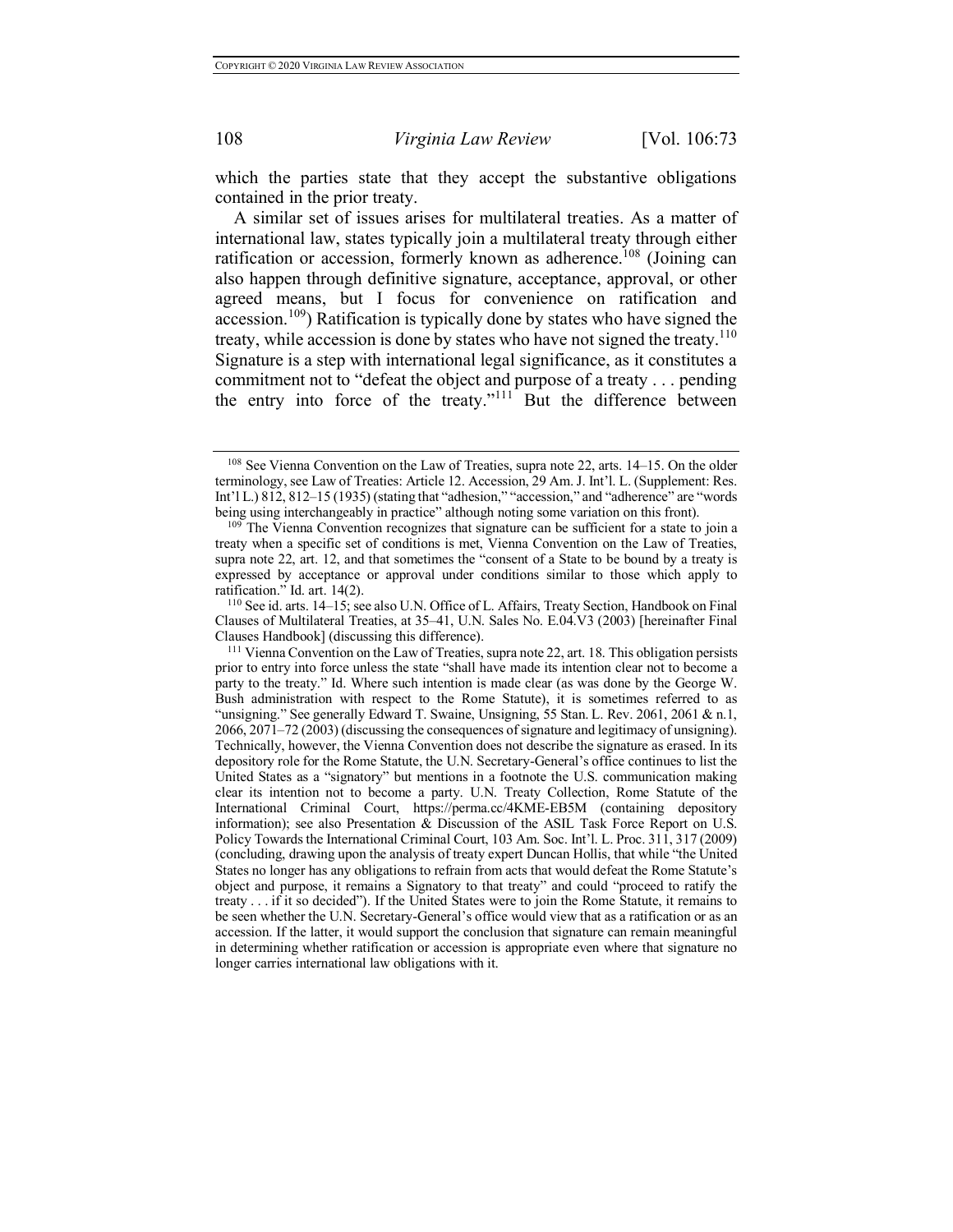which the parties state that they accept the substantive obligations contained in the prior treaty.

A similar set of issues arises for multilateral treaties. As a matter of international law, states typically join a multilateral treaty through either ratification or accession, formerly known as adherence.[108] (Joining can also happen through definitive signature, acceptance, approval, or other agreed means, but I focus for convenience on ratification and accession.[109]) Ratification is typically done by states who have signed the treaty, while accession is done by states who have not signed the treaty.[110] Signature is a step with international legal significance, as it constitutes a commitment not to "defeat the object and purpose of a treaty . . . pending the entry into force of the treaty."[111] But the difference between

---

[108] See Vienna Convention on the Law of Treaties, supra note 22, arts. 14–15. On the older terminology, see Law of Treaties: Article 12. Accession, 29 Am. J. Int'l. L. (Supplement: Res. Int'l L.) 812, 812–15 (1935) (stating that "adhesion," "accession," and "adherence" are "words being using interchangeably in practice" although noting some variation on this front).

[109] The Vienna Convention recognizes that signature can be sufficient for a state to join a treaty when a specific set of conditions is met, Vienna Convention on the Law of Treaties, supra note 22, art. 12, and that sometimes the "consent of a State to be bound by a treaty is expressed by acceptance or approval under conditions similar to those which apply to ratification." Id. art. 14(2).

[110] See id. arts. 14–15; see also U.N. Office of L. Affairs, Treaty Section, Handbook on Final Clauses of Multilateral Treaties, at 35–41, U.N. Sales No. E.04.V3 (2003) [hereinafter Final Clauses Handbook] (discussing this difference).

[111] Vienna Convention on the Law of Treaties, supra note 22, art. 18. This obligation persists prior to entry into force unless the state "shall have made its intention clear not to become a party to the treaty." Id. Where such intention is made clear (as was done by the George W. Bush administration with respect to the Rome Statute), it is sometimes referred to as "unsigning." See generally Edward T. Swaine, Unsigning, 55 Stan. L. Rev. 2061, 2061 & n.1, 2066, 2071–72 (2003) (discussing the consequences of signature and legitimacy of unsigning). Technically, however, the Vienna Convention does not describe the signature as erased. In its depository role for the Rome Statute, the U.N. Secretary-General's office continues to list the United States as a "signatory" but mentions in a footnote the U.S. communication making clear its intention not to become a party. U.N. Treaty Collection, Rome Statute of the International Criminal Court, https://perma.cc/4KME-EB5M (containing depository information); see also Presentation & Discussion of the ASIL Task Force Report on U.S. Policy Towards the International Criminal Court, 103 Am. Soc. Int'l. L. Proc. 311, 317 (2009) (concluding, drawing upon the analysis of treaty expert Duncan Hollis, that while "the United States no longer has any obligations to refrain from acts that would defeat the Rome Statute's object and purpose, it remains a Signatory to that treaty" and could "proceed to ratify the treaty . . . if it so decided"). If the United States were to join the Rome Statute, it remains to be seen whether the U.N. Secretary-General's office would view that as a ratification or as an accession. If the latter, it would support the conclusion that signature can remain meaningful in determining whether ratification or accession is appropriate even where that signature no longer carries international law obligations with it.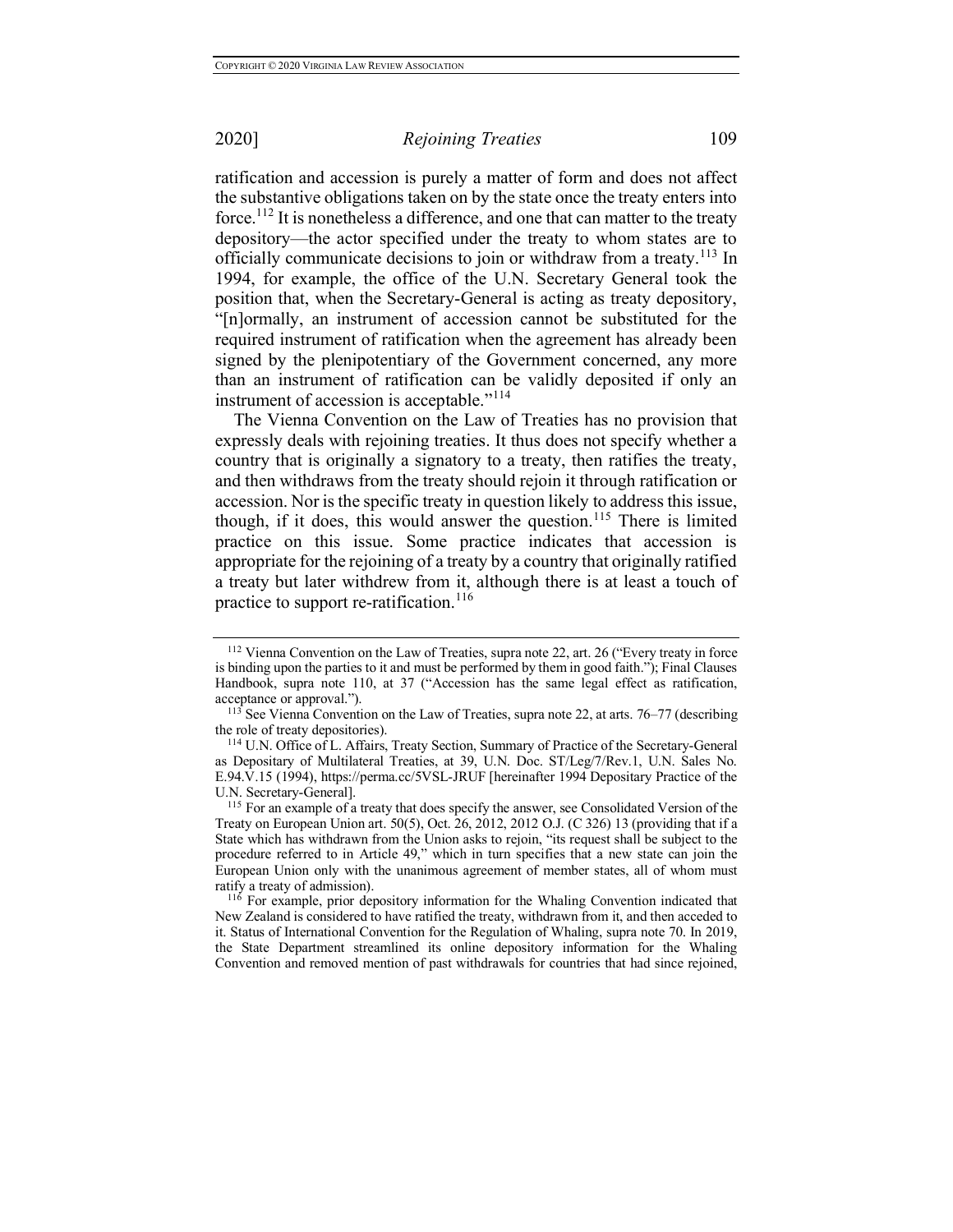ratification and accession is purely a matter of form and does not affect the substantive obligations taken on by the state once the treaty enters into force.[112] It is nonetheless a difference, and one that can matter to the treaty depository—the actor specified under the treaty to whom states are to officially communicate decisions to join or withdraw from a treaty.[113] In 1994, for example, the office of the U.N. Secretary General took the position that, when the Secretary-General is acting as treaty depository, "[n]ormally, an instrument of accession cannot be substituted for the required instrument of ratification when the agreement has already been signed by the plenipotentiary of the Government concerned, any more than an instrument of ratification can be validly deposited if only an instrument of accession is acceptable."[114]

The Vienna Convention on the Law of Treaties has no provision that expressly deals with rejoining treaties. It thus does not specify whether a country that is originally a signatory to a treaty, then ratifies the treaty, and then withdraws from the treaty should rejoin it through ratification or accession. Nor is the specific treaty in question likely to address this issue, though, if it does, this would answer the question.[115] There is limited practice on this issue. Some practice indicates that accession is appropriate for the rejoining of a treaty by a country that originally ratified a treaty but later withdrew from it, although there is at least a touch of practice to support re-ratification.[116]

---

[112] Vienna Convention on the Law of Treaties, supra note 22, art. 26 ("Every treaty in force is binding upon the parties to it and must be performed by them in good faith."); Final Clauses Handbook, supra note 110, at 37 ("Accession has the same legal effect as ratification, acceptance or approval.").

[113] See Vienna Convention on the Law of Treaties, supra note 22, at arts. 76–77 (describing the role of treaty depositories).

[114] U.N. Office of L. Affairs, Treaty Section, Summary of Practice of the Secretary-General as Depositary of Multilateral Treaties, at 39, U.N. Doc. ST/Leg/7/Rev.1, U.N. Sales No. E.94.V.15 (1994), https://perma.cc/5VSL-JRUF [hereinafter 1994 Depositary Practice of the U.N. Secretary-General].

[115] For an example of a treaty that does specify the answer, see Consolidated Version of the Treaty on European Union art. 50(5), Oct. 26, 2012, 2012 O.J. (C 326) 13 (providing that if a State which has withdrawn from the Union asks to rejoin, "its request shall be subject to the procedure referred to in Article 49," which in turn specifies that a new state can join the European Union only with the unanimous agreement of member states, all of whom must ratify a treaty of admission).

[116] For example, prior depository information for the Whaling Convention indicated that New Zealand is considered to have ratified the treaty, withdrawn from it, and then acceded to it. Status of International Convention for the Regulation of Whaling, supra note 70. In 2019, the State Department streamlined its online depository information for the Whaling Convention and removed mention of past withdrawals for countries that had since rejoined,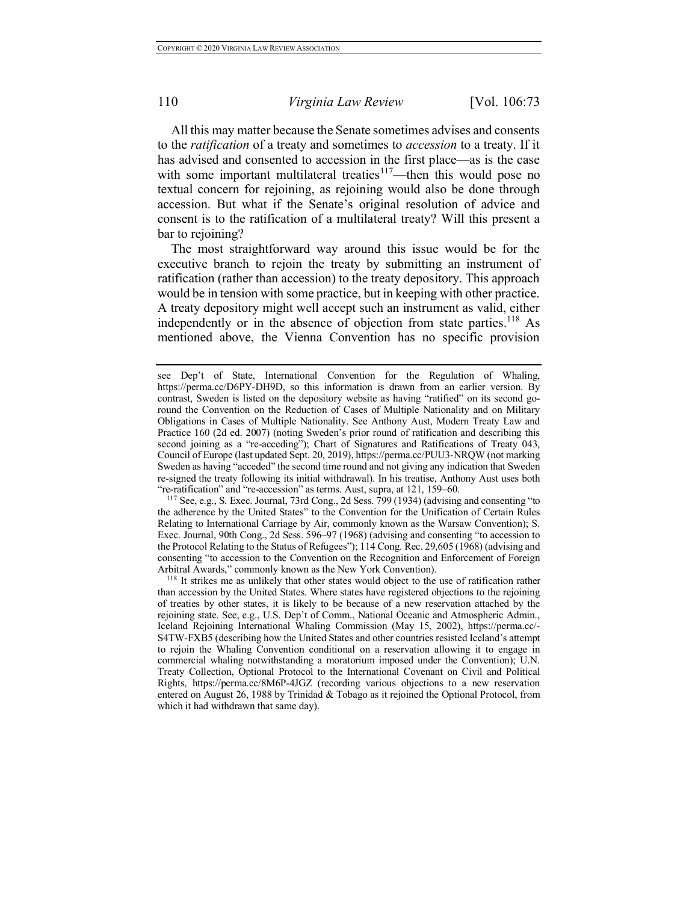All this may matter because the Senate sometimes advises and consents to the *ratification* of a treaty and sometimes to *accession* to a treaty. If it has advised and consented to accession in the first place—as is the case with some important multilateral treaties[117]—then this would pose no textual concern for rejoining, as rejoining would also be done through accession. But what if the Senate's original resolution of advice and consent is to the ratification of a multilateral treaty? Will this present a bar to rejoining?

The most straightforward way around this issue would be for the executive branch to rejoin the treaty by submitting an instrument of ratification (rather than accession) to the treaty depository. This approach would be in tension with some practice, but in keeping with other practice. A treaty depository might well accept such an instrument as valid, either independently or in the absence of objection from state parties.[118] As mentioned above, the Vienna Convention has no specific provision

---

see Dep't of State, International Convention for the Regulation of Whaling, https://perma.cc/D6PY-DH9D, so this information is drawn from an earlier version. By contrast, Sweden is listed on the depository website as having "ratified" on its second go-round the Convention on the Reduction of Cases of Multiple Nationality and on Military Obligations in Cases of Multiple Nationality. See Anthony Aust, Modern Treaty Law and Practice 160 (2d ed. 2007) (noting Sweden's prior round of ratification and describing this second joining as a "re-acceding"); Chart of Signatures and Ratifications of Treaty 043, Council of Europe (last updated Sept. 20, 2019), https://perma.cc/PUU3-NRQW (not marking Sweden as having "acceded" the second time round and not giving any indication that Sweden re-signed the treaty following its initial withdrawal). In his treatise, Anthony Aust uses both "re-ratification" and "re-accession" as terms. Aust, supra, at 121, 159–60.

[117] See, e.g., S. Exec. Journal, 73rd Cong., 2d Sess. 799 (1934) (advising and consenting "to the adherence by the United States" to the Convention for the Unification of Certain Rules Relating to International Carriage by Air, commonly known as the Warsaw Convention); S. Exec. Journal, 90th Cong., 2d Sess. 596–97 (1968) (advising and consenting "to accession to the Protocol Relating to the Status of Refugees"); 114 Cong. Rec. 29,605 (1968) (advising and consenting "to accession to the Convention on the Recognition and Enforcement of Foreign Arbitral Awards," commonly known as the New York Convention).

[118] It strikes me as unlikely that other states would object to the use of ratification rather than accession by the United States. Where states have registered objections to the rejoining of treaties by other states, it is likely to be because of a new reservation attached by the rejoining state. See, e.g., U.S. Dep't of Comm., National Oceanic and Atmospheric Admin., Iceland Rejoining International Whaling Commission (May 15, 2002), https://perma.cc/-S4TW-FXB5 (describing how the United States and other countries resisted Iceland's attempt to rejoin the Whaling Convention conditional on a reservation allowing it to engage in commercial whaling notwithstanding a moratorium imposed under the Convention); U.N. Treaty Collection, Optional Protocol to the International Covenant on Civil and Political Rights, https://perma.cc/8M6P-4JGZ (recording various objections to a new reservation entered on August 26, 1988 by Trinidad & Tobago as it rejoined the Optional Protocol, from which it had withdrawn that same day).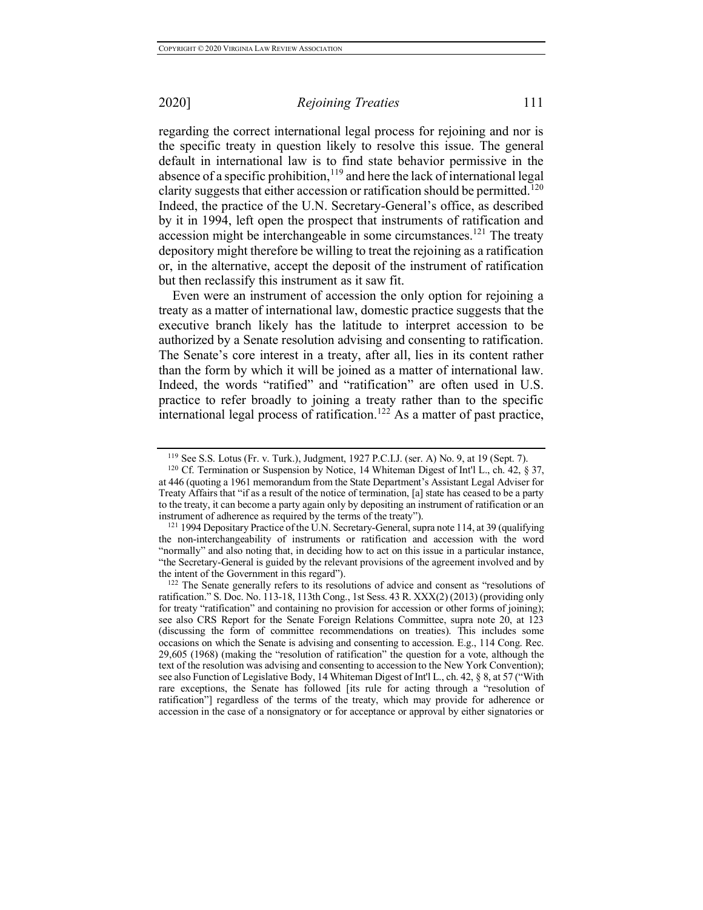regarding the correct international legal process for rejoining and nor is the specific treaty in question likely to resolve this issue. The general default in international law is to find state behavior permissive in the absence of a specific prohibition,[119] and here the lack of international legal clarity suggests that either accession or ratification should be permitted.[120] Indeed, the practice of the U.N. Secretary-General's office, as described by it in 1994, left open the prospect that instruments of ratification and accession might be interchangeable in some circumstances.[121] The treaty depository might therefore be willing to treat the rejoining as a ratification or, in the alternative, accept the deposit of the instrument of ratification but then reclassify this instrument as it saw fit.

Even were an instrument of accession the only option for rejoining a treaty as a matter of international law, domestic practice suggests that the executive branch likely has the latitude to interpret accession to be authorized by a Senate resolution advising and consenting to ratification. The Senate's core interest in a treaty, after all, lies in its content rather than the form by which it will be joined as a matter of international law. Indeed, the words "ratified" and "ratification" are often used in U.S. practice to refer broadly to joining a treaty rather than to the specific international legal process of ratification.[122] As a matter of past practice,

---

[119] See S.S. Lotus (Fr. v. Turk.), Judgment, 1927 P.C.I.J. (ser. A) No. 9, at 19 (Sept. 7).

[120] Cf. Termination or Suspension by Notice, 14 Whiteman Digest of Int'l L., ch. 42, § 37, at 446 (quoting a 1961 memorandum from the State Department's Assistant Legal Adviser for Treaty Affairs that "if as a result of the notice of termination, [a] state has ceased to be a party to the treaty, it can become a party again only by depositing an instrument of ratification or an instrument of adherence as required by the terms of the treaty").

[121] 1994 Depositary Practice of the U.N. Secretary-General, supra note 114, at 39 (qualifying the non-interchangeability of instruments or ratification and accession with the word "normally" and also noting that, in deciding how to act on this issue in a particular instance, "the Secretary-General is guided by the relevant provisions of the agreement involved and by the intent of the Government in this regard").

[122] The Senate generally refers to its resolutions of advice and consent as "resolutions of ratification." S. Doc. No. 113-18, 113th Cong., 1st Sess. 43 R. XXX(2) (2013) (providing only for treaty "ratification" and containing no provision for accession or other forms of joining); see also CRS Report for the Senate Foreign Relations Committee, supra note 20, at 123 (discussing the form of committee recommendations on treaties). This includes some occasions on which the Senate is advising and consenting to accession. E.g., 114 Cong. Rec. 29,605 (1968) (making the "resolution of ratification" the question for a vote, although the text of the resolution was advising and consenting to accession to the New York Convention); see also Function of Legislative Body, 14 Whiteman Digest of Int'l L., ch. 42, § 8, at 57 ("With rare exceptions, the Senate has followed [its rule for acting through a "resolution of ratification"] regardless of the terms of the treaty, which may provide for adherence or accession in the case of a nonsignatory or for acceptance or approval by either signatories or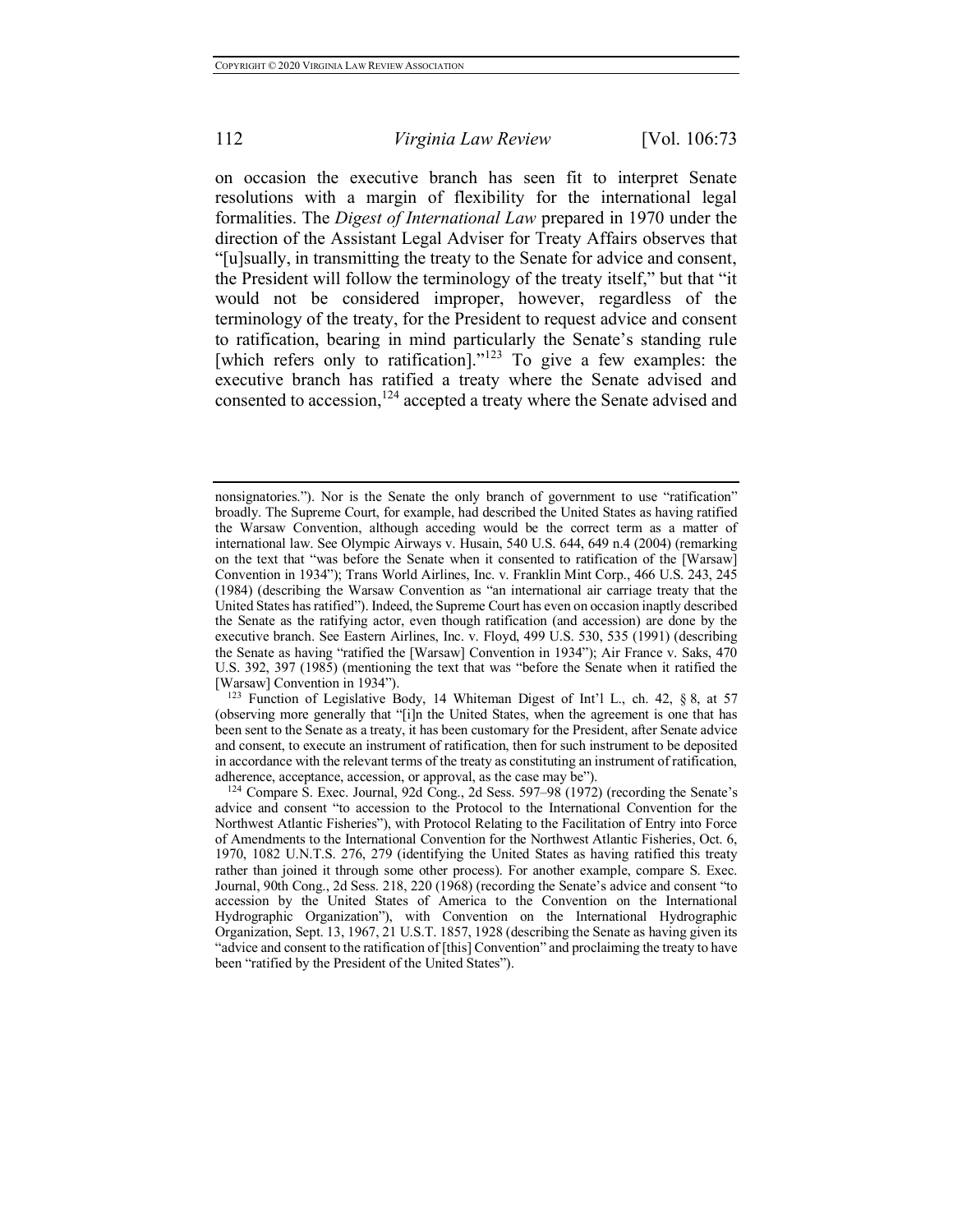on occasion the executive branch has seen fit to interpret Senate resolutions with a margin of flexibility for the international legal formalities. The *Digest of International Law* prepared in 1970 under the direction of the Assistant Legal Adviser for Treaty Affairs observes that "[u]sually, in transmitting the treaty to the Senate for advice and consent, the President will follow the terminology of the treaty itself," but that "it would not be considered improper, however, regardless of the terminology of the treaty, for the President to request advice and consent to ratification, bearing in mind particularly the Senate's standing rule [which refers only to ratification]."[123] To give a few examples: the executive branch has ratified a treaty where the Senate advised and consented to accession,[124] accepted a treaty where the Senate advised and

---

nonsignatories."). Nor is the Senate the only branch of government to use "ratification" broadly. The Supreme Court, for example, had described the United States as having ratified the Warsaw Convention, although acceding would be the correct term as a matter of international law. See Olympic Airways v. Husain, 540 U.S. 644, 649 n.4 (2004) (remarking on the text that "was before the Senate when it consented to ratification of the [Warsaw] Convention in 1934"); Trans World Airlines, Inc. v. Franklin Mint Corp., 466 U.S. 243, 245 (1984) (describing the Warsaw Convention as "an international air carriage treaty that the United States has ratified"). Indeed, the Supreme Court has even on occasion inaptly described the Senate as the ratifying actor, even though ratification (and accession) are done by the executive branch. See Eastern Airlines, Inc. v. Floyd, 499 U.S. 530, 535 (1991) (describing the Senate as having "ratified the [Warsaw] Convention in 1934"); Air France v. Saks, 470 U.S. 392, 397 (1985) (mentioning the text that was "before the Senate when it ratified the [Warsaw] Convention in 1934").

[123] Function of Legislative Body, 14 Whiteman Digest of Int'l L., ch. 42, § 8, at 57 (observing more generally that "[i]n the United States, when the agreement is one that has been sent to the Senate as a treaty, it has been customary for the President, after Senate advice and consent, to execute an instrument of ratification, then for such instrument to be deposited in accordance with the relevant terms of the treaty as constituting an instrument of ratification, adherence, acceptance, accession, or approval, as the case may be").

[124] Compare S. Exec. Journal, 92d Cong., 2d Sess. 597–98 (1972) (recording the Senate's advice and consent "to accession to the Protocol to the International Convention for the Northwest Atlantic Fisheries"), with Protocol Relating to the Facilitation of Entry into Force of Amendments to the International Convention for the Northwest Atlantic Fisheries, Oct. 6, 1970, 1082 U.N.T.S. 276, 279 (identifying the United States as having ratified this treaty rather than joined it through some other process). For another example, compare S. Exec. Journal, 90th Cong., 2d Sess. 218, 220 (1968) (recording the Senate's advice and consent "to accession by the United States of America to the Convention on the International Hydrographic Organization"), with Convention on the International Hydrographic Organization, Sept. 13, 1967, 21 U.S.T. 1857, 1928 (describing the Senate as having given its "advice and consent to the ratification of [this] Convention" and proclaiming the treaty to have been "ratified by the President of the United States").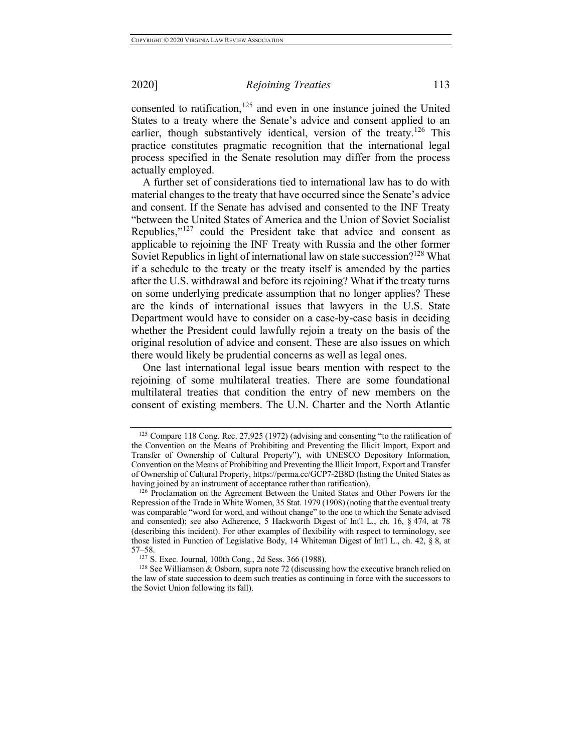consented to ratification,[125] and even in one instance joined the United States to a treaty where the Senate's advice and consent applied to an earlier, though substantively identical, version of the treaty.[126] This practice constitutes pragmatic recognition that the international legal process specified in the Senate resolution may differ from the process actually employed.

A further set of considerations tied to international law has to do with material changes to the treaty that have occurred since the Senate's advice and consent. If the Senate has advised and consented to the INF Treaty "between the United States of America and the Union of Soviet Socialist Republics,"[127] could the President take that advice and consent as applicable to rejoining the INF Treaty with Russia and the other former Soviet Republics in light of international law on state succession?[128] What if a schedule to the treaty or the treaty itself is amended by the parties after the U.S. withdrawal and before its rejoining? What if the treaty turns on some underlying predicate assumption that no longer applies? These are the kinds of international issues that lawyers in the U.S. State Department would have to consider on a case-by-case basis in deciding whether the President could lawfully rejoin a treaty on the basis of the original resolution of advice and consent. These are also issues on which there would likely be prudential concerns as well as legal ones.

One last international legal issue bears mention with respect to the rejoining of some multilateral treaties. There are some foundational multilateral treaties that condition the entry of new members on the consent of existing members. The U.N. Charter and the North Atlantic

---

[125] Compare 118 Cong. Rec. 27,925 (1972) (advising and consenting "to the ratification of the Convention on the Means of Prohibiting and Preventing the Illicit Import, Export and Transfer of Ownership of Cultural Property"), with UNESCO Depository Information, Convention on the Means of Prohibiting and Preventing the Illicit Import, Export and Transfer of Ownership of Cultural Property, https://perma.cc/GCP7-2B8D (listing the United States as having joined by an instrument of acceptance rather than ratification).

[126] Proclamation on the Agreement Between the United States and Other Powers for the Repression of the Trade in White Women, 35 Stat. 1979 (1908) (noting that the eventual treaty was comparable "word for word, and without change" to the one to which the Senate advised and consented); see also Adherence, 5 Hackworth Digest of Int'l L., ch. 16, § 474, at 78 (describing this incident). For other examples of flexibility with respect to terminology, see those listed in Function of Legislative Body, 14 Whiteman Digest of Int'l L., ch. 42, § 8, at 57–58.

[127] S. Exec. Journal, 100th Cong., 2d Sess. 366 (1988).

[128] See Williamson & Osborn, supra note 72 (discussing how the executive branch relied on the law of state succession to deem such treaties as continuing in force with the successors to the Soviet Union following its fall).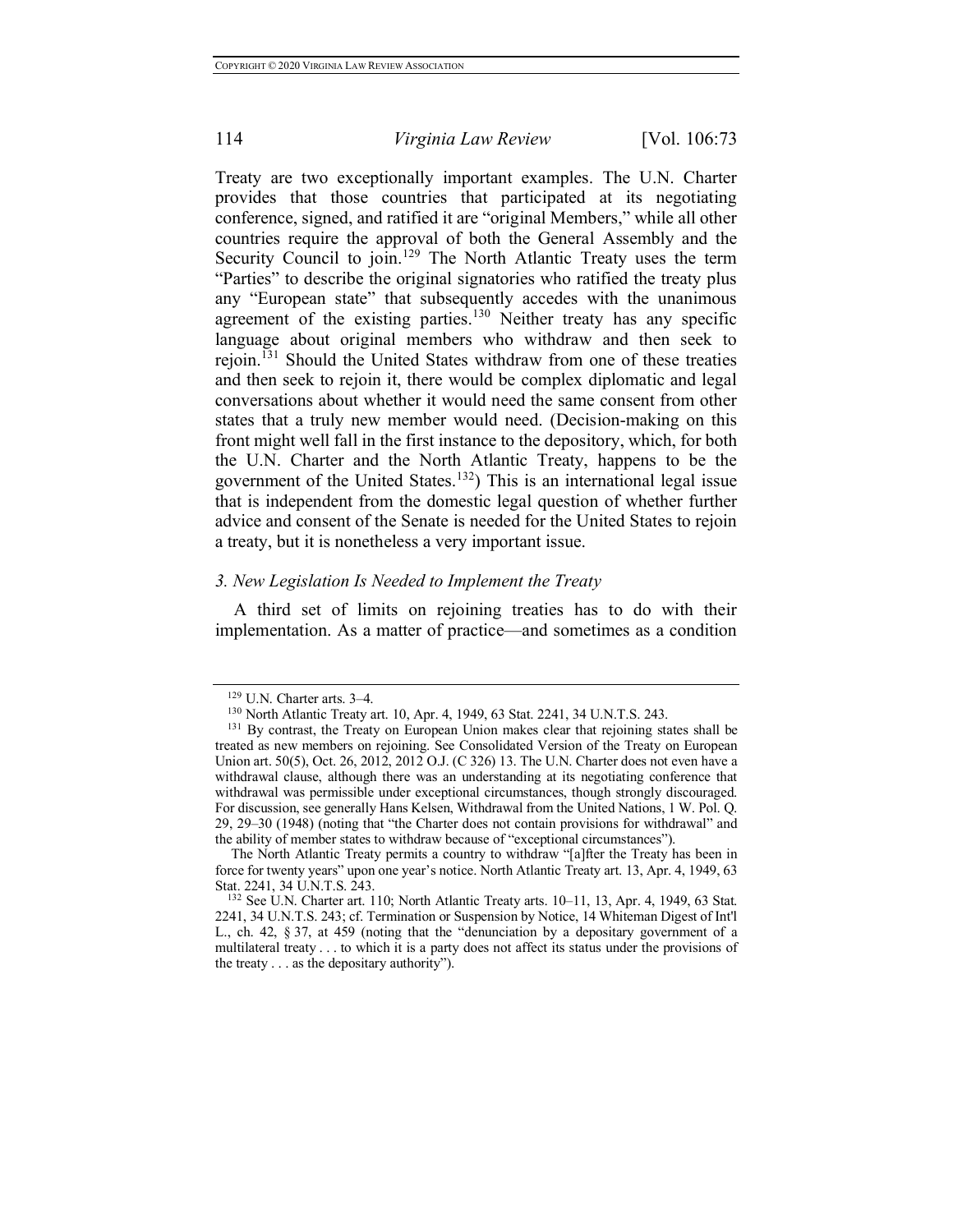Treaty are two exceptionally important examples. The U.N. Charter provides that those countries that participated at its negotiating conference, signed, and ratified it are "original Members," while all other countries require the approval of both the General Assembly and the Security Council to join.[129] The North Atlantic Treaty uses the term "Parties" to describe the original signatories who ratified the treaty plus any "European state" that subsequently accedes with the unanimous agreement of the existing parties.[130] Neither treaty has any specific language about original members who withdraw and then seek to rejoin.[131] Should the United States withdraw from one of these treaties and then seek to rejoin it, there would be complex diplomatic and legal conversations about whether it would need the same consent from other states that a truly new member would need. (Decision-making on this front might well fall in the first instance to the depository, which, for both the U.N. Charter and the North Atlantic Treaty, happens to be the government of the United States.[132]) This is an international legal issue that is independent from the domestic legal question of whether further advice and consent of the Senate is needed for the United States to rejoin a treaty, but it is nonetheless a very important issue.

### *3. New Legislation Is Needed to Implement the Treaty*

A third set of limits on rejoining treaties has to do with their implementation. As a matter of practice—and sometimes as a condition

---

[129] U.N. Charter arts. 3–4.

[130] North Atlantic Treaty art. 10, Apr. 4, 1949, 63 Stat. 2241, 34 U.N.T.S. 243.

[131] By contrast, the Treaty on European Union makes clear that rejoining states shall be treated as new members on rejoining. See Consolidated Version of the Treaty on European Union art. 50(5), Oct. 26, 2012, 2012 O.J. (C 326) 13. The U.N. Charter does not even have a withdrawal clause, although there was an understanding at its negotiating conference that withdrawal was permissible under exceptional circumstances, though strongly discouraged. For discussion, see generally Hans Kelsen, Withdrawal from the United Nations, 1 W. Pol. Q. 29, 29–30 (1948) (noting that "the Charter does not contain provisions for withdrawal" and the ability of member states to withdraw because of "exceptional circumstances").

The North Atlantic Treaty permits a country to withdraw "[a]fter the Treaty has been in force for twenty years" upon one year's notice. North Atlantic Treaty art. 13, Apr. 4, 1949, 63 Stat. 2241, 34 U.N.T.S. 243.

[132] See U.N. Charter art. 110; North Atlantic Treaty arts. 10–11, 13, Apr. 4, 1949, 63 Stat. 2241, 34 U.N.T.S. 243; cf. Termination or Suspension by Notice, 14 Whiteman Digest of Int'l L., ch. 42, § 37, at 459 (noting that the "denunciation by a depositary government of a multilateral treaty . . . to which it is a party does not affect its status under the provisions of the treaty . . . as the depositary authority").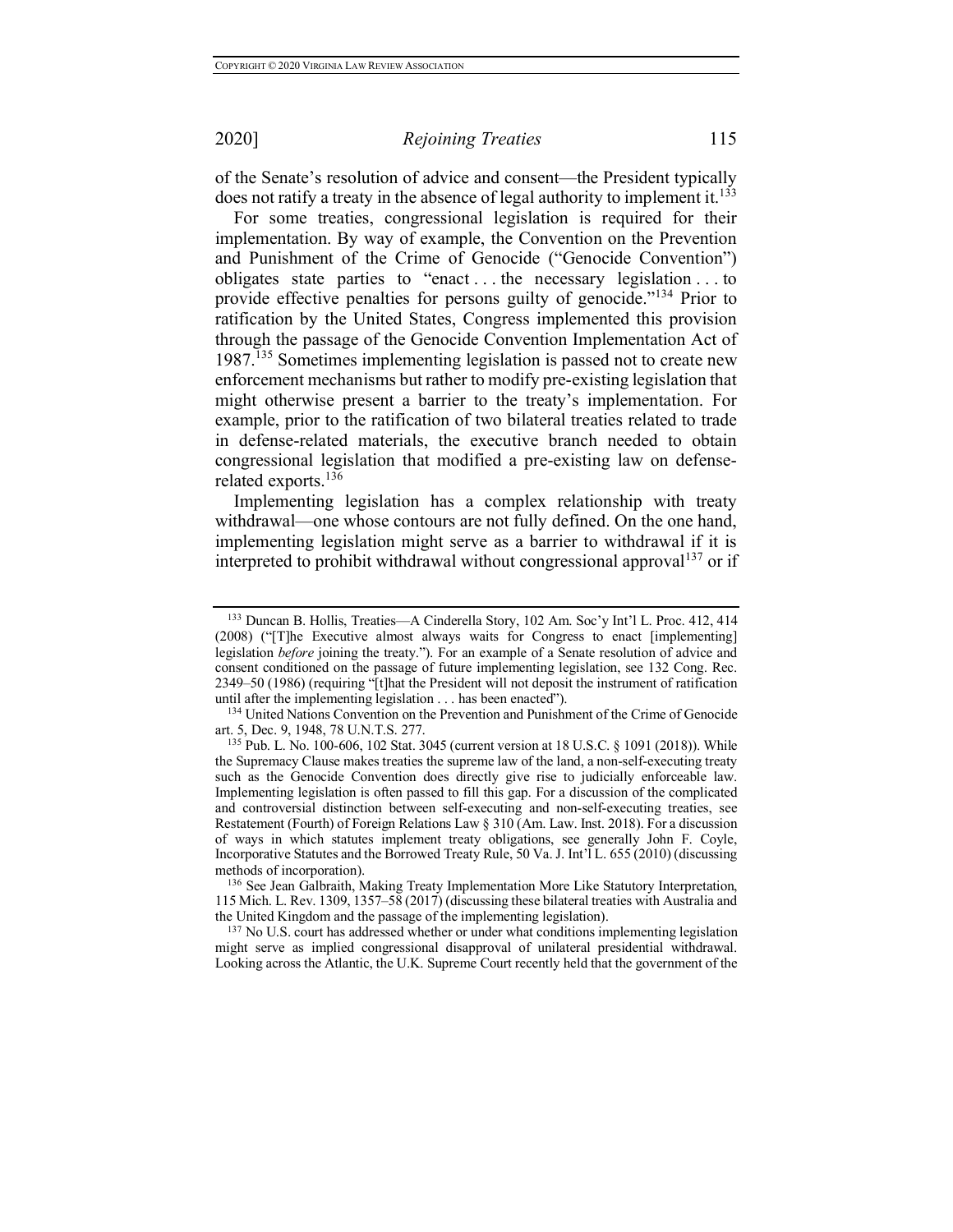of the Senate's resolution of advice and consent—the President typically does not ratify a treaty in the absence of legal authority to implement it.[133]

For some treaties, congressional legislation is required for their implementation. By way of example, the Convention on the Prevention and Punishment of the Crime of Genocide ("Genocide Convention") obligates state parties to "enact . . . the necessary legislation . . . to provide effective penalties for persons guilty of genocide."[134] Prior to ratification by the United States, Congress implemented this provision through the passage of the Genocide Convention Implementation Act of 1987.[135] Sometimes implementing legislation is passed not to create new enforcement mechanisms but rather to modify pre-existing legislation that might otherwise present a barrier to the treaty's implementation. For example, prior to the ratification of two bilateral treaties related to trade in defense-related materials, the executive branch needed to obtain congressional legislation that modified a pre-existing law on defense-related exports.[136]

Implementing legislation has a complex relationship with treaty withdrawal—one whose contours are not fully defined. On the one hand, implementing legislation might serve as a barrier to withdrawal if it is interpreted to prohibit withdrawal without congressional approval[137] or if

---

[133] Duncan B. Hollis, Treaties—A Cinderella Story, 102 Am. Soc'y Int'l L. Proc. 412, 414 (2008) ("[T]he Executive almost always waits for Congress to enact [implementing] legislation *before* joining the treaty."). For an example of a Senate resolution of advice and consent conditioned on the passage of future implementing legislation, see 132 Cong. Rec. 2349–50 (1986) (requiring "[t]hat the President will not deposit the instrument of ratification until after the implementing legislation . . . has been enacted").

[134] United Nations Convention on the Prevention and Punishment of the Crime of Genocide art. 5, Dec. 9, 1948, 78 U.N.T.S. 277.

[135] Pub. L. No. 100-606, 102 Stat. 3045 (current version at 18 U.S.C. § 1091 (2018)). While the Supremacy Clause makes treaties the supreme law of the land, a non-self-executing treaty such as the Genocide Convention does directly give rise to judicially enforceable law. Implementing legislation is often passed to fill this gap. For a discussion of the complicated and controversial distinction between self-executing and non-self-executing treaties, see Restatement (Fourth) of Foreign Relations Law § 310 (Am. Law. Inst. 2018). For a discussion of ways in which statutes implement treaty obligations, see generally John F. Coyle, Incorporative Statutes and the Borrowed Treaty Rule, 50 Va. J. Int'l L. 655 (2010) (discussing methods of incorporation).

[136] See Jean Galbraith, Making Treaty Implementation More Like Statutory Interpretation, 115 Mich. L. Rev. 1309, 1357–58 (2017) (discussing these bilateral treaties with Australia and the United Kingdom and the passage of the implementing legislation).

[137] No U.S. court has addressed whether or under what conditions implementing legislation might serve as implied congressional disapproval of unilateral presidential withdrawal. Looking across the Atlantic, the U.K. Supreme Court recently held that the government of the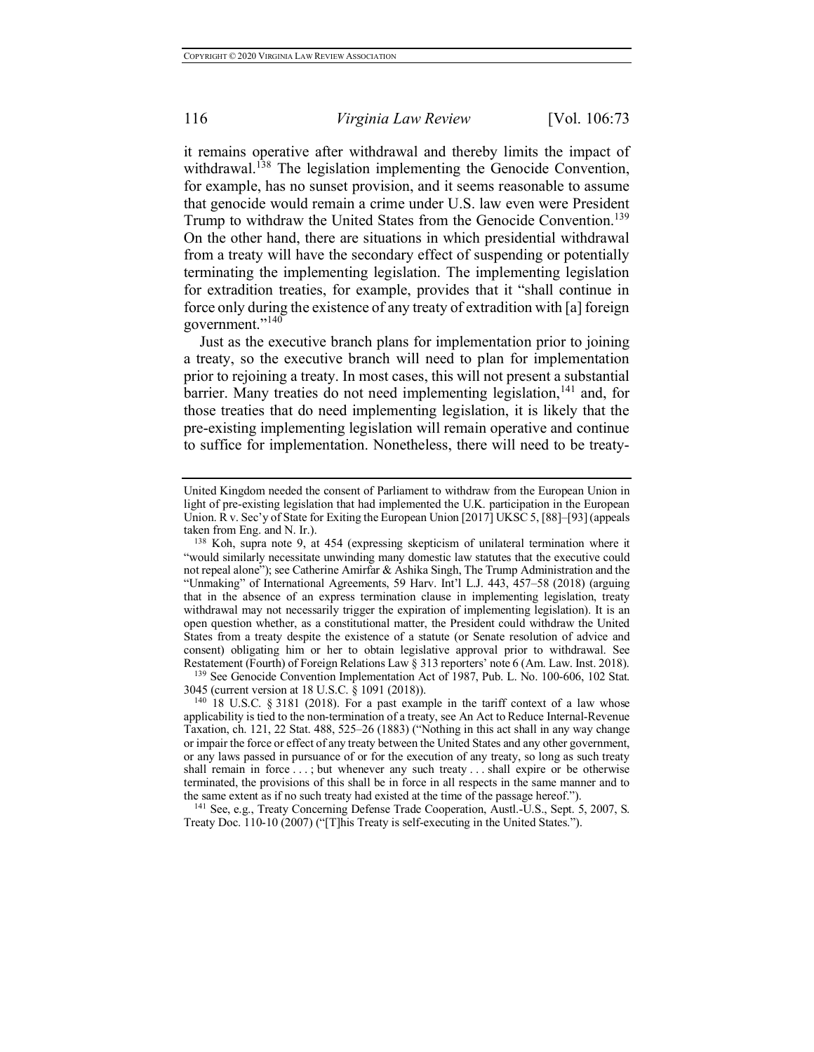it remains operative after withdrawal and thereby limits the impact of withdrawal.[138] The legislation implementing the Genocide Convention, for example, has no sunset provision, and it seems reasonable to assume that genocide would remain a crime under U.S. law even were President Trump to withdraw the United States from the Genocide Convention.[139] On the other hand, there are situations in which presidential withdrawal from a treaty will have the secondary effect of suspending or potentially terminating the implementing legislation. The implementing legislation for extradition treaties, for example, provides that it "shall continue in force only during the existence of any treaty of extradition with [a] foreign government."[140]

Just as the executive branch plans for implementation prior to joining a treaty, so the executive branch will need to plan for implementation prior to rejoining a treaty. In most cases, this will not present a substantial barrier. Many treaties do not need implementing legislation,[141] and, for those treaties that do need implementing legislation, it is likely that the pre-existing implementing legislation will remain operative and continue to suffice for implementation. Nonetheless, there will need to be treaty-

---

United Kingdom needed the consent of Parliament to withdraw from the European Union in light of pre-existing legislation that had implemented the U.K. participation in the European Union. R v. Sec'y of State for Exiting the European Union [2017] UKSC 5, [88]–[93] (appeals taken from Eng. and N. Ir.).

[138] Koh, supra note 9, at 454 (expressing skepticism of unilateral termination where it "would similarly necessitate unwinding many domestic law statutes that the executive could not repeal alone"); see Catherine Amirfar & Ashika Singh, The Trump Administration and the "Unmaking" of International Agreements, 59 Harv. Int'l L.J. 443, 457–58 (2018) (arguing that in the absence of an express termination clause in implementing legislation, treaty withdrawal may not necessarily trigger the expiration of implementing legislation). It is an open question whether, as a constitutional matter, the President could withdraw the United States from a treaty despite the existence of a statute (or Senate resolution of advice and consent) obligating him or her to obtain legislative approval prior to withdrawal. See Restatement (Fourth) of Foreign Relations Law § 313 reporters' note 6 (Am. Law. Inst. 2018).

[139] See Genocide Convention Implementation Act of 1987, Pub. L. No. 100-606, 102 Stat. 3045 (current version at 18 U.S.C. § 1091 (2018)).

[140] 18 U.S.C. § 3181 (2018). For a past example in the tariff context of a law whose applicability is tied to the non-termination of a treaty, see An Act to Reduce Internal-Revenue Taxation, ch. 121, 22 Stat. 488, 525–26 (1883) ("Nothing in this act shall in any way change or impair the force or effect of any treaty between the United States and any other government, or any laws passed in pursuance of or for the execution of any treaty, so long as such treaty shall remain in force . . . ; but whenever any such treaty . . . shall expire or be otherwise terminated, the provisions of this shall be in force in all respects in the same manner and to the same extent as if no such treaty had existed at the time of the passage hereof.").

[141] See, e.g., Treaty Concerning Defense Trade Cooperation, Austl.-U.S., Sept. 5, 2007, S. Treaty Doc. 110-10 (2007) ("[T]his Treaty is self-executing in the United States.").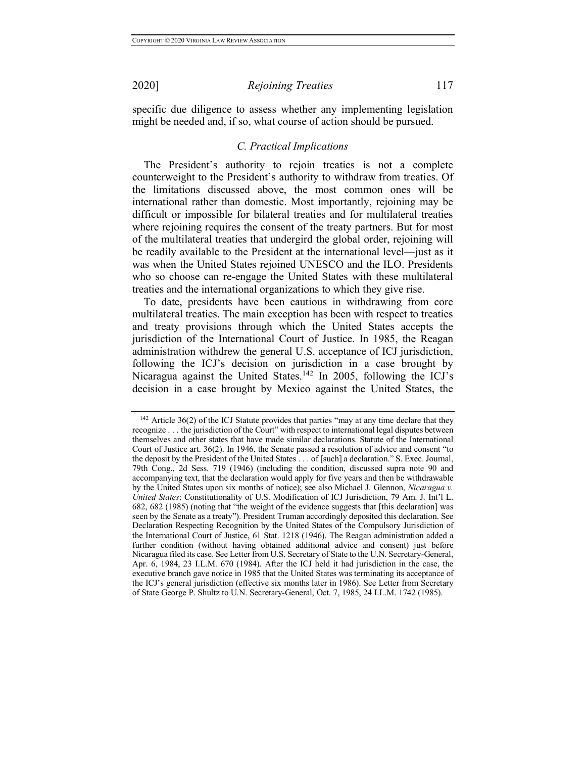specific due diligence to assess whether any implementing legislation might be needed and, if so, what course of action should be pursued.

### *C. Practical Implications*

The President's authority to rejoin treaties is not a complete counterweight to the President's authority to withdraw from treaties. Of the limitations discussed above, the most common ones will be international rather than domestic. Most importantly, rejoining may be difficult or impossible for bilateral treaties and for multilateral treaties where rejoining requires the consent of the treaty partners. But for most of the multilateral treaties that undergird the global order, rejoining will be readily available to the President at the international level—just as it was when the United States rejoined UNESCO and the ILO. Presidents who so choose can re-engage the United States with these multilateral treaties and the international organizations to which they give rise.

To date, presidents have been cautious in withdrawing from core multilateral treaties. The main exception has been with respect to treaties and treaty provisions through which the United States accepts the jurisdiction of the International Court of Justice. In 1985, the Reagan administration withdrew the general U.S. acceptance of ICJ jurisdiction, following the ICJ's decision on jurisdiction in a case brought by Nicaragua against the United States.[142] In 2005, following the ICJ's decision in a case brought by Mexico against the United States, the

---

[142] Article 36(2) of the ICJ Statute provides that parties "may at any time declare that they recognize . . . the jurisdiction of the Court" with respect to international legal disputes between themselves and other states that have made similar declarations. Statute of the International Court of Justice art. 36(2). In 1946, the Senate passed a resolution of advice and consent "to the deposit by the President of the United States . . . of [such] a declaration." S. Exec. Journal, 79th Cong., 2d Sess. 719 (1946) (including the condition, discussed supra note 90 and accompanying text, that the declaration would apply for five years and then be withdrawable by the United States upon six months of notice); see also Michael J. Glennon, *Nicaragua v. United States*: Constitutionality of U.S. Modification of ICJ Jurisdiction, 79 Am. J. Int'l L. 682, 682 (1985) (noting that "the weight of the evidence suggests that [this declaration] was seen by the Senate as a treaty"). President Truman accordingly deposited this declaration. See Declaration Respecting Recognition by the United States of the Compulsory Jurisdiction of the International Court of Justice, 61 Stat. 1218 (1946). The Reagan administration added a further condition (without having obtained additional advice and consent) just before Nicaragua filed its case. See Letter from U.S. Secretary of State to the U.N. Secretary-General, Apr. 6, 1984, 23 I.L.M. 670 (1984). After the ICJ held it had jurisdiction in the case, the executive branch gave notice in 1985 that the United States was terminating its acceptance of the ICJ's general jurisdiction (effective six months later in 1986). See Letter from Secretary of State George P. Shultz to U.N. Secretary-General, Oct. 7, 1985, 24 I.L.M. 1742 (1985).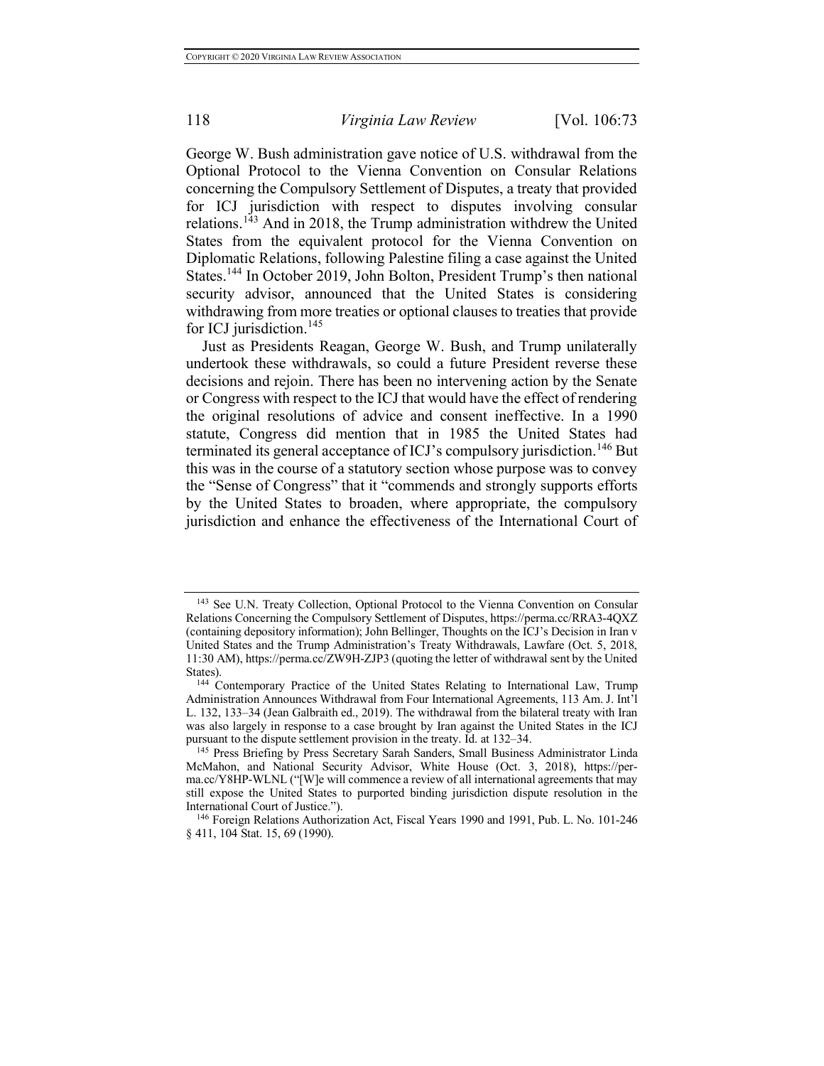George W. Bush administration gave notice of U.S. withdrawal from the Optional Protocol to the Vienna Convention on Consular Relations concerning the Compulsory Settlement of Disputes, a treaty that provided for ICJ jurisdiction with respect to disputes involving consular relations.[143] And in 2018, the Trump administration withdrew the United States from the equivalent protocol for the Vienna Convention on Diplomatic Relations, following Palestine filing a case against the United States.[144] In October 2019, John Bolton, President Trump's then national security advisor, announced that the United States is considering withdrawing from more treaties or optional clauses to treaties that provide for ICJ jurisdiction.[145]

Just as Presidents Reagan, George W. Bush, and Trump unilaterally undertook these withdrawals, so could a future President reverse these decisions and rejoin. There has been no intervening action by the Senate or Congress with respect to the ICJ that would have the effect of rendering the original resolutions of advice and consent ineffective. In a 1990 statute, Congress did mention that in 1985 the United States had terminated its general acceptance of ICJ's compulsory jurisdiction.[146] But this was in the course of a statutory section whose purpose was to convey the "Sense of Congress" that it "commends and strongly supports efforts by the United States to broaden, where appropriate, the compulsory jurisdiction and enhance the effectiveness of the International Court of

---

[143] See U.N. Treaty Collection, Optional Protocol to the Vienna Convention on Consular Relations Concerning the Compulsory Settlement of Disputes, https://perma.cc/RRA3-4QXZ (containing depository information); John Bellinger, Thoughts on the ICJ's Decision in Iran v United States and the Trump Administration's Treaty Withdrawals, Lawfare (Oct. 5, 2018, 11:30 AM), https://perma.cc/ZW9H-ZJP3 (quoting the letter of withdrawal sent by the United States).

[144] Contemporary Practice of the United States Relating to International Law, Trump Administration Announces Withdrawal from Four International Agreements, 113 Am. J. Int'l L. 132, 133–34 (Jean Galbraith ed., 2019). The withdrawal from the bilateral treaty with Iran was also largely in response to a case brought by Iran against the United States in the ICJ pursuant to the dispute settlement provision in the treaty. Id. at 132–34.

[145] Press Briefing by Press Secretary Sarah Sanders, Small Business Administrator Linda McMahon, and National Security Advisor, White House (Oct. 3, 2018), https://perma.cc/Y8HP-WLNL ("[W]e will commence a review of all international agreements that may still expose the United States to purported binding jurisdiction dispute resolution in the International Court of Justice.").

[146] Foreign Relations Authorization Act, Fiscal Years 1990 and 1991, Pub. L. No. 101-246 § 411, 104 Stat. 15, 69 (1990).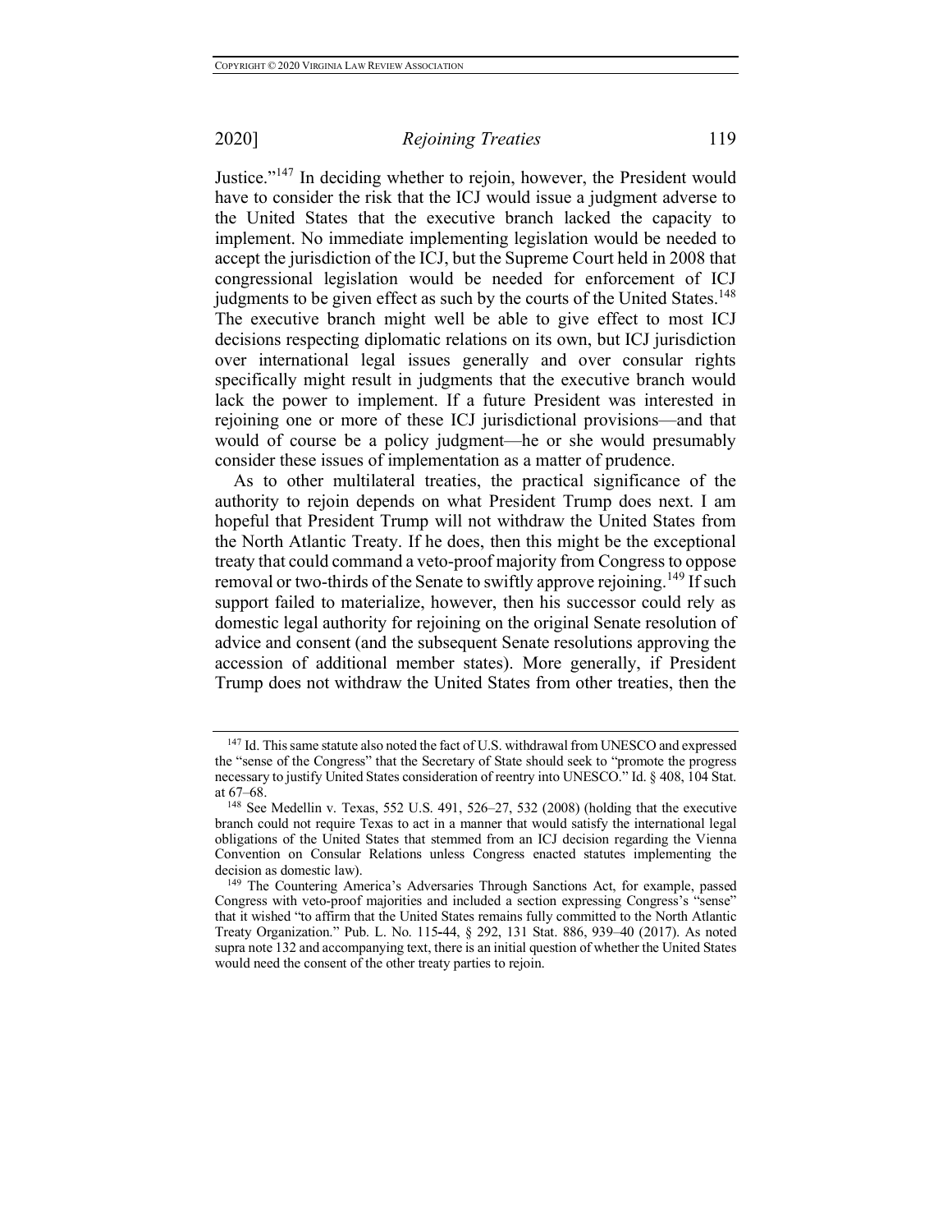Justice."[147] In deciding whether to rejoin, however, the President would have to consider the risk that the ICJ would issue a judgment adverse to the United States that the executive branch lacked the capacity to implement. No immediate implementing legislation would be needed to accept the jurisdiction of the ICJ, but the Supreme Court held in 2008 that congressional legislation would be needed for enforcement of ICJ judgments to be given effect as such by the courts of the United States.[148] The executive branch might well be able to give effect to most ICJ decisions respecting diplomatic relations on its own, but ICJ jurisdiction over international legal issues generally and over consular rights specifically might result in judgments that the executive branch would lack the power to implement. If a future President was interested in rejoining one or more of these ICJ jurisdictional provisions—and that would of course be a policy judgment—he or she would presumably consider these issues of implementation as a matter of prudence.

As to other multilateral treaties, the practical significance of the authority to rejoin depends on what President Trump does next. I am hopeful that President Trump will not withdraw the United States from the North Atlantic Treaty. If he does, then this might be the exceptional treaty that could command a veto-proof majority from Congress to oppose removal or two-thirds of the Senate to swiftly approve rejoining.[149] If such support failed to materialize, however, then his successor could rely as domestic legal authority for rejoining on the original Senate resolution of advice and consent (and the subsequent Senate resolutions approving the accession of additional member states). More generally, if President Trump does not withdraw the United States from other treaties, then the

---

[147] Id. This same statute also noted the fact of U.S. withdrawal from UNESCO and expressed the "sense of the Congress" that the Secretary of State should seek to "promote the progress necessary to justify United States consideration of reentry into UNESCO." Id. § 408, 104 Stat. at 67–68.

[148] See Medellin v. Texas, 552 U.S. 491, 526–27, 532 (2008) (holding that the executive branch could not require Texas to act in a manner that would satisfy the international legal obligations of the United States that stemmed from an ICJ decision regarding the Vienna Convention on Consular Relations unless Congress enacted statutes implementing the decision as domestic law).

[149] The Countering America's Adversaries Through Sanctions Act, for example, passed Congress with veto-proof majorities and included a section expressing Congress's "sense" that it wished "to affirm that the United States remains fully committed to the North Atlantic Treaty Organization." Pub. L. No. 115-44, § 292, 131 Stat. 886, 939–40 (2017). As noted supra note 132 and accompanying text, there is an initial question of whether the United States would need the consent of the other treaty parties to rejoin.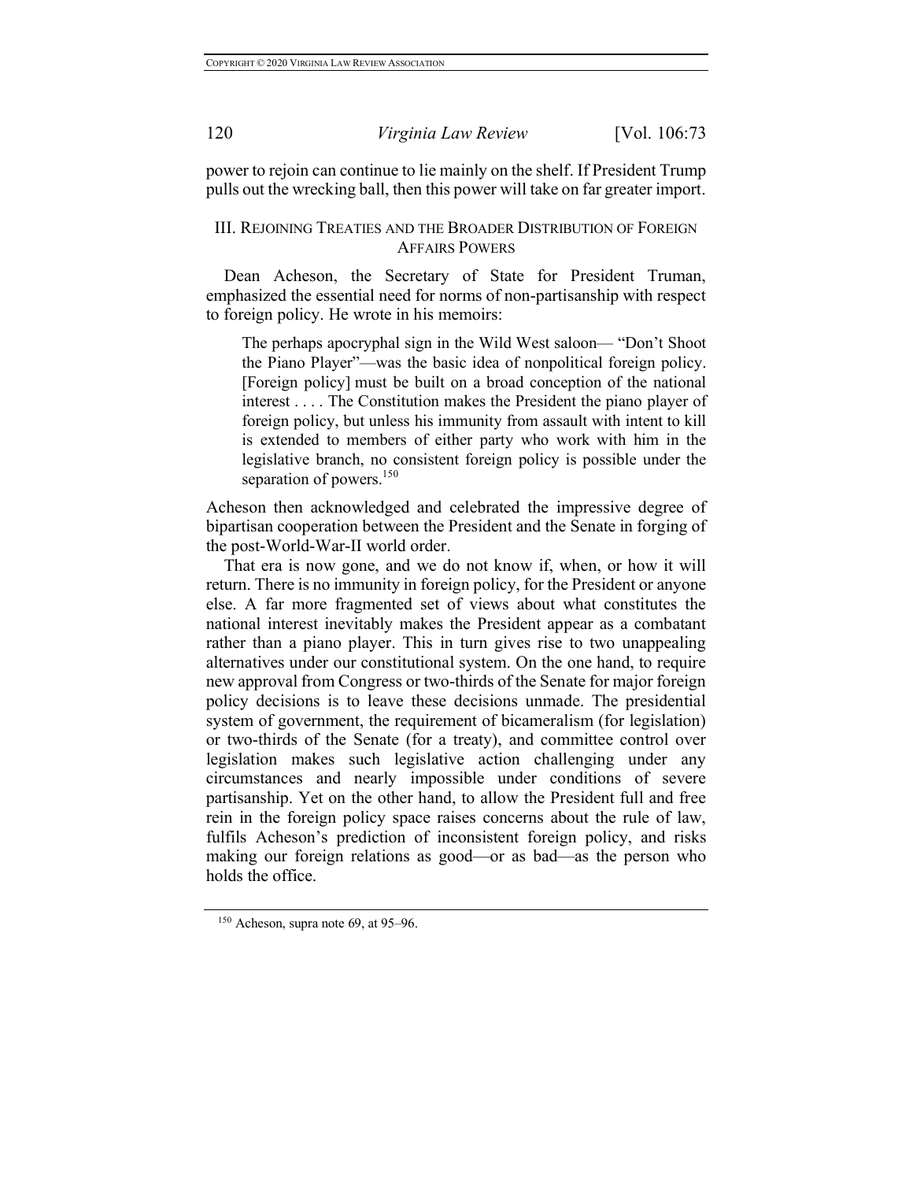power to rejoin can continue to lie mainly on the shelf. If President Trump pulls out the wrecking ball, then this power will take on far greater import.

## III. REJOINING TREATIES AND THE BROADER DISTRIBUTION OF FOREIGN AFFAIRS POWERS

Dean Acheson, the Secretary of State for President Truman, emphasized the essential need for norms of non-partisanship with respect to foreign policy. He wrote in his memoirs:

> The perhaps apocryphal sign in the Wild West saloon— "Don't Shoot the Piano Player"—was the basic idea of nonpolitical foreign policy. [Foreign policy] must be built on a broad conception of the national interest . . . . The Constitution makes the President the piano player of foreign policy, but unless his immunity from assault with intent to kill is extended to members of either party who work with him in the legislative branch, no consistent foreign policy is possible under the separation of powers.[150]

Acheson then acknowledged and celebrated the impressive degree of bipartisan cooperation between the President and the Senate in forging of the post-World-War-II world order.

That era is now gone, and we do not know if, when, or how it will return. There is no immunity in foreign policy, for the President or anyone else. A far more fragmented set of views about what constitutes the national interest inevitably makes the President appear as a combatant rather than a piano player. This in turn gives rise to two unappealing alternatives under our constitutional system. On the one hand, to require new approval from Congress or two-thirds of the Senate for major foreign policy decisions is to leave these decisions unmade. The presidential system of government, the requirement of bicameralism (for legislation) or two-thirds of the Senate (for a treaty), and committee control over legislation makes such legislative action challenging under any circumstances and nearly impossible under conditions of severe partisanship. Yet on the other hand, to allow the President full and free rein in the foreign policy space raises concerns about the rule of law, fulfils Acheson's prediction of inconsistent foreign policy, and risks making our foreign relations as good—or as bad—as the person who holds the office.

---

[150] Acheson, supra note 69, at 95–96.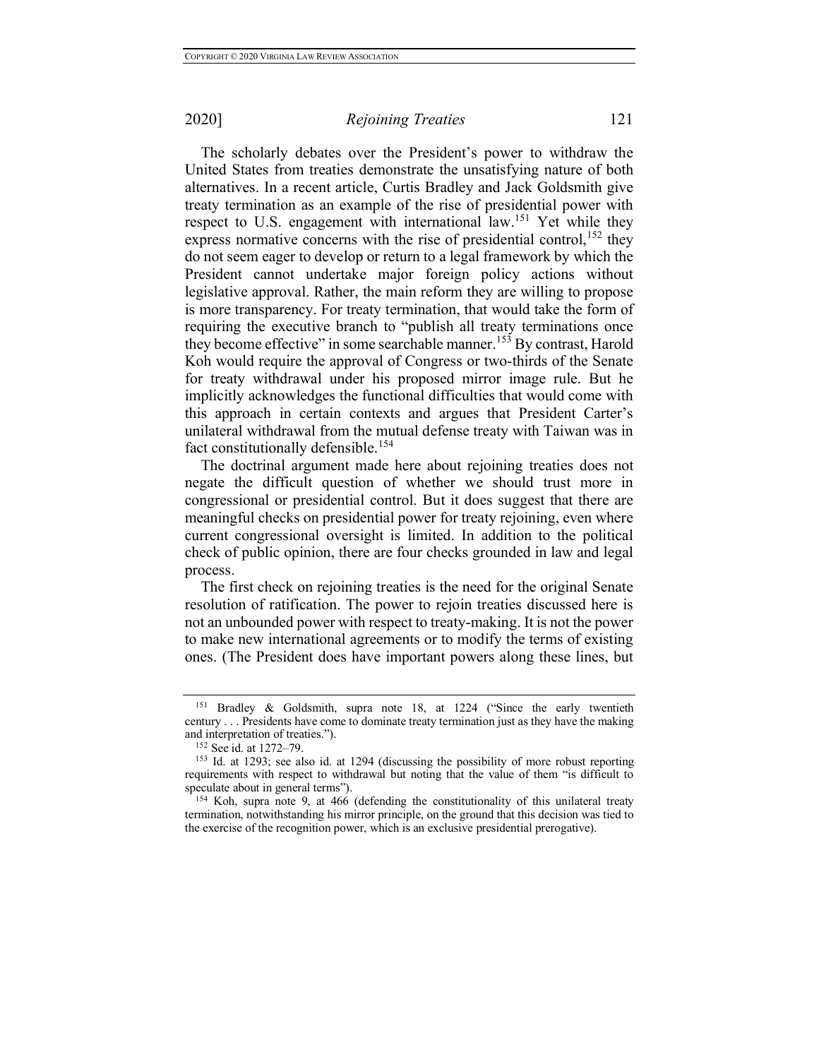The scholarly debates over the President's power to withdraw the United States from treaties demonstrate the unsatisfying nature of both alternatives. In a recent article, Curtis Bradley and Jack Goldsmith give treaty termination as an example of the rise of presidential power with respect to U.S. engagement with international law.[151] Yet while they express normative concerns with the rise of presidential control,[152] they do not seem eager to develop or return to a legal framework by which the President cannot undertake major foreign policy actions without legislative approval. Rather, the main reform they are willing to propose is more transparency. For treaty termination, that would take the form of requiring the executive branch to "publish all treaty terminations once they become effective" in some searchable manner.[153] By contrast, Harold Koh would require the approval of Congress or two-thirds of the Senate for treaty withdrawal under his proposed mirror image rule. But he implicitly acknowledges the functional difficulties that would come with this approach in certain contexts and argues that President Carter's unilateral withdrawal from the mutual defense treaty with Taiwan was in fact constitutionally defensible.[154]

The doctrinal argument made here about rejoining treaties does not negate the difficult question of whether we should trust more in congressional or presidential control. But it does suggest that there are meaningful checks on presidential power for treaty rejoining, even where current congressional oversight is limited. In addition to the political check of public opinion, there are four checks grounded in law and legal process.

The first check on rejoining treaties is the need for the original Senate resolution of ratification. The power to rejoin treaties discussed here is not an unbounded power with respect to treaty-making. It is not the power to make new international agreements or to modify the terms of existing ones. (The President does have important powers along these lines, but

---

[151] Bradley & Goldsmith, supra note 18, at 1224 ("Since the early twentieth century . . . Presidents have come to dominate treaty termination just as they have the making and interpretation of treaties.").

[152] See id. at 1272–79.

[153] Id. at 1293; see also id. at 1294 (discussing the possibility of more robust reporting requirements with respect to withdrawal but noting that the value of them "is difficult to speculate about in general terms").

[154] Koh, supra note 9, at 466 (defending the constitutionality of this unilateral treaty termination, notwithstanding his mirror principle, on the ground that this decision was tied to the exercise of the recognition power, which is an exclusive presidential prerogative).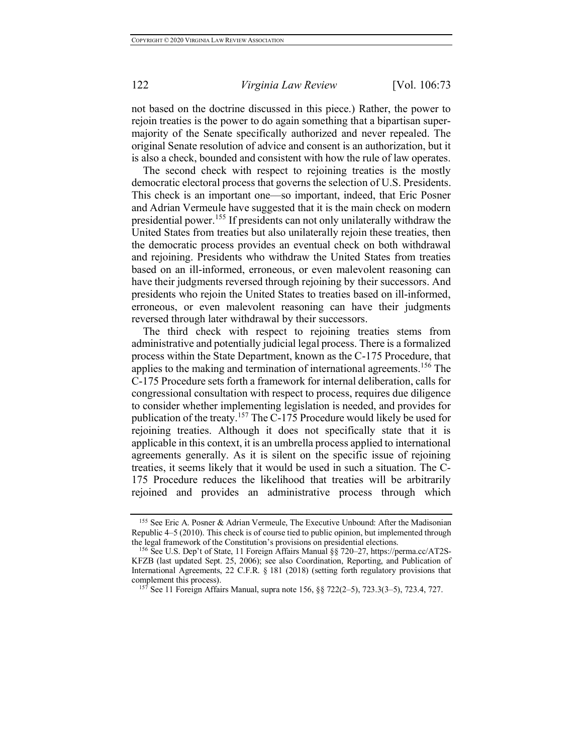not based on the doctrine discussed in this piece.) Rather, the power to rejoin treaties is the power to do again something that a bipartisan supermajority of the Senate specifically authorized and never repealed. The original Senate resolution of advice and consent is an authorization, but it is also a check, bounded and consistent with how the rule of law operates.

The second check with respect to rejoining treaties is the mostly democratic electoral process that governs the selection of U.S. Presidents. This check is an important one—so important, indeed, that Eric Posner and Adrian Vermeule have suggested that it is the main check on modern presidential power.[155] If presidents can not only unilaterally withdraw the United States from treaties but also unilaterally rejoin these treaties, then the democratic process provides an eventual check on both withdrawal and rejoining. Presidents who withdraw the United States from treaties based on an ill-informed, erroneous, or even malevolent reasoning can have their judgments reversed through rejoining by their successors. And presidents who rejoin the United States to treaties based on ill-informed, erroneous, or even malevolent reasoning can have their judgments reversed through later withdrawal by their successors.

The third check with respect to rejoining treaties stems from administrative and potentially judicial legal process. There is a formalized process within the State Department, known as the C-175 Procedure, that applies to the making and termination of international agreements.[156] The C-175 Procedure sets forth a framework for internal deliberation, calls for congressional consultation with respect to process, requires due diligence to consider whether implementing legislation is needed, and provides for publication of the treaty.[157] The C-175 Procedure would likely be used for rejoining treaties. Although it does not specifically state that it is applicable in this context, it is an umbrella process applied to international agreements generally. As it is silent on the specific issue of rejoining treaties, it seems likely that it would be used in such a situation. The C-175 Procedure reduces the likelihood that treaties will be arbitrarily rejoined and provides an administrative process through which

[155] See Eric A. Posner & Adrian Vermeule, The Executive Unbound: After the Madisonian Republic 4–5 (2010). This check is of course tied to public opinion, but implemented through the legal framework of the Constitution's provisions on presidential elections.

[156] See U.S. Dep't of State, 11 Foreign Affairs Manual §§ 720–27, https://perma.cc/AT2S-KFZB (last updated Sept. 25, 2006); see also Coordination, Reporting, and Publication of International Agreements, 22 C.F.R. § 181 (2018) (setting forth regulatory provisions that complement this process).

[157] See 11 Foreign Affairs Manual, supra note 156, §§ 722(2–5), 723.3(3–5), 723.4, 727.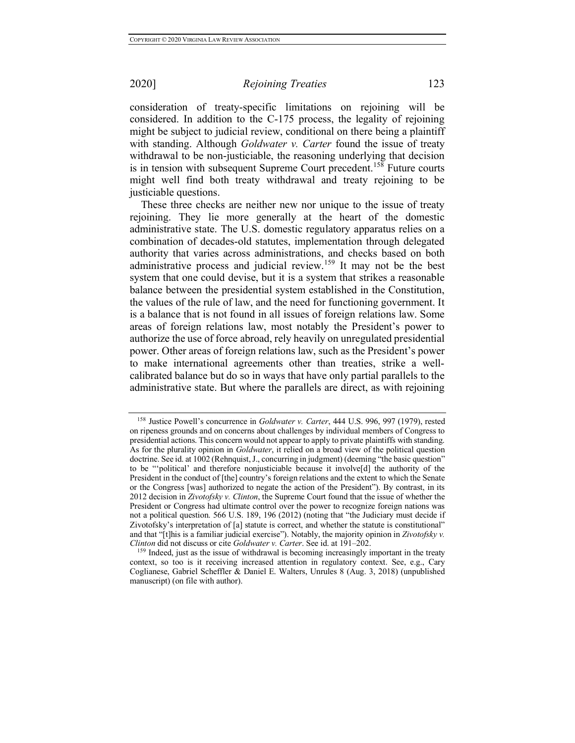consideration of treaty-specific limitations on rejoining will be considered. In addition to the C-175 process, the legality of rejoining might be subject to judicial review, conditional on there being a plaintiff with standing. Although *Goldwater v. Carter* found the issue of treaty withdrawal to be non-justiciable, the reasoning underlying that decision is in tension with subsequent Supreme Court precedent.[158] Future courts might well find both treaty withdrawal and treaty rejoining to be justiciable questions.

These three checks are neither new nor unique to the issue of treaty rejoining. They lie more generally at the heart of the domestic administrative state. The U.S. domestic regulatory apparatus relies on a combination of decades-old statutes, implementation through delegated authority that varies across administrations, and checks based on both administrative process and judicial review.[159] It may not be the best system that one could devise, but it is a system that strikes a reasonable balance between the presidential system established in the Constitution, the values of the rule of law, and the need for functioning government. It is a balance that is not found in all issues of foreign relations law. Some areas of foreign relations law, most notably the President's power to authorize the use of force abroad, rely heavily on unregulated presidential power. Other areas of foreign relations law, such as the President's power to make international agreements other than treaties, strike a well-calibrated balance but do so in ways that have only partial parallels to the administrative state. But where the parallels are direct, as with rejoining

---

[158] Justice Powell's concurrence in *Goldwater v. Carter*, 444 U.S. 996, 997 (1979), rested on ripeness grounds and on concerns about challenges by individual members of Congress to presidential actions. This concern would not appear to apply to private plaintiffs with standing. As for the plurality opinion in *Goldwater*, it relied on a broad view of the political question doctrine. See id. at 1002 (Rehnquist, J., concurring in judgment) (deeming "the basic question" to be "'political' and therefore nonjusticiable because it involve[d] the authority of the President in the conduct of [the] country's foreign relations and the extent to which the Senate or the Congress [was] authorized to negate the action of the President"). By contrast, in its 2012 decision in *Zivotofsky v. Clinton*, the Supreme Court found that the issue of whether the President or Congress had ultimate control over the power to recognize foreign nations was not a political question. 566 U.S. 189, 196 (2012) (noting that "the Judiciary must decide if Zivotofsky's interpretation of [a] statute is correct, and whether the statute is constitutional" and that "[t]his is a familiar judicial exercise"). Notably, the majority opinion in *Zivotofsky v. Clinton* did not discuss or cite *Goldwater v. Carter*. See id. at 191–202.

[159] Indeed, just as the issue of withdrawal is becoming increasingly important in the treaty context, so too is it receiving increased attention in regulatory context. See, e.g., Cary Coglianese, Gabriel Scheffler & Daniel E. Walters, Unrules 8 (Aug. 3, 2018) (unpublished manuscript) (on file with author).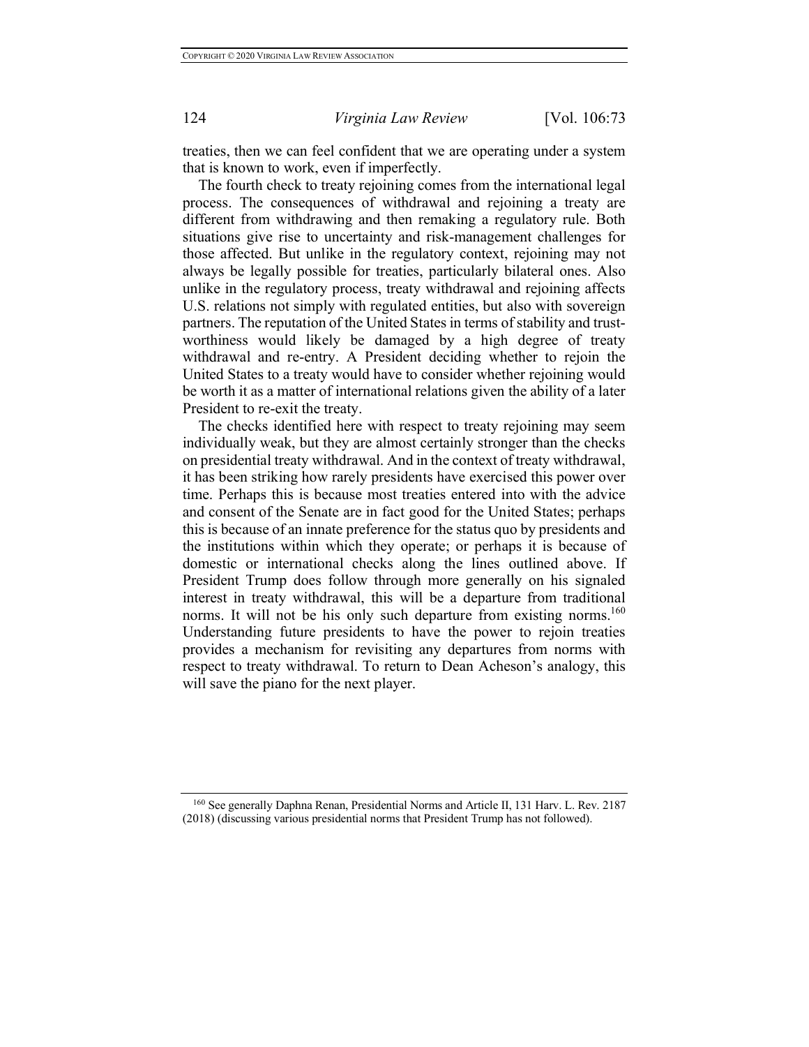treaties, then we can feel confident that we are operating under a system that is known to work, even if imperfectly.

The fourth check to treaty rejoining comes from the international legal process. The consequences of withdrawal and rejoining a treaty are different from withdrawing and then remaking a regulatory rule. Both situations give rise to uncertainty and risk-management challenges for those affected. But unlike in the regulatory context, rejoining may not always be legally possible for treaties, particularly bilateral ones. Also unlike in the regulatory process, treaty withdrawal and rejoining affects U.S. relations not simply with regulated entities, but also with sovereign partners. The reputation of the United States in terms of stability and trustworthiness would likely be damaged by a high degree of treaty withdrawal and re-entry. A President deciding whether to rejoin the United States to a treaty would have to consider whether rejoining would be worth it as a matter of international relations given the ability of a later President to re-exit the treaty.

The checks identified here with respect to treaty rejoining may seem individually weak, but they are almost certainly stronger than the checks on presidential treaty withdrawal. And in the context of treaty withdrawal, it has been striking how rarely presidents have exercised this power over time. Perhaps this is because most treaties entered into with the advice and consent of the Senate are in fact good for the United States; perhaps this is because of an innate preference for the status quo by presidents and the institutions within which they operate; or perhaps it is because of domestic or international checks along the lines outlined above. If President Trump does follow through more generally on his signaled interest in treaty withdrawal, this will be a departure from traditional norms. It will not be his only such departure from existing norms.[160] Understanding future presidents to have the power to rejoin treaties provides a mechanism for revisiting any departures from norms with respect to treaty withdrawal. To return to Dean Acheson's analogy, this will save the piano for the next player.

---

[160] See generally Daphna Renan, Presidential Norms and Article II, 131 Harv. L. Rev. 2187 (2018) (discussing various presidential norms that President Trump has not followed).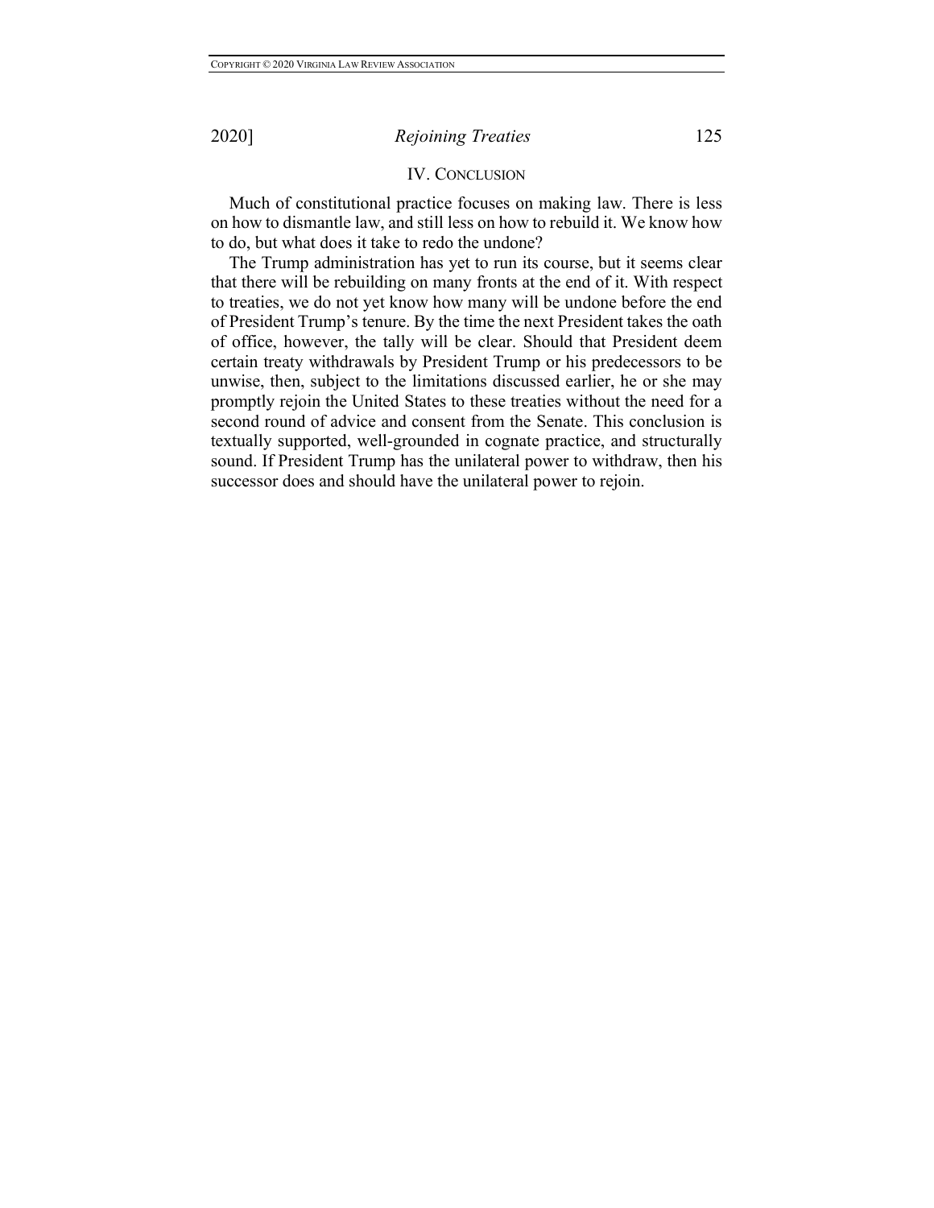## IV. CONCLUSION

Much of constitutional practice focuses on making law. There is less on how to dismantle law, and still less on how to rebuild it. We know how to do, but what does it take to redo the undone?

The Trump administration has yet to run its course, but it seems clear that there will be rebuilding on many fronts at the end of it. With respect to treaties, we do not yet know how many will be undone before the end of President Trump's tenure. By the time the next President takes the oath of office, however, the tally will be clear. Should that President deem certain treaty withdrawals by President Trump or his predecessors to be unwise, then, subject to the limitations discussed earlier, he or she may promptly rejoin the United States to these treaties without the need for a second round of advice and consent from the Senate. This conclusion is textually supported, well-grounded in cognate practice, and structurally sound. If President Trump has the unilateral power to withdraw, then his successor does and should have the unilateral power to rejoin.